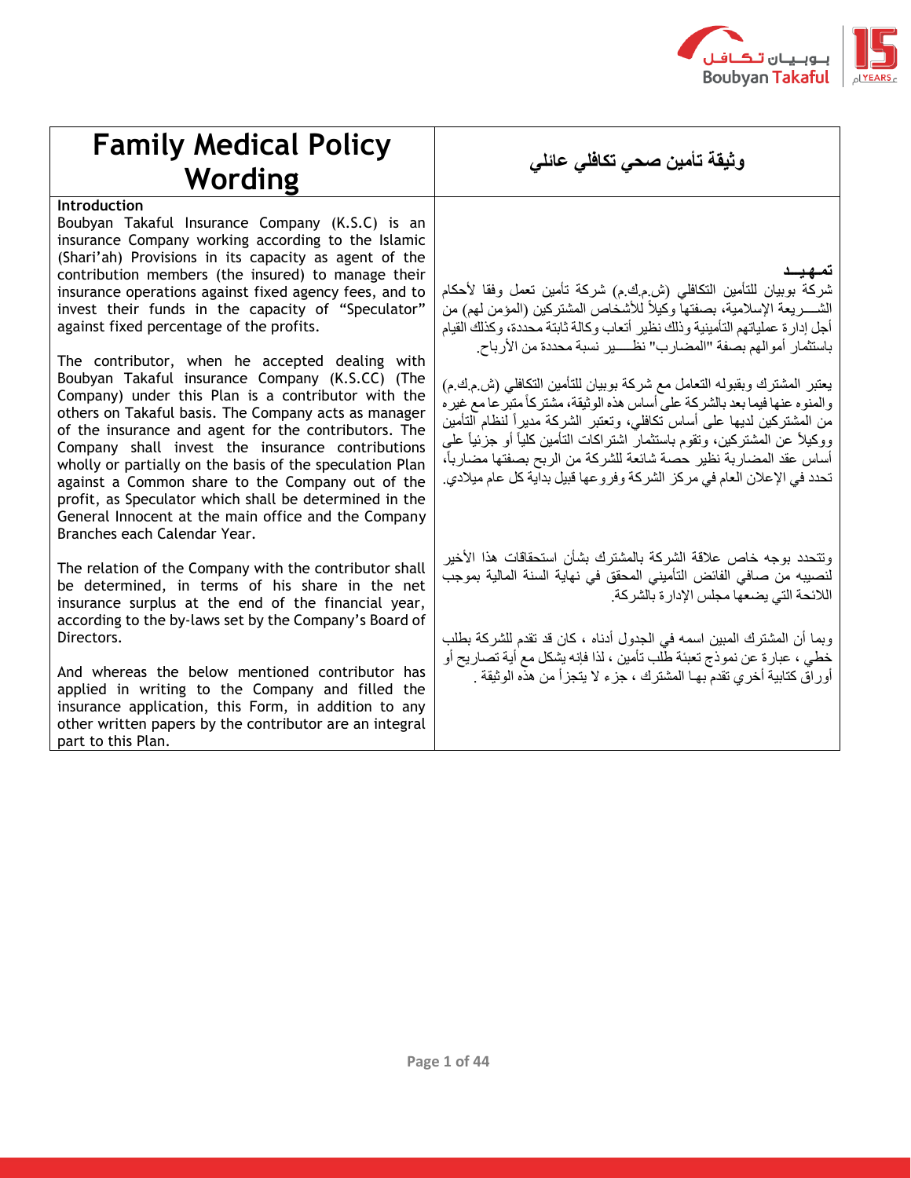# Family Medical Policy Wording

# وثيقة تأمين صحي تكافلي عائلي

**Introduction**

Boubyan Takaful Insurance Company (K.S.C) is an insurance Company working according to the Islamic (Shari'ah) Provisions in its capacity as agent of the contribution members (the insured) to manage their insurance operations against fixed agency fees, and to invest their funds in the capacity of "Speculator" against fixed percentage of the profits.

The contributor, when he accepted dealing with Boubyan Takaful insurance Company (K.S.CC) (The Company) under this Plan is a contributor with the others on Takaful basis. The Company acts as manager of the insurance and agent for the contributors. The Company shall invest the insurance contributions wholly or partially on the basis of the speculation Plan against a Common share to the Company out of the profit, as Speculator which shall be determined in the General Innocent at the main office and the Company Branches each Calendar Year.

The relation of the Company with the contributor shall be determined, in terms of his share in the net insurance surplus at the end of the financial year, according to the by-laws set by the Company's Board of Directors.

And whereas the below mentioned contributor has applied in writing to the Company and filled the insurance application, this Form, in addition to any other written papers by the contributor are an integral part to this Plan.

**تمهيد**

شركة بوبيان للتأمين التكافلي (ش.م.ك.م) شركة تأمين تعمل وفقا لأحكام الشـــريعة الإسلامية، بصفتها وكيلاً للأشخاص المشتركين (المؤمن لهم) من أجل إدارة عملياتهم التأمينية وذلك نظير أتعاب وكالة ثابتة محددة، وكذلك القيام باستثمار أموالهم بصفة "المضارب" نظـــير نسبة محددة من الأرباح.

يعتبر المشترك وبقبوله التعامل مع شركة بوبيان للتأمين التكافلي (ش.م.ك.م) والمنوه عنها فيما بعد بالشركة على أساس هذه الوثيقة، مشتركاً متبرعا مع غيره من المشتركين لديها على أساس تكافلي، وتعتبر الشركة مديراً لنظام التأمين ووكيلاً عن المشتركين، وتقوم باستثمار اشتراكات التأمين كلياً أو جزئياً على أساس عقد المضاربة نظير حصة شائعة للشركة من الربح بصفتها مضارباً، تحدد في الإعلان العام في مركز الشركة وفروعها قبيل بداية كل عام ميلادي.

وتتحدد بوجه خاص علاقة الشركة بالمشترك بشأن استحقاقات هذا الأخير لنصيبه من صافي الفائض التأميني المحقق في نهاية السنة المالية بموجب اللائحة التي يضعها مجلس الإدارة بالشركة.

وبما أن المشترك المبين اسمه في الجدول أدناه ، كان قد تقدم للشركة بطلب خطي ، عبارة عن نموذج تعبئة طلب تأمين ، لذا فإنه يشكل مع أية تصاريح أو أوراق كتابية أخري تقدم بهـا المشترك ، جزء لا يتجزأ من هذه الوثيقة .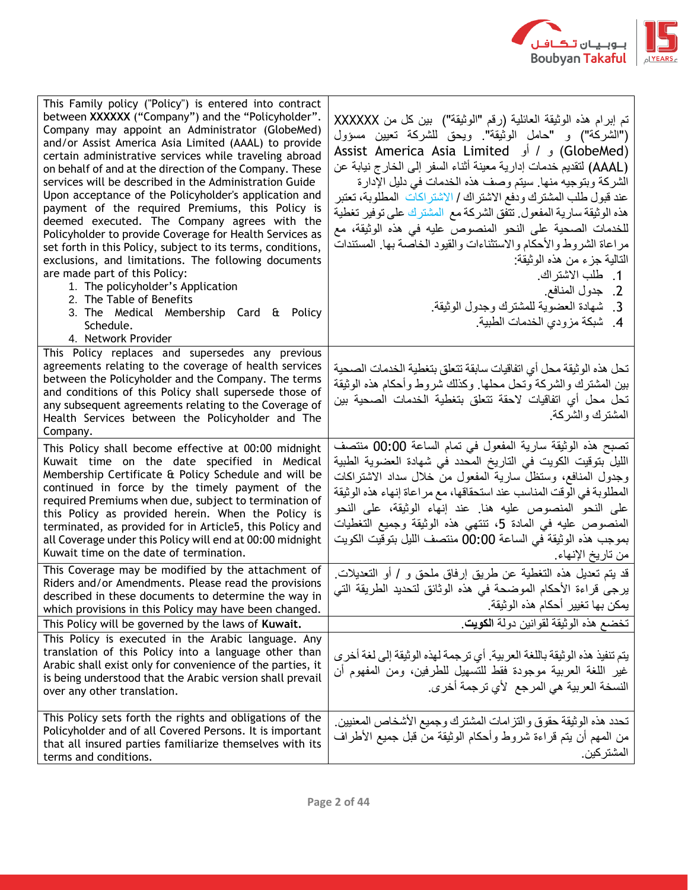| | |
|---|---|
| This Family policy ("Policy") is entered into contract between **XXXXXX** ("Company") and the "Policyholder". Company may appoint an Administrator (GlobeMed) and/or Assist America Asia Limited (AAAL) to provide certain administrative services while traveling abroad on behalf of and at the direction of the Company. These services will be described in the Administration Guide Upon acceptance of the Policyholder's application and payment of the required Premiums, this Policy is deemed executed. The Company agrees with the Policyholder to provide Coverage for Health Services as set forth in this Policy, subject to its terms, conditions, exclusions, and limitations. The following documents are made part of this Policy:<br>1. The policyholder's Application<br>2. The Table of Benefits<br>3. The Medical Membership Card & Policy Schedule.<br>4. Network Provider | تم إبرام هذه الوثيقة العائلية (رقم "الوثيقة") بين كل من XXXXXX ("الشركة") و "حامل الوثيقة". ويحق للشركة تعيين مسؤول (GlobeMed) و / أو Assist America Asia Limited (AAAL) لتقديم خدمات إدارية معينة أثناء السفر إلى الخارج نيابة عن الشركة وبتوجيه منها. سيتم وصف هذه الخدمات في دليل الإدارة عند قبول طلب المشترك ودفع الاشتراك / الاشتراكات المطلوبة، تعتبر هذه الوثيقة سارية المفعول. تتفق الشركة مع المشترك على توفير تغطية للخدمات الصحية على النحو المنصوص عليه في هذه الوثيقة، مع مراعاة الشروط والأحكام والاستثناءات والقيود الخاصة بها. المستندات التالية جزء من هذه الوثيقة:<br>1. طلب الاشتراك.<br>2. جدول المنافع.<br>3. شهادة العضوية للمشترك وجدول الوثيقة.<br>4. شبكة مزودي الخدمات الطبية. |
| This Policy replaces and supersedes any previous agreements relating to the coverage of health services between the Policyholder and the Company. The terms and conditions of this Policy shall supersede those of any subsequent agreements relating to the Coverage of Health Services between the Policyholder and The Company. | تحل هذه الوثيقة محل أي اتفاقيات سابقة تتعلق بتغطية الخدمات الصحية بين المشترك والشركة وتحل محلها. وكذلك شروط وأحكام هذه الوثيقة تحل محل أي اتفاقيات لاحقة تتعلق بتغطية الخدمات الصحية بين المشترك والشركة. |
| This Policy shall become effective at 00:00 midnight Kuwait time on the date specified in Medical Membership Certificate & Policy Schedule and will be continued in force by the timely payment of the required Premiums when due, subject to termination of this Policy as provided herein. When the Policy is terminated, as provided for in Article5, this Policy and all Coverage under this Policy will end at 00:00 midnight Kuwait time on the date of termination. | تصبح هذه الوثيقة سارية المفعول في تمام الساعة 00:00 منتصف الليل بتوقيت الكويت في التاريخ المحدد في شهادة العضوية الطبية وجدول المنافع، وستظل سارية المفعول من خلال سداد الاشتراكات المطلوبة في الوقت المناسب عند استحقاقها، مع مراعاة إنهاء هذه الوثيقة على النحو المنصوص عليه هنا. عند إنهاء الوثيقة، على النحو المنصوص عليه في المادة 5، تنتهي هذه الوثيقة وجميع التغطيات بموجب هذه الوثيقة في الساعة 00:00 منتصف الليل بتوقيت الكويت من تاريخ الإنهاء. |
| This Coverage may be modified by the attachment of Riders and/or Amendments. Please read the provisions described in these documents to determine the way in which provisions in this Policy may have been changed. | قد يتم تعديل هذه التغطية عن طريق إرفاق ملحق و / أو التعديلات. يرجى قراءة الأحكام الموضحة في هذه الوثائق لتحديد الطريقة التي يمكن بها تغيير أحكام هذه الوثيقة. |
| This Policy will be governed by the laws of **Kuwait.** | تخضع هذه الوثيقة لقوانين دولة **الكويت**. |
| This Policy is executed in the Arabic language. Any translation of this Policy into a language other than Arabic shall exist only for convenience of the parties, it is being understood that the Arabic version shall prevail over any other translation. | يتم تنفيذ هذه الوثيقة باللغة العربية. أي ترجمة لهذه الوثيقة إلى لغة أخرى غير اللغة العربية موجودة فقط للتسهيل للطرفين، ومن المفهوم أن النسخة العربية هي المرجع لأي ترجمة أخرى. |
| This Policy sets forth the rights and obligations of the Policyholder and of all Covered Persons. It is important that all insured parties familiarize themselves with its terms and conditions. | تحدد هذه الوثيقة حقوق والتزامات المشترك وجميع الأشخاص المعنيين. من المهم أن يتم قراءة شروط وأحكام الوثيقة من قبل جميع الأطراف المشتركين. |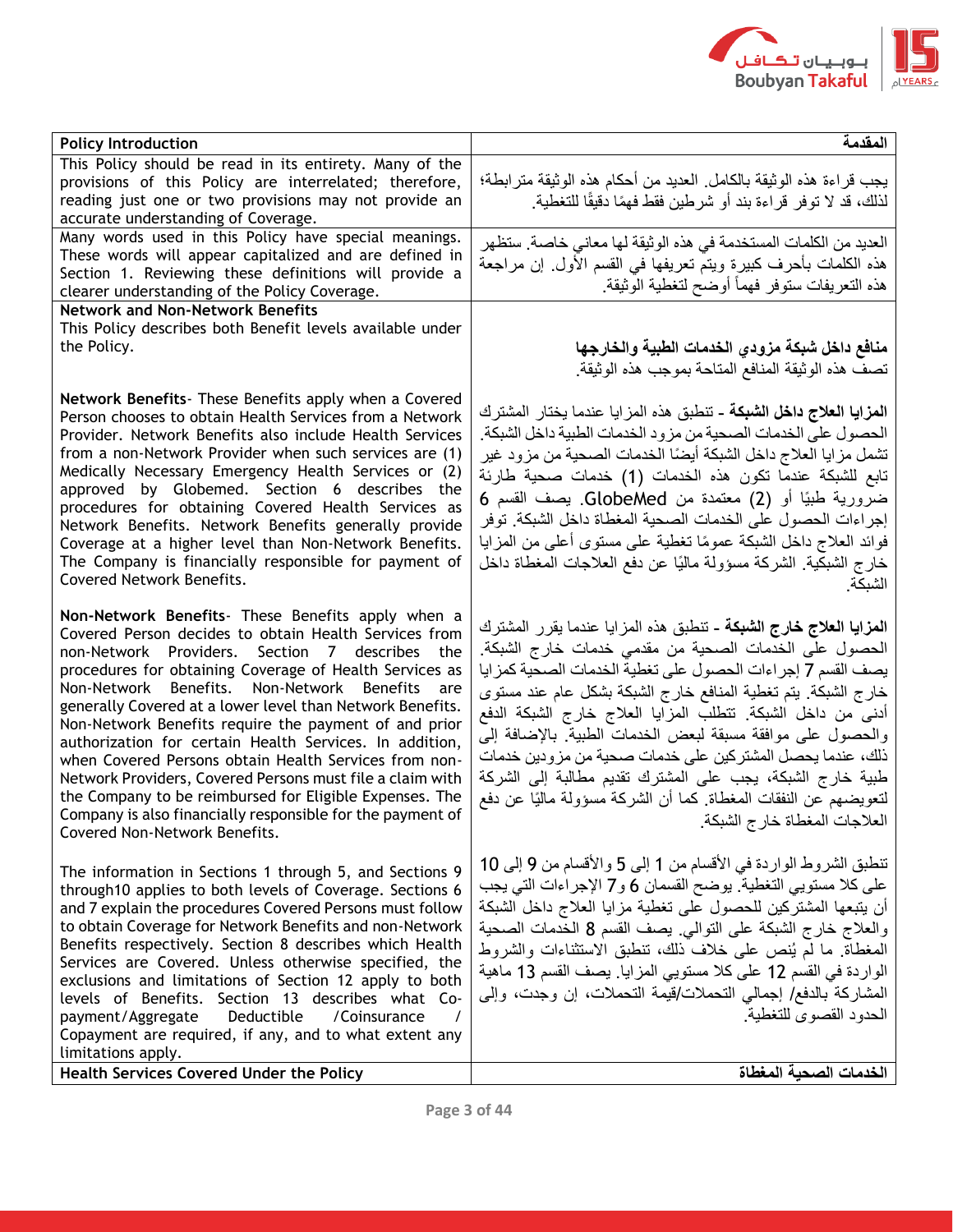| Policy Introduction | المقدمة |
| --- | --- |
| This Policy should be read in its entirety. Many of the provisions of this Policy are interrelated; therefore, reading just one or two provisions may not provide an accurate understanding of Coverage. | يجب قراءة هذه الوثيقة بالكامل. العديد من أحكام هذه الوثيقة مترابطة؛ لذلك، قد لا توفر قراءة بند أو شرطين فقط فهمًا دقيقًا للتغطية. |
| Many words used in this Policy have special meanings. These words will appear capitalized and are defined in Section 1. Reviewing these definitions will provide a clearer understanding of the Policy Coverage. | العديد من الكلمات المستخدمة في هذه الوثيقة لها معاني خاصة. ستظهر هذه الكلمات بأحرف كبيرة ويتم تعريفها في القسم الأول. إن مراجعة هذه التعريفات ستوفر فهماً أوضح لتغطية الوثيقة. |
| **Network and Non-Network Benefits**<br>This Policy describes both Benefit levels available under the Policy.<br><br>**Network Benefits**- These Benefits apply when a Covered Person chooses to obtain Health Services from a Network Provider. Network Benefits also include Health Services from a non-Network Provider when such services are (1) Medically Necessary Emergency Health Services or (2) approved by Globemed. Section 6 describes the procedures for obtaining Covered Health Services as Network Benefits. Network Benefits generally provide Coverage at a higher level than Non-Network Benefits. The Company is financially responsible for payment of Covered Network Benefits.<br><br>**Non-Network Benefits**- These Benefits apply when a Covered Person decides to obtain Health Services from non-Network Providers. Section 7 describes the procedures for obtaining Coverage of Health Services as Non-Network Benefits. Non-Network Benefits are generally Covered at a lower level than Network Benefits. Non-Network Benefits require the payment of and prior authorization for certain Health Services. In addition, when Covered Persons obtain Health Services from non-Network Providers, Covered Persons must file a claim with the Company to be reimbursed for Eligible Expenses. The Company is also financially responsible for the payment of Covered Non-Network Benefits.<br><br>The information in Sections 1 through 5, and Sections 9 through10 applies to both levels of Coverage. Sections 6 and 7 explain the procedures Covered Persons must follow to obtain Coverage for Network Benefits and non-Network Benefits respectively. Section 8 describes which Health Services are Covered. Unless otherwise specified, the exclusions and limitations of Section 12 apply to both levels of Benefits. Section 13 describes what Co-payment/Aggregate Deductible /Coinsurance / Copayment are required, if any, and to what extent any limitations apply. | **منافع داخل شبكة مزودي الخدمات الطبية والخارجها**<br>تصف هذه الوثيقة المنافع المتاحة بموجب هذه الوثيقة.<br><br>**المزايا العلاج داخل الشبكة** - تنطبق هذه المزايا عندما يختار المشترك الحصول على الخدمات الصحية من مزود الخدمات الطبية داخل الشبكة. تشمل مزايا العلاج داخل الشبكة أيضًا الخدمات الصحية من مزود غير تابع للشبكة عندما تكون هذه الخدمات (1) خدمات صحية طارئة ضرورية طبيًا أو (2) معتمدة من GlobeMed. يصف القسم 6 إجراءات الحصول على الخدمات الصحية المغطاة داخل الشبكة. توفر فوائد العلاج داخل الشبكة عمومًا تغطية على مستوى أعلى من المزايا خارج الشبكية. الشركة مسؤولة ماليًا عن دفع العلاجات المغطاة داخل الشبكة.<br><br>**المزايا العلاج خارج الشبكة** - تنطبق هذه المزايا عندما يقرر المشترك الحصول على الخدمات الصحية من مقدمي خدمات خارج الشبكة. يصف القسم 7 إجراءات الحصول على تغطية الخدمات الصحية كمزايا خارج الشبكة. يتم تغطية المنافع خارج الشبكة بشكل عام عند مستوى أدنى من داخل الشبكة. تتطلب المزايا العلاج خارج الشبكة الدفع والحصول على موافقة مسبقة لبعض الخدمات الطبية. بالإضافة إلى ذلك، عندما يحصل المشتركين على خدمات صحية من مزودين خدمات طبية خارج الشبكة، يجب على المشترك تقديم مطالبة إلى الشركة لتعويضهم عن النفقات المغطاة. كما أن الشركة مسؤولة ماليًا عن دفع العلاجات المغطاة خارج الشبكة.<br><br>تنطبق الشروط الواردة في الأقسام من 1 إلى 5 والأقسام من 9 إلى 10 على كلا مستويي التغطية. يوضح القسمان 6 و7 الإجراءات التي يجب أن يتبعها المشتركين للحصول على تغطية مزايا العلاج داخل الشبكة والعلاج خارج الشبكة على التوالي. يصف القسم 8 الخدمات الصحية المغطاة. ما لم يُنص على خلاف ذلك، تنطبق الاستثناءات والشروط الواردة في القسم 12 على كلا مستويي المزايا. يصف القسم 13 ماهية المشاركة بالدفع/ إجمالي التحملات/قيمة التحملات، إن وجدت، وإلى الحدود القصوى للتغطية. |
| **Health Services Covered Under the Policy** | **الخدمات الصحية المغطاة** |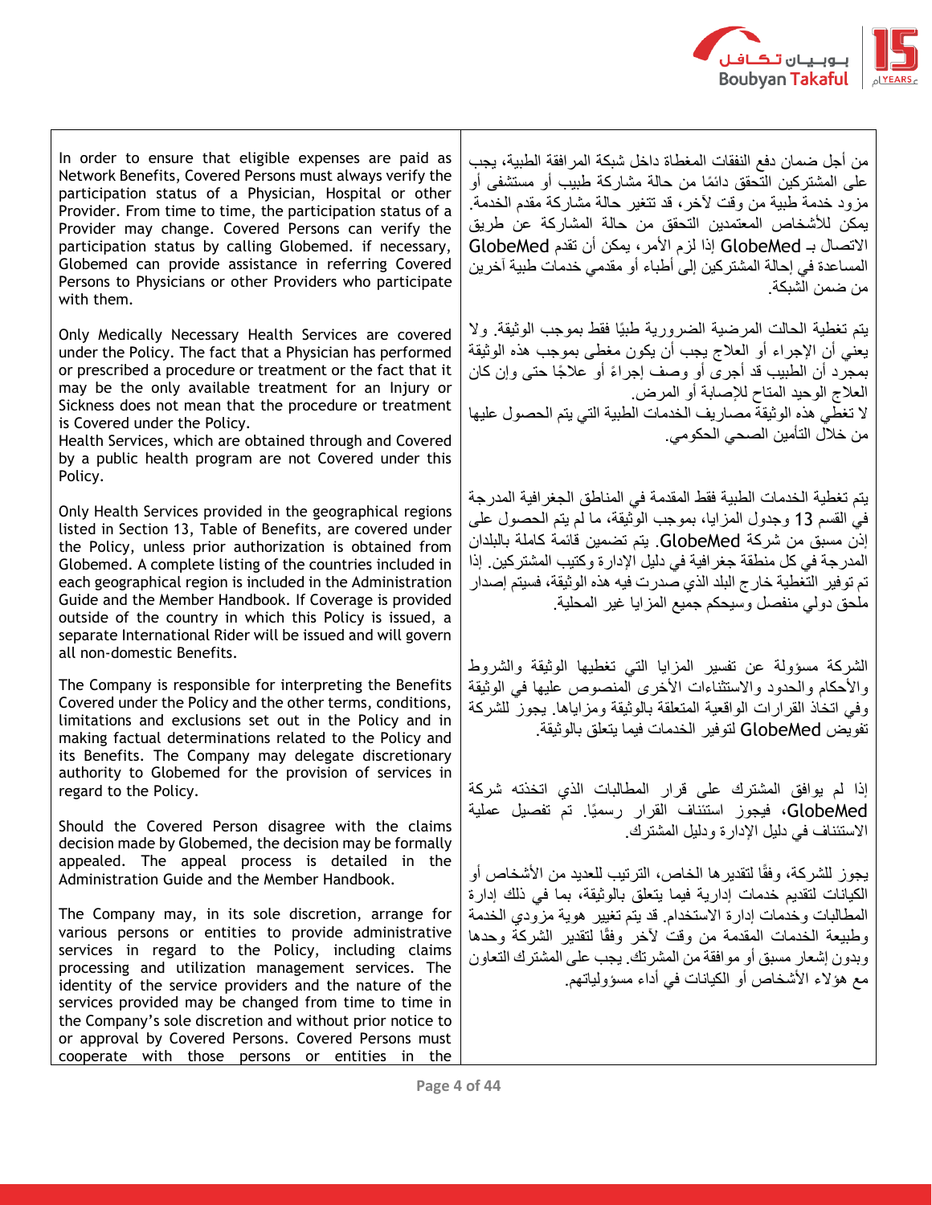In order to ensure that eligible expenses are paid as Network Benefits, Covered Persons must always verify the participation status of a Physician, Hospital or other Provider. From time to time, the participation status of a Provider may change. Covered Persons can verify the participation status by calling Globemed. if necessary, Globemed can provide assistance in referring Covered Persons to Physicians or other Providers who participate with them.

من أجل ضمان دفع النفقات المغطاة داخل شبكة المرافقة الطبية، يجب على المشتركين التحقق دائمًا من حالة مشاركة طبيب أو مستشفى أو مزود خدمة طبية من وقت لآخر، قد تتغير حالة مشاركة مقدم الخدمة. يمكن للأشخاص المعتمدين التحقق من حالة المشاركة عن طريق الاتصال بـ GlobeMed إذا لزم الأمر، يمكن أن تقدم GlobeMed المساعدة في إحالة المشتركين إلى أطباء أو مقدمي خدمات طبية آخرين من ضمن الشبكة.

Only Medically Necessary Health Services are covered under the Policy. The fact that a Physician has performed or prescribed a procedure or treatment or the fact that it may be the only available treatment for an Injury or Sickness does not mean that the procedure or treatment is Covered under the Policy.
Health Services, which are obtained through and Covered by a public health program are not Covered under this Policy.

يتم تغطية الحالت المرضية الضرورية طبيًا فقط بموجب الوثيقة. ولا يعني أن الإجراء أو العلاج يجب أن يكون مغطى بموجب هذه الوثيقة بمجرد أن الطبيب قد أجرى أو وصف إجراءً أو علاجًا حتى وإن كان العلاج الوحيد المتاح للإصابة أو المرض.
لا تغطي هذه الوثيقة مصاريف الخدمات الطبية التي يتم الحصول عليها من خلال التأمين الصحي الحكومي.

Only Health Services provided in the geographical regions listed in Section 13, Table of Benefits, are covered under the Policy, unless prior authorization is obtained from Globemed. A complete listing of the countries included in each geographical region is included in the Administration Guide and the Member Handbook. If Coverage is provided outside of the country in which this Policy is issued, a separate International Rider will be issued and will govern all non-domestic Benefits.

يتم تغطية الخدمات الطبية فقط المقدمة في المناطق الجغرافية المدرجة في القسم 13 وجدول المزايا، بموجب الوثيقة، ما لم يتم الحصول على إذن مسبق من شركة GlobeMed. يتم تضمين قائمة كاملة بالبلدان المدرجة في كل منطقة جغرافية في دليل الإدارة وكتيب المشتركين. إذا تم توفير التغطية خارج البلد الذي صدرت فيه هذه الوثيقة، فسيتم إصدار ملحق دولي منفصل وسيحكم جميع المزايا غير المحلية.

The Company is responsible for interpreting the Benefits Covered under the Policy and the other terms, conditions, limitations and exclusions set out in the Policy and in making factual determinations related to the Policy and its Benefits. The Company may delegate discretionary authority to Globemed for the provision of services in regard to the Policy.

الشركة مسؤولة عن تفسير المزايا التي تغطيها الوثيقة والشروط والأحكام والحدود والاستثناءات الأخرى المنصوص عليها في الوثيقة وفي اتخاذ القرارات الواقعية المتعلقة بالوثيقة ومزاياها. يجوز للشركة تفويض GlobeMed لتوفير الخدمات فيما يتعلق بالوثيقة.

Should the Covered Person disagree with the claims decision made by Globemed, the decision may be formally appealed. The appeal process is detailed in the Administration Guide and the Member Handbook.

إذا لم يوافق المشترك على قرار المطالبات الذي اتخذته شركة GlobeMed، فيجوز استئناف القرار رسميًا. تم تفصيل عملية الاستئناف في دليل الإدارة ودليل المشترك.

The Company may, in its sole discretion, arrange for various persons or entities to provide administrative services in regard to the Policy, including claims processing and utilization management services. The identity of the service providers and the nature of the services provided may be changed from time to time in the Company's sole discretion and without prior notice to or approval by Covered Persons. Covered Persons must cooperate with those persons or entities in the

يجوز للشركة، وفقًا لتقديرها الخاص، الترتيب للعديد من الأشخاص أو الكيانات لتقديم خدمات إدارية فيما يتعلق بالوثيقة، بما في ذلك إدارة المطالبات وخدمات إدارة الاستخدام. قد يتم تغيير هوية مزودي الخدمة وطبيعة الخدمات المقدمة من وقت لآخر وفقًا لتقدير الشركة وحدها وبدون إشعار مسبق أو موافقة من المشترك. يجب على المشترك التعاون مع هؤلاء الأشخاص أو الكيانات في أداء مسؤولياتهم.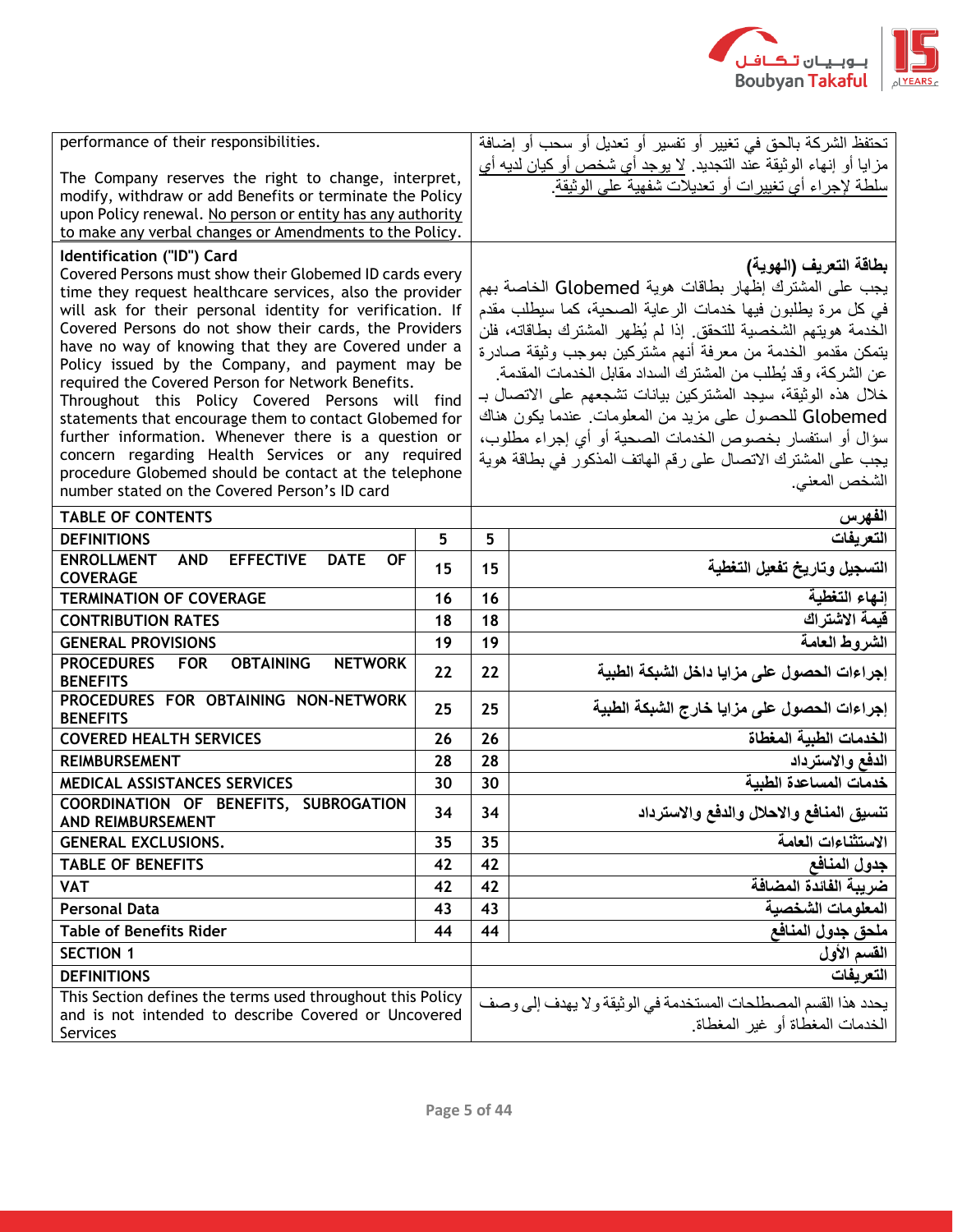| | |
|---|---|
| performance of their responsibilities.<br><br>The Company reserves the right to change, interpret, modify, withdraw or add Benefits or terminate the Policy upon Policy renewal. No person or entity has any authority to make any verbal changes or Amendments to the Policy. | تحتفظ الشركة بالحق في تغيير أو تفسير أو تعديل أو سحب أو إضافة مزايا أو إنهاء الوثيقة عند التجديد. لا يوجد أي شخص أو كيان لديه أي سلطة لإجراء أي تغييرات أو تعديلات شفهية على الوثيقة. |
| **Identification ("ID") Card**<br>Covered Persons must show their Globemed ID cards every time they request healthcare services, also the provider will ask for their personal identity for verification. If Covered Persons do not show their cards, the Providers have no way of knowing that they are Covered under a Policy issued by the Company, and payment may be required the Covered Person for Network Benefits.<br>Throughout this Policy Covered Persons will find statements that encourage them to contact Globemed for further information. Whenever there is a question or concern regarding Health Services or any required procedure Globemed should be contact at the telephone number stated on the Covered Person's ID card | **بطاقة التعريف (الهوية)**<br>يجب على المشترك إظهار بطاقات هوية Globemed الخاصة بهم في كل مرة يطلبون فيها خدمات الرعاية الصحية، كما سيطلب مقدم الخدمة هويتهم الشخصية للتحقق. إذا لم يُظهر المشترك بطاقاته، فلن يتمكن مقدمو الخدمة من معرفة أنهم مشتركين بموجب وثيقة صادرة عن الشركة، وقد يُطلب من المشترك السداد مقابل الخدمات المقدمة.<br>خلال هذه الوثيقة، سيجد المشتركين بيانات تشجعهم على الاتصال بـ Globemed للحصول على مزيد من المعلومات. عندما يكون هناك سؤال أو استفسار بخصوص الخدمات الصحية أو أي إجراء مطلوب، يجب على المشترك الاتصال على رقم الهاتف المذكور في بطاقة هوية الشخص المعني. |

| TABLE OF CONTENTS | | | الفهرس |
|---|---|---|---|
| DEFINITIONS | 5 | 5 | التعريفات |
| ENROLLMENT AND EFFECTIVE DATE OF COVERAGE | 15 | 15 | التسجيل وتاريخ تفعيل التغطية |
| TERMINATION OF COVERAGE | 16 | 16 | إنهاء التغطية |
| CONTRIBUTION RATES | 18 | 18 | قيمة الاشتراك |
| GENERAL PROVISIONS | 19 | 19 | الشروط العامة |
| PROCEDURES FOR OBTAINING NETWORK BENEFITS | 22 | 22 | إجراءات الحصول على مزايا داخل الشبكة الطبية |
| PROCEDURES FOR OBTAINING NON-NETWORK BENEFITS | 25 | 25 | إجراءات الحصول على مزايا خارج الشبكة الطبية |
| COVERED HEALTH SERVICES | 26 | 26 | الخدمات الطبية المغطاة |
| REIMBURSEMENT | 28 | 28 | الدفع والاسترداد |
| MEDICAL ASSISTANCES SERVICES | 30 | 30 | خدمات المساعدة الطبية |
| COORDINATION OF BENEFITS, SUBROGATION AND REIMBURSEMENT | 34 | 34 | تنسيق المنافع والاحلال والدفع والاسترداد |
| GENERAL EXCLUSIONS. | 35 | 35 | الاستثناءات العامة |
| TABLE OF BENEFITS | 42 | 42 | جدول المنافع |
| VAT | 42 | 42 | ضريبة الفائدة المضافة |
| Personal Data | 43 | 43 | المعلومات الشخصية |
| Table of Benefits Rider | 44 | 44 | ملحق جدول المنافع |

| | |
|---|---|
| **SECTION 1** | **القسم الأول** |
| **DEFINITIONS** | **التعريفات** |
| This Section defines the terms used throughout this Policy and is not intended to describe Covered or Uncovered Services | يحدد هذا القسم المصطلحات المستخدمة في الوثيقة ولا يهدف إلى وصف الخدمات المغطاة أو غير المغطاة. |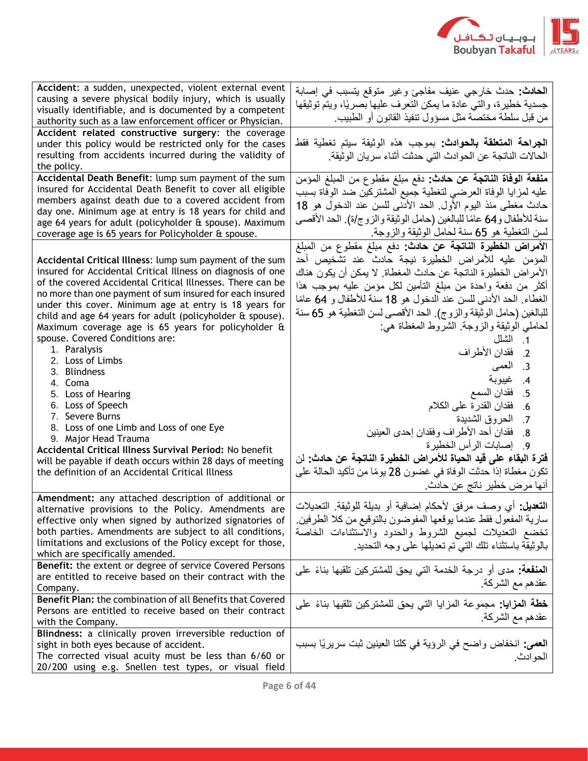| | |
|---|---|
| **Accident**: a sudden, unexpected, violent external event causing a severe physical bodily injury, which is usually visually identifiable, and is documented by a competent authority such as a law enforcement officer or Physician. | **الحادث:** حدث خارجي عنيف مفاجئ وغير متوقع يتسبب في إصابة جسدية خطيرة، والتي عادة ما يمكن التعرف عليها بصريًا، ويتم توثيقها من قبل سلطة مختصة مثل مسؤول تنفيذ القانون أو الطبيب. |
| **Accident related constructive surgery**: the coverage under this policy would be restricted only for the cases resulting from accidents incurred during the validity of the policy. | **الجراحة المتعلقة بالحوادث:** بموجب هذه الوثيقة سيتم تغطية فقط الحالات الناتجة عن الحوادث التي حدثت أثناء سريان الوثيقة. |
| **Accidental Death Benefit**: lump sum payment of the sum insured for Accidental Death Benefit to cover all eligible members against death due to a covered accident from day one. Minimum age at entry is 18 years for child and age 64 years for adult (policyholder & spouse). Maximum coverage age is 65 years for Policyholder & spouse. | **منفعة الوفاة الناتجة عن حادث:** دفع مبلغ مقطوع من المبلغ المؤمن عليه لمزايا الوفاة العرضي لتغطية جميع المشتركين ضد الوفاة بسبب حادث مغطى منذ اليوم الأول. الحد الأدنى للسن عند الدخول هو 18 سنة للأطفال و64 عامًا للبالغين (حامل الوثيقة والزوج/ة). الحد الأقصى لسن التغطية هو 65 سنة لحامل الوثيقة والزوجة. |
| **Accidental Critical Illness**: lump sum payment of the sum insured for Accidental Critical Illness on diagnosis of one of the covered Accidental Critical Illnesses. There can be no more than one payment of sum insured for each insured under this cover. Minimum age at entry is 18 years for child and age 64 years for adult (policyholder & spouse). Maximum coverage age is 65 years for policyholder & spouse. Covered Conditions are:<br>1. Paralysis<br>2. Loss of Limbs<br>3. Blindness<br>4. Coma<br>5. Loss of Hearing<br>6. Loss of Speech<br>7. Severe Burns<br>8. Loss of one Limb and Loss of one Eye<br>9. Major Head Trauma<br>**Accidental Critical Illness Survival Period:** No benefit will be payable if death occurs within 28 days of meeting the definition of an Accidental Critical Illness | **الأمراض الخطيرة الناتجة عن حادث:** دفع مبلغ مقطوع من المبلغ المؤمن عليه للأمراض الخطيرة نيجة حادث عند تشخيص أحد الأمراض الخطيرة الناتجة عن حادث المغطاة. لا يمكن أن يكون هناك أكثر من دفعة واحدة من مبلغ التأمين لكل مؤمن عليه بموجب هذا الغطاء. الحد الأدنى للسن عند الدخول هو 18 سنة للأطفال و 64 عامًا للبالغين (حامل الوثيقة والزوج). الحد الأقصى لسن التغطية هو 65 سنة لحاملي الوثيقة والزوجة. الشروط المغطاة هي:<br>1. الشلل<br>2. فقدان الأطراف<br>3. العمى<br>4. غيبوبة<br>5. فقدان السمع<br>6. فقدان القدرة على الكلام<br>7. الحروق الشديدة<br>8. فقدان أحد الأطراف وفقدان إحدى العينين<br>9. إصابات الرأس الخطيرة<br>**فترة البقاء على قيد الحياة للأمراض الخطيرة الناتجة عن حادث:** لن تكون مغطاة إذا حدثت الوفاة في غضون 28 يومًا من تأكيد الحالة على أنها مرض خطير ناتج عن حادث. |
| **Amendment:** any attached description of additional or alternative provisions to the Policy. Amendments are effective only when signed by authorized signatories of both parties. Amendments are subject to all conditions, limitations and exclusions of the Policy except for those, which are specifically amended. | **التعديل:** أي وصف مرفق لأحكام إضافية أو بديلة للوثيقة. التعديلات سارية المفعول فقط عندما يوقعها المفوضون بالتوقيع من كلا الطرفين. تخضع التعديلات لجميع الشروط والحدود والاستثناءات الخاصة بالوثيقة باستثناء تلك التي تم تعديلها على وجه التحديد. |
| **Benefit:** the extent or degree of service Covered Persons are entitled to receive based on their contract with the Company. | **المنفعة:** مدى أو درجة الخدمة التي يحق للمشتركين تلقيها بناءً على عقدهم مع الشركة. |
| **Benefit Plan:** the combination of all Benefits that Covered Persons are entitled to receive based on their contract with the Company. | **خطة المزايا:** مجموعة المزايا التي يحق للمشتركين تلقيها بناءً على عقدهم مع الشركة. |
| **Blindness:** a clinically proven irreversible reduction of sight in both eyes because of accident.<br>The corrected visual acuity must be less than 6/60 or 20/200 using e.g. Snellen test types, or visual field | **العمى:** انخفاض واضح في الرؤية في كلتا العينين ثبت سريريًا بسبب الحوادث. |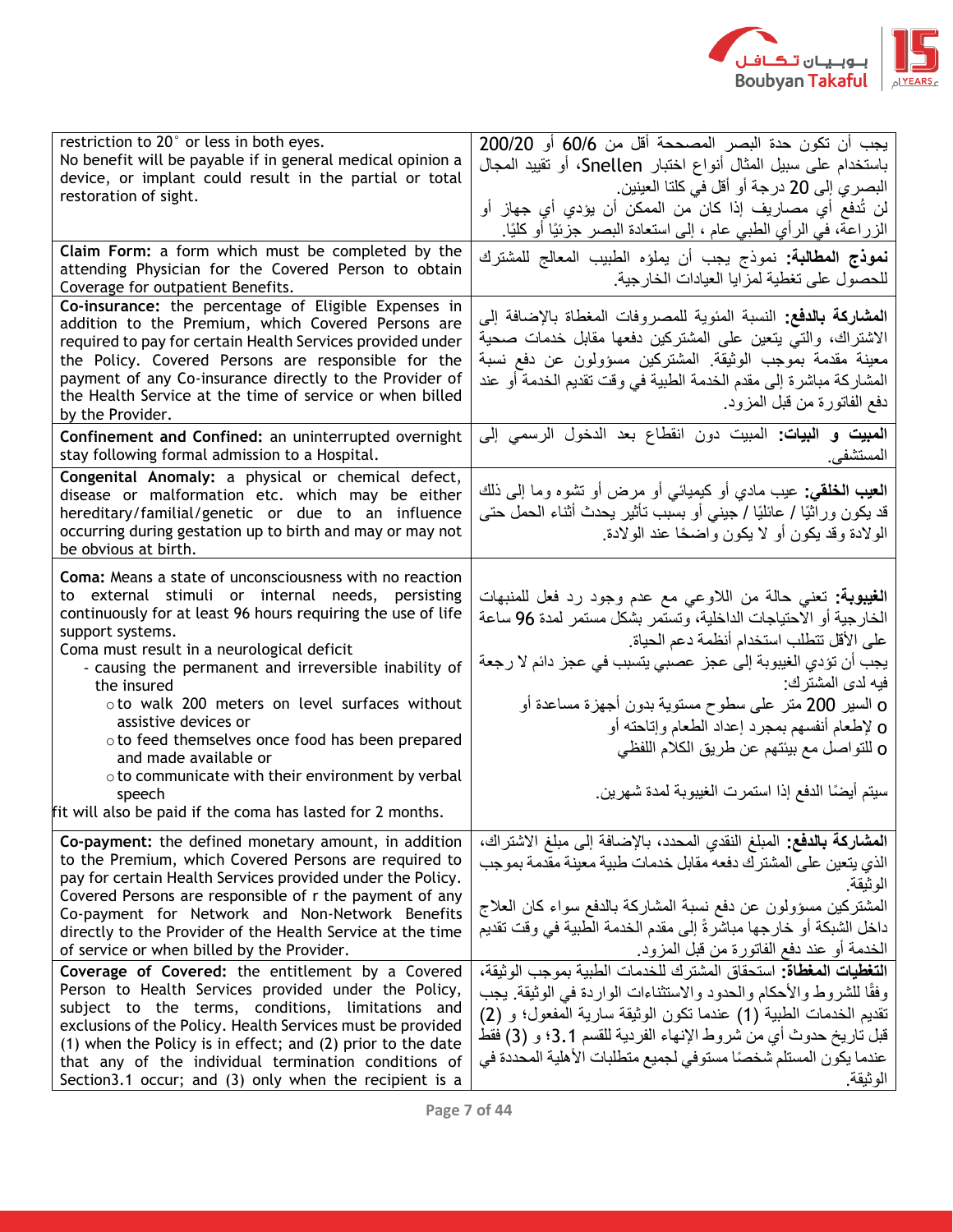| | |
|---|---|
| restriction to 20° or less in both eyes.<br>No benefit will be payable if in general medical opinion a device, or implant could result in the partial or total restoration of sight. | يجب أن تكون حدة البصر المصححة أقل من 6/60 أو 20/200 باستخدام على سبيل المثال أنواع اختبار Snellen، أو تقييد المجال البصري إلى 20 درجة أو أقل في كلتا العينين.<br>لن تُدفع أي مصاريف إذا كان من الممكن أن يؤدي أي جهاز أو الزراعة، في الرأي الطبي عام ، إلى استعادة البصر جزئيًا أو كليًا. |
| **Claim Form:** a form which must be completed by the attending Physician for the Covered Person to obtain Coverage for outpatient Benefits. | **نموذج المطالبة:** نموذج يجب أن يملؤه الطبيب المعالج للمشترك للحصول على تغطية لمزايا العيادات الخارجية. |
| **Co-insurance:** the percentage of Eligible Expenses in addition to the Premium, which Covered Persons are required to pay for certain Health Services provided under the Policy. Covered Persons are responsible for the payment of any Co-insurance directly to the Provider of the Health Service at the time of service or when billed by the Provider. | **المشاركة بالدفع:** النسبة المئوية للمصروفات المغطاة بالإضافة إلى الاشتراك، والتي يتعين على المشتركين دفعها مقابل خدمات صحية معينة مقدمة بموجب الوثيقة. المشتركين مسؤولون عن دفع نسبة المشاركة مباشرة إلى مقدم الخدمة الطبية في وقت تقديم الخدمة أو عند دفع الفاتورة من قبل المزود. |
| **Confinement and Confined:** an uninterrupted overnight stay following formal admission to a Hospital. | **المبيت و البيات:** المبيت دون انقطاع بعد الدخول الرسمي إلى المستشفى. |
| **Congenital Anomaly:** a physical or chemical defect, disease or malformation etc. which may be either hereditary/familial/genetic or due to an influence occurring during gestation up to birth and may or may not be obvious at birth. | **العيب الخلقي:** عيب مادي أو كيميائي أو مرض أو تشوه وما إلى ذلك قد يكون وراثيًا / عائليًا / جيني أو بسبب تأثير يحدث أثناء الحمل حتى الولادة وقد يكون أو لا يكون واضحًا عند الولادة. |
| **Coma:** Means a state of unconsciousness with no reaction to external stimuli or internal needs, persisting continuously for at least 96 hours requiring the use of life support systems.<br>Coma must result in a neurological deficit<br>- causing the permanent and irreversible inability of the insured<br>o to walk 200 meters on level surfaces without assistive devices or<br>o to feed themselves once food has been prepared and made available or<br>o to communicate with their environment by verbal speech<br>fit will also be paid if the coma has lasted for 2 months. | **الغيبوبة:** تعني حالة من اللاوعي مع عدم وجود رد فعل للمنبهات الخارجية أو الاحتياجات الداخلية، وتستمر بشكل مستمر لمدة 96 ساعة على الأقل تتطلب استخدام أنظمة دعم الحياة.<br>يجب أن تؤدي الغيبوبة إلى عجز عصبي يتسبب في عجز دائم لا رجعة فيه لدى المشترك:<br>o السير 200 متر على سطوح مستوية بدون أجهزة مساعدة أو<br>o لإطعام أنفسهم بمجرد إعداد الطعام وإتاحته أو<br>o للتواصل مع بيئتهم عن طريق الكلام اللفظي<br>سيتم أيضًا الدفع إذا استمرت الغيبوبة لمدة شهرين. |
| **Co-payment:** the defined monetary amount, in addition to the Premium, which Covered Persons are required to pay for certain Health Services provided under the Policy. Covered Persons are responsible of r the payment of any Co-payment for Network and Non-Network Benefits directly to the Provider of the Health Service at the time of service or when billed by the Provider. | **المشاركة بالدفع:** المبلغ النقدي المحدد، بالإضافة إلى مبلغ الاشتراك، الذي يتعين على المشترك دفعه مقابل خدمات طبية معينة مقدمة بموجب الوثيقة.<br>المشتركين مسؤولون عن دفع نسبة المشاركة بالدفع سواء كان العلاج داخل الشبكة أو خارجها مباشرةً إلى مقدم الخدمة الطبية في وقت تقديم الخدمة أو عند دفع الفاتورة من قبل المزود. |
| **Coverage of Covered:** the entitlement by a Covered Person to Health Services provided under the Policy, subject to the terms, conditions, limitations and exclusions of the Policy. Health Services must be provided (1) when the Policy is in effect; and (2) prior to the date that any of the individual termination conditions of Section3.1 occur; and (3) only when the recipient is a | **التغطيات المغطاة:** استحقاق المشترك للخدمات الطبية بموجب الوثيقة، وفقًا للشروط والأحكام والحدود والاستثناءات الواردة في الوثيقة. يجب تقديم الخدمات الطبية (1) عندما تكون الوثيقة سارية المفعول؛ و (2) قبل تاريخ حدوث أي من شروط الإنهاء الفردية للقسم 3.1؛ و (3) فقط عندما يكون المستلم شخصًا مستوفي لجميع متطلبات الأهلية المحددة في الوثيقة. |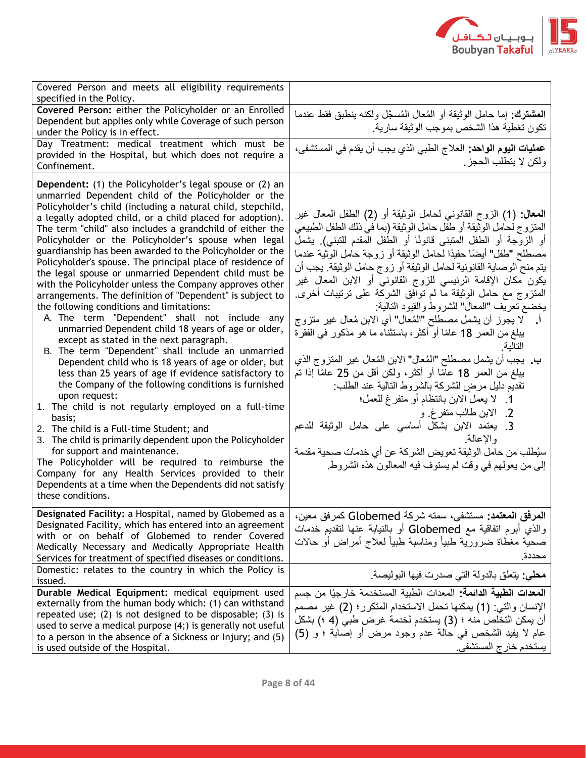| | |
|---|---|
| Covered Person and meets all eligibility requirements specified in the Policy. | |
| **Covered Person:** either the Policyholder or an Enrolled Dependent but applies only while Coverage of such person under the Policy is in effect. | **المشترك:** إما حامل الوثيقة أو المُعال المُسجَّل ولكنه ينطبق فقط عندما تكون تغطية هذا الشخص بموجب الوثيقة سارية. |
| Day Treatment: medical treatment which must be provided in the Hospital, but which does not require a Confinement. | **عمليات اليوم الواحد:** العلاج الطبي الذي يجب أن يقدم في المستشفى، ولكن لا يتطلب الحجز. |
| **Dependent:** (1) the Policyholder's legal spouse or (2) an unmarried Dependent child of the Policyholder or the Policyholder's child (including a natural child, stepchild, a legally adopted child, or a child placed for adoption). The term "child" also includes a grandchild of either the Policyholder or the Policyholder's spouse when legal guardianship has been awarded to the Policyholder or the Policyholder's spouse. The principal place of residence of the legal spouse or unmarried Dependent child must be with the Policyholder unless the Company approves other arrangements. The definition of "Dependent" is subject to the following conditions and limitations:<br>A. The term "Dependent" shall not include any unmarried Dependent child 18 years of age or older, except as stated in the next paragraph.<br>B. The term "Dependent" shall include an unmarried Dependent child who is 18 years of age or older, but less than 25 years of age if evidence satisfactory to the Company of the following conditions is furnished upon request:<br>1. The child is not regularly employed on a full-time basis;<br>2. The child is a Full-time Student; and<br>3. The child is primarily dependent upon the Policyholder for support and maintenance.<br>The Policyholder will be required to reimburse the Company for any Health Services provided to their Dependents at a time when the Dependents did not satisfy these conditions. | **المعال:** (1) الزوج القانوني لحامل الوثيقة أو (2) الطفل المعال غير المتزوج لحامل الوثيقة أو طفل حامل الوثيقة (بما في ذلك الطفل الطبيعي أو الزوجة أو الطفل المتبنى قانونًا أو الطفل المقدم للتبني). يشمل مصطلح "طفل" أيضًا حفيدًا لحامل الوثيقة أو زوجة حامل الوثيقة عندما يتم منح الوصاية القانونية لحامل الوثيقة أو زوج حامل الوثيقة. يجب أن يكون مكان الإقامة الرئيسي للزوج القانوني أو الابن المعال غير المتزوج مع حامل الوثيقة ما لم توافق الشركة على ترتيبات أخرى. يخضع تعريف "المعال" للشروط والقيود التالية:<br>أ. لا يجوز أن يشمل مصطلح "المُعال" أي الابن مُعال غير متزوج يبلغ من العمر 18 عامًا أو أكثر، باستثناء ما هو مذكور في الفقرة التالية.<br>ب. يجب أن يشمل مصطلح "المُعال" الابن المُعال غير المتزوج الذي يبلغ من العمر 18 عامًا أو أكثر، ولكن أقل من 25 عامًا إذا تم تقديم دليل مرضٍ للشركة بالشروط التالية عند الطلب:<br>1. لا يعمل الابن بانتظام أو متفرغ للعمل؛<br>2. الابن طالب متفرغ. و<br>3. يعتمد الابن بشكل أساسي على حامل الوثيقة للدعم والإعالة.<br>سيُطلب من حامل الوثيقة تعويض الشركة عن أي خدمات صحية مقدمة إلى من يعولهم في وقت لم يستوف فيه المعالون هذه الشروط. |
| **Designated Facility:** a Hospital, named by Globemed as a Designated Facility, which has entered into an agreement with or on behalf of Globemed to render Covered Medically Necessary and Medically Appropriate Health Services for treatment of specified diseases or conditions. | **المرفق المعتمد:** مستشفى، سمته شركة Globemed كمرفق معين، والذي أبرم اتفاقية مع Globemed أو بالنيابة عنها لتقديم خدمات صحية مغطاة ضرورية طبياً ومناسبة طبياً لعلاج أمراض أو حالات محددة. |
| Domestic: relates to the country in which the Policy is issued. | **محلي:** يتعلق بالدولة التي صدرت فيها البوليصة. |
| **Durable Medical Equipment:** medical equipment used externally from the human body which: (1) can withstand repeated use; (2) is not designed to be disposable; (3) is used to serve a medical purpose (4;) is generally not useful to a person in the absence of a Sickness or Injury; and (5) is used outside of the Hospital. | **المعدات الطبية الدائمة:** المعدات الطبية المستخدمة خارجيًا من جسم الإنسان والتي: (1) يمكنها تحمل الاستخدام المتكرر؛ (2) غير مصمم أن يمكن التخلص منه ؛ (3) يستخدم لخدمة غرض طبي (4 ؛) بشكل عام لا يفيد الشخص في حالة عدم وجود مرض أو إصابة ؛ و (5) يستخدم خارج المستشفى. |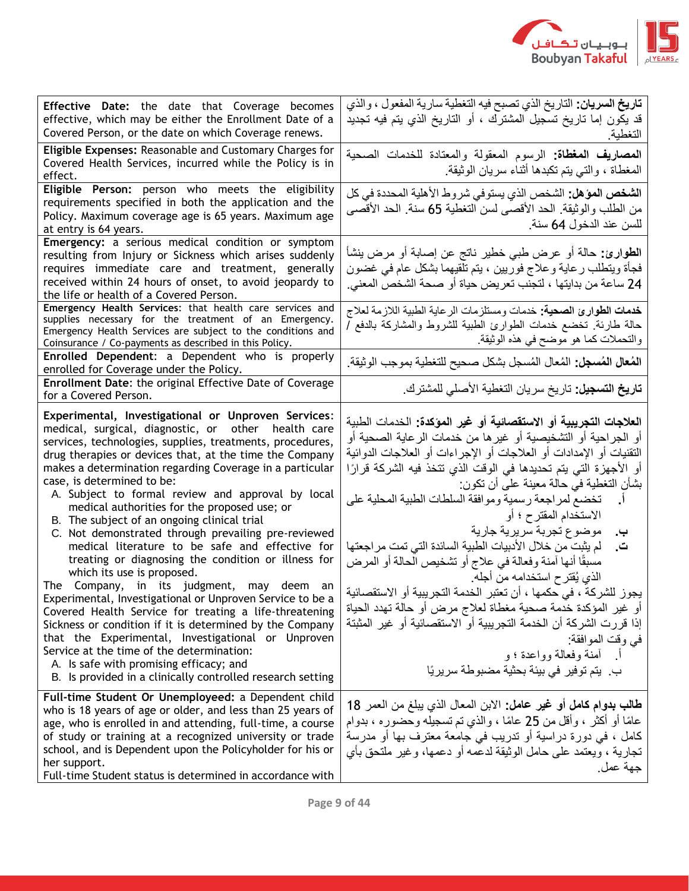| | |
|---|---|
| **Effective Date:** the date that Coverage becomes effective, which may be either the Enrollment Date of a Covered Person, or the date on which Coverage renews. | **تاريخ السريان:** التاريخ الذي تصبح فيه التغطية سارية المفعول ، والذي قد يكون إما تاريخ تسجيل المشترك ، أو التاريخ الذي يتم فيه تجديد التغطية. |
| **Eligible Expenses:** Reasonable and Customary Charges for Covered Health Services, incurred while the Policy is in effect. | **المصاريف المغطاة:** الرسوم المعقولة والمعتادة للخدمات الصحية المغطاة ، والتي يتم تكبدها أثناء سريان الوثيقة. |
| **Eligible Person:** person who meets the eligibility requirements specified in both the application and the Policy. Maximum coverage age is 65 years. Maximum age at entry is 64 years. | **الشخص المؤهل:** الشخص الذي يستوفي شروط الأهلية المحددة في كل من الطلب والوثيقة. الحد الأقصى لسن التغطية 65 سنة. الحد الأقصى للسن عند الدخول 64 سنة. |
| **Emergency:** a serious medical condition or symptom resulting from Injury or Sickness which arises suddenly requires immediate care and treatment, generally received within 24 hours of onset, to avoid jeopardy to the life or health of a Covered Person. | **الطوارئ:** حالة أو عرض طبي خطير ناتج عن إصابة أو مرض ينشأ فجأة ويتطلب رعاية وعلاج فوريين ، يتم تلقيهما بشكل عام في غضون 24 ساعة من بدايتها ، لتجنب تعريض حياة أو صحة الشخص المعني. |
| **Emergency Health Services**: that health care services and supplies necessary for the treatment of an Emergency. Emergency Health Services are subject to the conditions and Coinsurance / Co-payments as described in this Policy. | **خدمات الطوارئ الصحية:** خدمات ومستلزمات الرعاية الطبية اللازمة لعلاج حالة طارئة. تخضع خدمات الطوارئ الطبية للشروط والمشاركة بالدفع / والتحملات كما هو موضح في هذه الوثيقة. |
| **Enrolled Dependent**: a Dependent who is properly enrolled for Coverage under the Policy. | **المُعال المُسجل:** المُعال المُسجل بشكل صحيح للتغطية بموجب الوثيقة. |
| **Enrollment Date**: the original Effective Date of Coverage for a Covered Person. | **تاريخ التسجيل:** تاريخ سريان التغطية الأصلي للمشترك. |
| **Experimental, Investigational or Unproven Services**: medical, surgical, diagnostic, or other health care services, technologies, supplies, treatments, procedures, drug therapies or devices that, at the time the Company makes a determination regarding Coverage in a particular case, is determined to be:<br>A. Subject to formal review and approval by local medical authorities for the proposed use; or<br>B. The subject of an ongoing clinical trial<br>C. Not demonstrated through prevailing pre-reviewed medical literature to be safe and effective for treating or diagnosing the condition or illness for which its use is proposed.<br>The Company, in its judgment, may deem an Experimental, Investigational or Unproven Service to be a Covered Health Service for treating a life-threatening Sickness or condition if it is determined by the Company that the Experimental, Investigational or Unproven Service at the time of the determination:<br>A. Is safe with promising efficacy; and<br>B. Is provided in a clinically controlled research setting | **العلاجات التجريبية أو الاستقصائية أو غير المؤكدة:** الخدمات الطبية أو الجراحية أو التشخيصية أو غيرها من خدمات الرعاية الصحية أو التقنيات أو الإمدادات أو العلاجات أو الإجراءات أو العلاجات الدوائية أو الأجهزة التي يتم تحديدها في الوقت الذي تتخذ فيه الشركة قرارًا بشأن التغطية في حالة معينة على أن تكون:<br>أ. تخضع لمراجعة رسمية وموافقة السلطات الطبية المحلية على الاستخدام المقترح ؛ أو<br>ب. موضوع تجربة سريرية جارية<br>ت. لم يثبت من خلال الأدبيات الطبية السائدة التي تمت مراجعتها مسبقًا أنها آمنة وفعالة في علاج أو تشخيص الحالة أو المرض الذي يُقترح استخدامه من أجله.<br>يجوز للشركة ، في حكمها ، أن تعتبر الخدمة التجريبية أو الاستقصائية أو غير المؤكدة خدمة صحية مغطاة لعلاج مرض أو حالة تهدد الحياة إذا قررت الشركة أن الخدمة التجريبية أو الاستقصائية أو غير المثبتة في وقت الموافقة:<br>أ. آمنة وفعالة وواعدة ؛ و<br>ب. يتم توفير في بيئة بحثية مضبوطة سريريًا |
| **Full-time Student Or Unemployeed:** a Dependent child who is 18 years of age or older, and less than 25 years of age, who is enrolled in and attending, full-time, a course of study or training at a recognized university or trade school, and is Dependent upon the Policyholder for his or her support.<br>Full-time Student status is determined in accordance with | **طالب بدوام كامل أو غير عامل:** الابن المعال الذي يبلغ من العمر 18 عامًا أو أكثر ، وأقل من 25 عامًا ، والذي تم تسجيله وحضوره ، بدوام كامل ، في دورة دراسية أو تدريب في جامعة معترف بها أو مدرسة تجارية ، ويعتمد على حامل الوثيقة لدعمه أو دعمها، وغير ملتحق بأي جهة عمل. |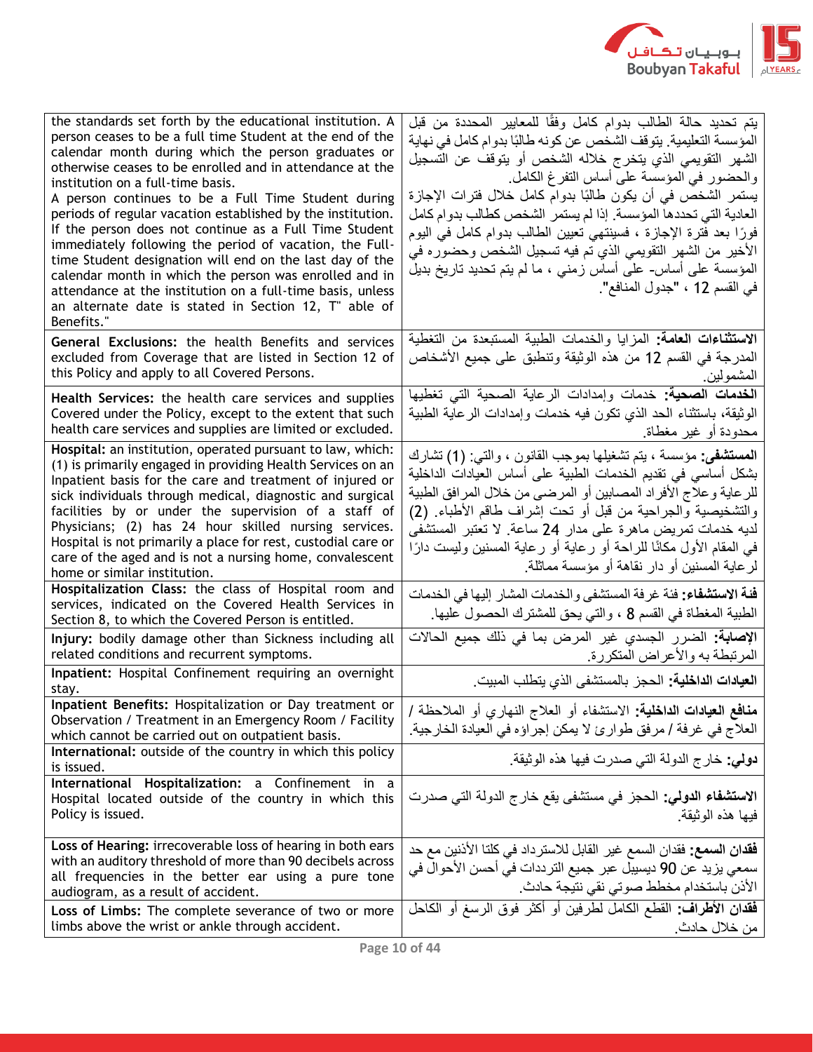| | |
|---|---|
| the standards set forth by the educational institution. A person ceases to be a full time Student at the end of the calendar month during which the person graduates or otherwise ceases to be enrolled and in attendance at the institution on a full-time basis.<br>A person continues to be a Full Time Student during periods of regular vacation established by the institution. If the person does not continue as a Full Time Student immediately following the period of vacation, the Full-time Student designation will end on the last day of the calendar month in which the person was enrolled and in attendance at the institution on a full-time basis, unless an alternate date is stated in Section 12, T" able of Benefits." | يتم تحديد حالة الطالب بدوام كامل وفقًا للمعايير المحددة من قبل المؤسسة التعليمية. يتوقف الشخص عن كونه طالبًا بدوام كامل في نهاية الشهر التقويمي الذي يتخرج خلاله الشخص أو يتوقف عن التسجيل والحضور في المؤسسة على أساس التفرغ الكامل.<br>يستمر الشخص في أن يكون طالبًا بدوام كامل خلال فترات الإجازة العادية التي تحددها المؤسسة. إذا لم يستمر الشخص كطالب بدوام كامل فورًا بعد فترة الإجازة ، فسينتهي تعيين الطالب بدوام كامل في اليوم الأخير من الشهر التقويمي الذي تم فيه تسجيل الشخص وحضوره في المؤسسة على أساس- على أساس زمني ، ما لم يتم تحديد تاريخ بديل في القسم 12 ، "جدول المنافع". |
| **General Exclusions:** the health Benefits and services excluded from Coverage that are listed in Section 12 of this Policy and apply to all Covered Persons. | **الاستثناءات العامة:** المزايا والخدمات الطبية المستبعدة من التغطية المدرجة في القسم 12 من هذه الوثيقة وتنطبق على جميع الأشخاص المشمولين. |
| **Health Services:** the health care services and supplies Covered under the Policy, except to the extent that such health care services and supplies are limited or excluded. | **الخدمات الصحية:** خدمات وإمدادات الرعاية الصحية التي تغطيها الوثيقة، باستثناء الحد الذي تكون فيه خدمات وإمدادات الرعاية الطبية محدودة أو غير مغطاة. |
| **Hospital:** an institution, operated pursuant to law, which: (1) is primarily engaged in providing Health Services on an Inpatient basis for the care and treatment of injured or sick individuals through medical, diagnostic and surgical facilities by or under the supervision of a staff of Physicians; (2) has 24 hour skilled nursing services. Hospital is not primarily a place for rest, custodial care or care of the aged and is not a nursing home, convalescent home or similar institution. | **المستشفى:** مؤسسة ، يتم تشغيلها بموجب القانون ، والتي: (1) تشارك بشكل أساسي في تقديم الخدمات الطبية على أساس العيادات الداخلية للرعاية وعلاج الأفراد المصابين أو المرضى من خلال المرافق الطبية والتشخيصية والجراحية من قبل أو تحت إشراف طاقم الأطباء. (2) لديه خدمات تمريض ماهرة على مدار 24 ساعة. لا تعتبر المستشفى في المقام الأول مكانًا للراحة أو رعاية أو رعاية المسنين وليست دارًا لرعاية المسنين أو دار نقاهة أو مؤسسة مماثلة. |
| **Hospitalization Class:** the class of Hospital room and services, indicated on the Covered Health Services in Section 8, to which the Covered Person is entitled. | **فئة الاستشفاء:** فئة غرفة المستشفى والخدمات المشار إليها في الخدمات الطبية المغطاة في القسم 8 ، والتي يحق للمشترك الحصول عليها. |
| **Injury:** bodily damage other than Sickness including all related conditions and recurrent symptoms. | **الإصابة:** الضرر الجسدي غير المرض بما في ذلك جميع الحالات المرتبطة به والأعراض المتكررة. |
| **Inpatient:** Hospital Confinement requiring an overnight stay. | **العيادات الداخلية:** الحجز بالمستشفى الذي يتطلب المبيت. |
| **Inpatient Benefits:** Hospitalization or Day treatment or Observation / Treatment in an Emergency Room / Facility which cannot be carried out on outpatient basis. | **منافع العيادات الداخلية:** الاستشفاء أو العلاج النهاري أو الملاحظة / العلاج في غرفة / مرفق طوارئ لا يمكن إجراؤه في العيادة الخارجية. |
| **International:** outside of the country in which this policy is issued. | **دولي:** خارج الدولة التي صدرت فيها هذه الوثيقة. |
| **International Hospitalization:** a Confinement in a Hospital located outside of the country in which this Policy is issued. | **الاستشفاء الدولي:** الحجز في مستشفى يقع خارج الدولة التي صدرت فيها هذه الوثيقة. |
| **Loss of Hearing:** irrecoverable loss of hearing in both ears with an auditory threshold of more than 90 decibels across all frequencies in the better ear using a pure tone audiogram, as a result of accident. | **فقدان السمع:** فقدان السمع غير القابل للاسترداد في كلتا الأذنين مع حد سمعي يزيد عن 90 ديسيبل عبر جميع الترددات في أحسن الأحوال في الأذن باستخدام مخطط صوتي نقي نتيجة حادث. |
| **Loss of Limbs:** The complete severance of two or more limbs above the wrist or ankle through accident. | **فقدان الأطراف:** القطع الكامل لطرفين أو أكثر فوق الرسغ أو الكاحل من خلال حادث. |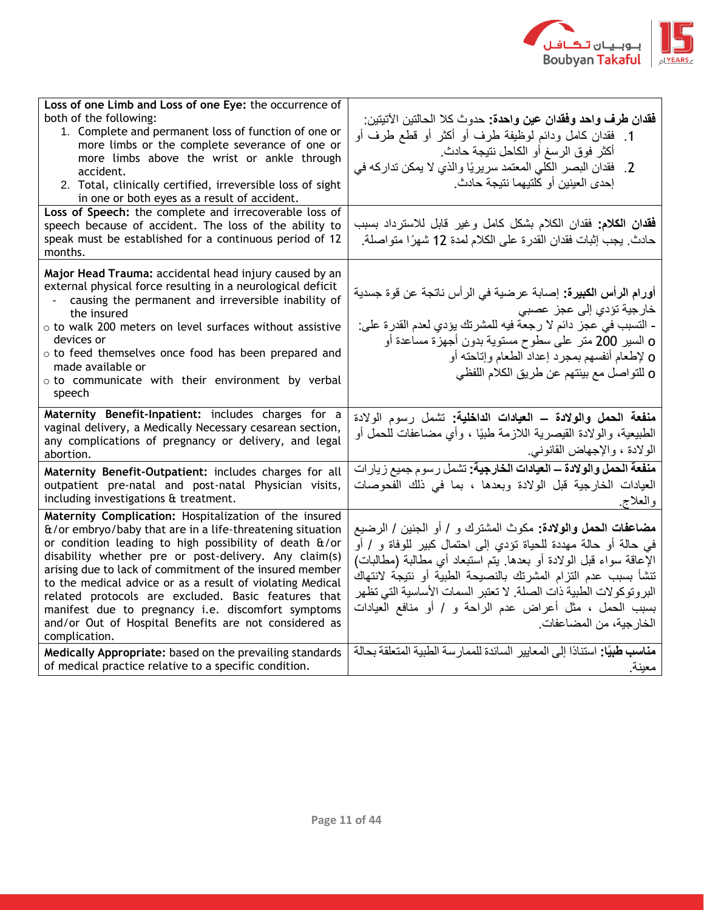| English | Arabic |
|---|---|
| **Loss of one Limb and Loss of one Eye:** the occurrence of both of the following:<br>1. Complete and permanent loss of function of one or more limbs or the complete severance of one or more limbs above the wrist or ankle through accident.<br>2. Total, clinically certified, irreversible loss of sight in one or both eyes as a result of accident. | **فقدان طرف واحد وفقدان عين واحدة:** حدوث كلا الحالتين الآتيتين:<br>1. فقدان كامل ودائم لوظيفة طرف أو أكثر أو قطع طرف أو أكثر فوق الرسغ أو الكاحل نتيجة حادث.<br>2. فقدان البصر الكلي المعتمد سريريًا والذي لا يمكن تداركه في إحدى العينين أو كلتيهما نتيجة حادث. |
| **Loss of Speech:** the complete and irrecoverable loss of speech because of accident. The loss of the ability to speak must be established for a continuous period of 12 months. | **فقدان الكلام:** فقدان الكلام بشكل كامل وغير قابل للاسترداد بسبب حادث. يجب إثبات فقدان القدرة على الكلام لمدة 12 شهرًا متواصلة. |
| **Major Head Trauma:** accidental head injury caused by an external physical force resulting in a neurological deficit<br>- causing the permanent and irreversible inability of the insured<br>○ to walk 200 meters on level surfaces without assistive devices or<br>○ to feed themselves once food has been prepared and made available or<br>○ to communicate with their environment by verbal speech | **أورام الرأس الكبيرة:** إصابة عرضية في الرأس ناتجة عن قوة جسدية خارجية تؤدي إلى عجز عصبي<br>- التسبب في عجز دائم لا رجعة فيه للمشترك يؤدي لعدم القدرة على:<br>o السير 200 متر على سطوح مستوية بدون أجهزة مساعدة أو<br>o لإطعام أنفسهم بمجرد إعداد الطعام وإتاحته أو<br>o للتواصل مع بيئتهم عن طريق الكلام اللفظي |
| **Maternity Benefit-Inpatient:** includes charges for a vaginal delivery, a Medically Necessary cesarean section, any complications of pregnancy or delivery, and legal abortion. | **منفعة الحمل والولادة – العيادات الداخلية:** تشمل رسوم الولادة الطبيعية، والولادة القيصرية اللازمة طبيًا ، وأي مضاعفات للحمل أو الولادة ، والإجهاض القانوني. |
| **Maternity Benefit-Outpatient:** includes charges for all outpatient pre-natal and post-natal Physician visits, including investigations & treatment. | **منفعة الحمل والولادة – العيادات الخارجية:** تشمل رسوم جميع زيارات العيادات الخارجية قبل الولادة وبعدها ، بما في ذلك الفحوصات والعلاج. |
| **Maternity Complication:** Hospitalization of the insured &/or embryo/baby that are in a life-threatening situation or condition leading to high possibility of death &/or disability whether pre or post-delivery. Any claim(s) arising due to lack of commitment of the insured member to the medical advice or as a result of violating Medical related protocols are excluded. Basic features that manifest due to pregnancy i.e. discomfort symptoms and/or Out of Hospital Benefits are not considered as complication. | **مضاعفات الحمل والولادة:** مكوث المشترك و / أو الجنين / الرضيع في حالة أو حالة مهددة للحياة تؤدي إلى احتمال كبير للوفاة و / أو الإعاقة سواء قبل الولادة أو بعدها. يتم استبعاد أي مطالبة (مطالبات) تنشأ بسبب عدم التزام المشترك بالنصيحة الطبية أو نتيجة لانتهاك البروتوكولات الطبية ذات الصلة. لا تعتبر السمات الأساسية التي تظهر بسبب الحمل ، مثل أعراض عدم الراحة و / أو منافع العيادات الخارجية، من المضاعفات. |
| **Medically Appropriate:** based on the prevailing standards of medical practice relative to a specific condition. | **مناسب طبيًا:** استنادًا إلى المعايير السائدة للممارسة الطبية المتعلقة بحالة معينة. |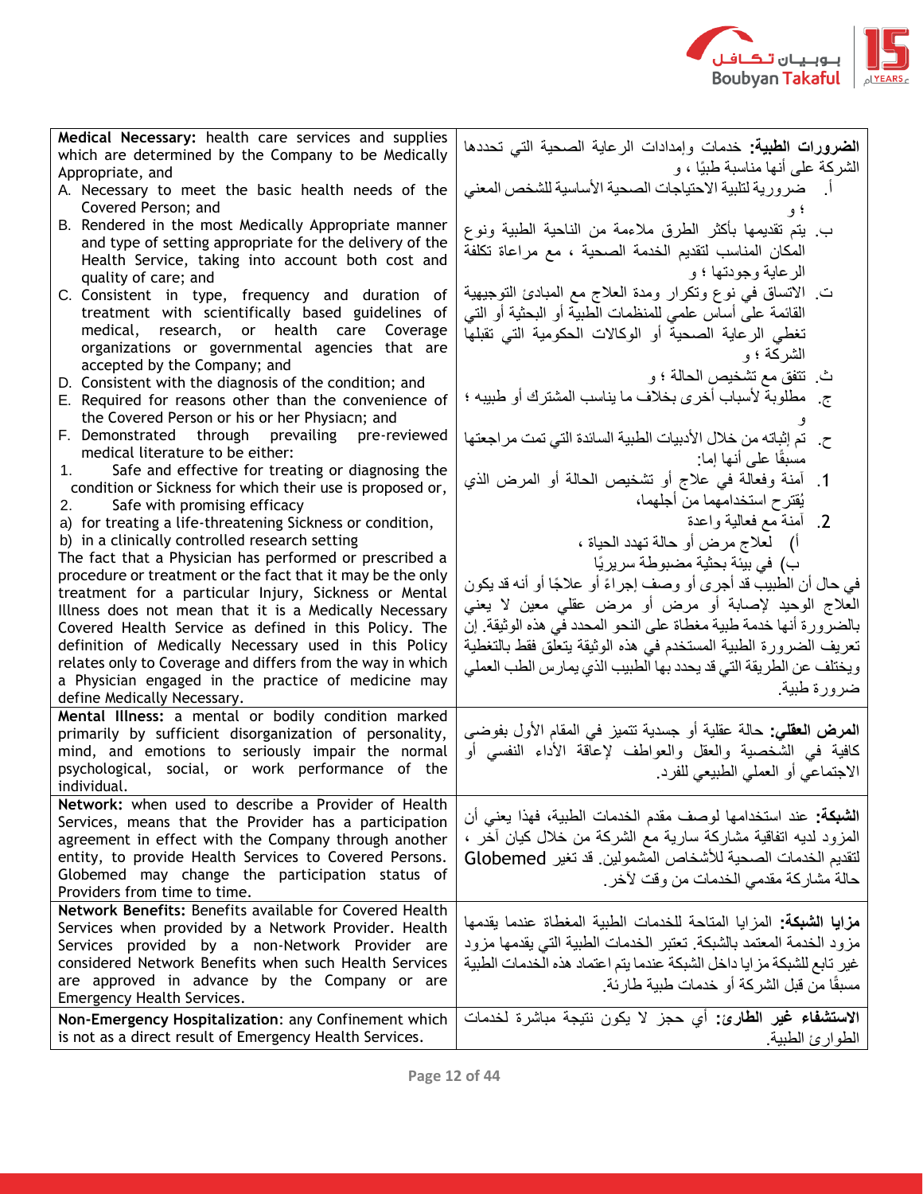| | |
|---|---|
| **Medical Necessary:** health care services and supplies which are determined by the Company to be Medically Appropriate, and<br>A. Necessary to meet the basic health needs of the Covered Person; and<br>B. Rendered in the most Medically Appropriate manner and type of setting appropriate for the delivery of the Health Service, taking into account both cost and quality of care; and<br>C. Consistent in type, frequency and duration of treatment with scientifically based guidelines of medical, research, or health care Coverage organizations or governmental agencies that are accepted by the Company; and<br>D. Consistent with the diagnosis of the condition; and<br>E. Required for reasons other than the convenience of the Covered Person or his or her Physiacn; and<br>F. Demonstrated through prevailing pre-reviewed medical literature to be either:<br>1. Safe and effective for treating or diagnosing the condition or Sickness for which their use is proposed or,<br>2. Safe with promising efficacy<br>a) for treating a life-threatening Sickness or condition,<br>b) in a clinically controlled research setting<br>The fact that a Physician has performed or prescribed a procedure or treatment or the fact that it may be the only treatment for a particular Injury, Sickness or Mental Illness does not mean that it is a Medically Necessary Covered Health Service as defined in this Policy. The definition of Medically Necessary used in this Policy relates only to Coverage and differs from the way in which a Physician engaged in the practice of medicine may define Medically Necessary. | **الضرورات الطبية:** خدمات وإمدادات الرعاية الصحية التي تحددها الشركة على أنها مناسبة طبيًا ، و<br>أ. ضرورية لتلبية الاحتياجات الصحية الأساسية للشخص المعني ؛ و<br>ب. يتم تقديمها بأكثر الطرق ملاءمة من الناحية الطبية ونوع المكان المناسب لتقديم الخدمة الصحية ، مع مراعاة تكلفة الرعاية وجودتها ؛ و<br>ت. الاتساق في نوع وتكرار ومدة العلاج مع المبادئ التوجيهية القائمة على أساس علمي للمنظمات الطبية أو البحثية أو التي تغطي الرعاية الصحية أو الوكالات الحكومية التي تقبلها الشركة ؛ و<br>ث. تتفق مع تشخيص الحالة ؛ و<br>ج. مطلوبة لأسباب أخرى بخلاف ما يناسب المشترك أو طبيبه ؛ و<br>ح. تم إثباته من خلال الأدبيات الطبية السائدة التي تمت مراجعتها مسبقًا على أنها إما:<br>1. آمنة وفعالة في علاج أو تشخيص الحالة أو المرض الذي يُقترح استخدامهما من أجلهما،<br>2. آمنة مع فعالية واعدة<br>أ) لعلاج مرض أو حالة تهدد الحياة ،<br>ب) في بيئة بحثية مضبوطة سريريًا<br>في حال أن الطبيب قد أجرى أو وصف إجراءً أو علاجًا أو أنه قد يكون العلاج الوحيد لإصابة أو مرض أو مرض عقلي معين لا يعني بالضرورة أنها خدمة طبية مغطاة على النحو المحدد في هذه الوثيقة. إن تعريف الضرورة الطبية المستخدم في هذه الوثيقة يتعلق فقط بالتغطية ويختلف عن الطريقة التي قد يحدد بها الطبيب الذي يمارس الطب العملي ضرورة طبية. |
| **Mental Illness:** a mental or bodily condition marked primarily by sufficient disorganization of personality, mind, and emotions to seriously impair the normal psychological, social, or work performance of the individual. | **المرض العقلي:** حالة عقلية أو جسدية تتميز في المقام الأول بفوضى كافية في الشخصية والعقل والعواطف لإعاقة الأداء النفسي أو الاجتماعي أو العملي الطبيعي للفرد. |
| **Network:** when used to describe a Provider of Health Services, means that the Provider has a participation agreement in effect with the Company through another entity, to provide Health Services to Covered Persons. Globemed may change the participation status of Providers from time to time. | **الشبكة:** عند استخدامها لوصف مقدم الخدمات الطبية، فهذا يعني أن المزود لديه اتفاقية مشاركة سارية مع الشركة من خلال كيان آخر ، لتقديم الخدمات الصحية للأشخاص المشمولين. قد تغير Globemed حالة مشاركة مقدمي الخدمات من وقت لآخر. |
| **Network Benefits:** Benefits available for Covered Health Services when provided by a Network Provider. Health Services provided by a non-Network Provider are considered Network Benefits when such Health Services are approved in advance by the Company or are Emergency Health Services. | **مزايا الشبكة:** المزايا المتاحة للخدمات الطبية المغطاة عندما يقدمها مزود الخدمة المعتمد بالشبكة. تعتبر الخدمات الطبية التي يقدمها مزود غير تابع للشبكة مزايا داخل الشبكة عندما يتم اعتماد هذه الخدمات الطبية مسبقًا من قبل الشركة أو خدمات طبية طارئة. |
| **Non-Emergency Hospitalization**: any Confinement which is not as a direct result of Emergency Health Services. | **الاستشفاء غير الطارئ:** أي حجز لا يكون نتيجة مباشرة لخدمات الطوارئ الطبية. |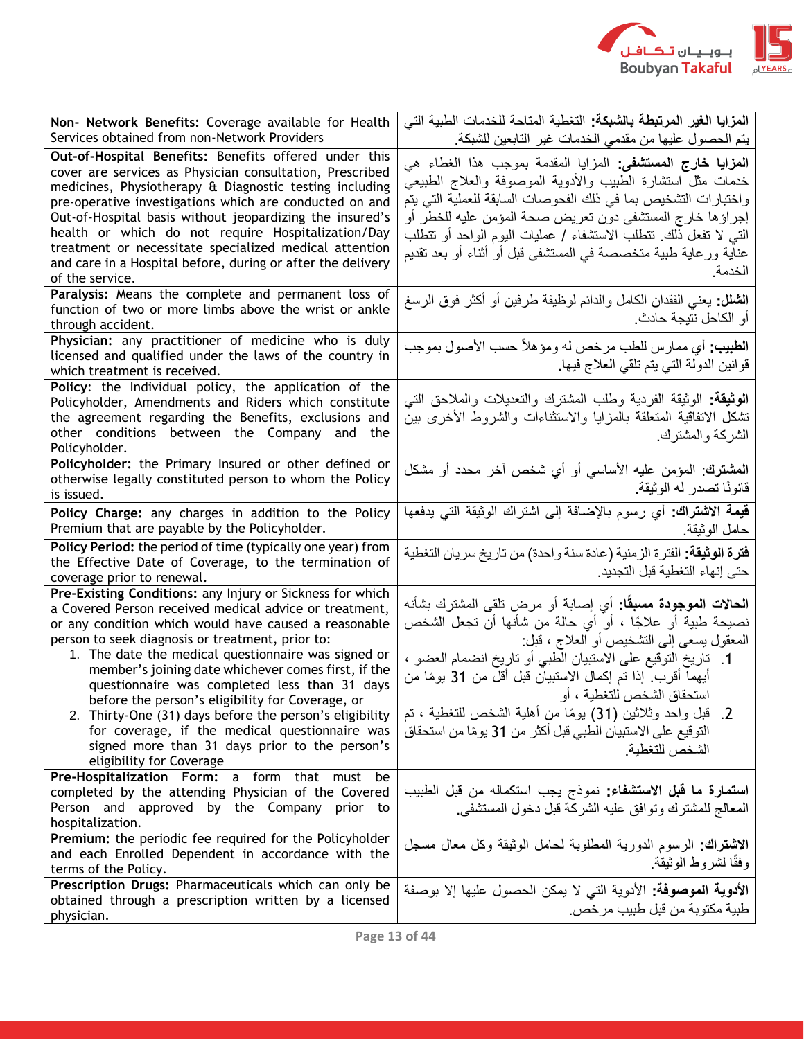| | |
|---|---|
| **Non- Network Benefits:** Coverage available for Health Services obtained from non-Network Providers | **المزايا الغير المرتبطة بالشبكة:** التغطية المتاحة للخدمات الطبية التي يتم الحصول عليها من مقدمي الخدمات غير التابعين للشبكة. |
| **Out-of-Hospital Benefits:** Benefits offered under this cover are services as Physician consultation, Prescribed medicines, Physiotherapy & Diagnostic testing including pre-operative investigations which are conducted on and Out-of-Hospital basis without jeopardizing the insured's health or which do not require Hospitalization/Day treatment or necessitate specialized medical attention and care in a Hospital before, during or after the delivery of the service. | **المزايا خارج المستشفى:** المزايا المقدمة بموجب هذا الغطاء هي خدمات مثل استشارة الطبيب والأدوية الموصوفة والعلاج الطبيعي واختبارات التشخيص بما في ذلك الفحوصات السابقة للعملية التي يتم إجراؤها خارج المستشفى دون تعريض صحة المؤمن عليه للخطر أو التي لا تفعل ذلك. تتطلب الاستشفاء / عمليات اليوم الواحد أو تتطلب عناية ورعاية طبية متخصصة في المستشفى قبل أو أثناء أو بعد تقديم الخدمة. |
| **Paralysis:** Means the complete and permanent loss of function of two or more limbs above the wrist or ankle through accident. | **الشلل:** يعني الفقدان الكامل والدائم لوظيفة طرفين أو أكثر فوق الرسغ أو الكاحل نتيجة حادث. |
| **Physician:** any practitioner of medicine who is duly licensed and qualified under the laws of the country in which treatment is received. | **الطبيب:** أي ممارس للطب مرخص له ومؤهلاً حسب الأصول بموجب قوانين الدولة التي يتم تلقي العلاج فيها. |
| **Policy:** the Individual policy, the application of the Policyholder, Amendments and Riders which constitute the agreement regarding the Benefits, exclusions and other conditions between the Company and the Policyholder. | **الوثيقة:** الوثيقة الفردية وطلب المشترك والتعديلات والملاحق التي تشكل الاتفاقية المتعلقة بالمزايا والاستثناءات والشروط الأخرى بين الشركة والمشترك. |
| **Policyholder:** the Primary Insured or other defined or otherwise legally constituted person to whom the Policy is issued. | **المشترك:** المؤمن عليه الأساسي أو أي شخص آخر محدد أو مشكل قانونًا تصدر له الوثيقة. |
| **Policy Charge:** any charges in addition to the Policy Premium that are payable by the Policyholder. | **قيمة الاشتراك:** أي رسوم بالإضافة إلى اشتراك الوثيقة التي يدفعها حامل الوثيقة. |
| **Policy Period:** the period of time (typically one year) from the Effective Date of Coverage, to the termination of coverage prior to renewal. | **فترة الوثيقة:** الفترة الزمنية (عادة سنة واحدة) من تاريخ سريان التغطية حتى إنهاء التغطية قبل التجديد. |
| **Pre-Existing Conditions:** any Injury or Sickness for which a Covered Person received medical advice or treatment, or any condition which would have caused a reasonable person to seek diagnosis or treatment, prior to:<br>1. The date the medical questionnaire was signed or member's joining date whichever comes first, if the questionnaire was completed less than 31 days before the person's eligibility for Coverage, or<br>2. Thirty-One (31) days before the person's eligibility for coverage, if the medical questionnaire was signed more than 31 days prior to the person's eligibility for Coverage | **الحالات الموجودة مسبقًا:** أي إصابة أو مرض تلقى المشترك بشأنه نصيحة طبية أو علاجًا ، أو أي حالة من شأنها أن تجعل الشخص المعقول يسعى إلى التشخيص أو العلاج ، قبل:<br>1. تاريخ التوقيع على الاستبيان الطبي أو تاريخ انضمام العضو ، أيهما أقرب. إذا تم إكمال الاستبيان قبل أقل من 31 يومًا من استحقاق الشخص للتغطية ، أو<br>2. قبل واحد وثلاثين (31) يومًا من أهلية الشخص للتغطية ، تم التوقيع على الاستبيان الطبي قبل أكثر من 31 يومًا من استحقاق الشخص للتغطية. |
| **Pre-Hospitalization Form:** a form that must be completed by the attending Physician of the Covered Person and approved by the Company prior to hospitalization. | **استمارة ما قبل الاستشفاء:** نموذج يجب استكماله من قبل الطبيب المعالج للمشترك وتوافق عليه الشركة قبل دخول المستشفى. |
| **Premium:** the periodic fee required for the Policyholder and each Enrolled Dependent in accordance with the terms of the Policy. | **الاشتراك:** الرسوم الدورية المطلوبة لحامل الوثيقة وكل معال مسجل وفقًا لشروط الوثيقة. |
| **Prescription Drugs:** Pharmaceuticals which can only be obtained through a prescription written by a licensed physician. | **الأدوية الموصوفة:** الأدوية التي لا يمكن الحصول عليها إلا بوصفة طبية مكتوبة من قبل طبيب مرخص. |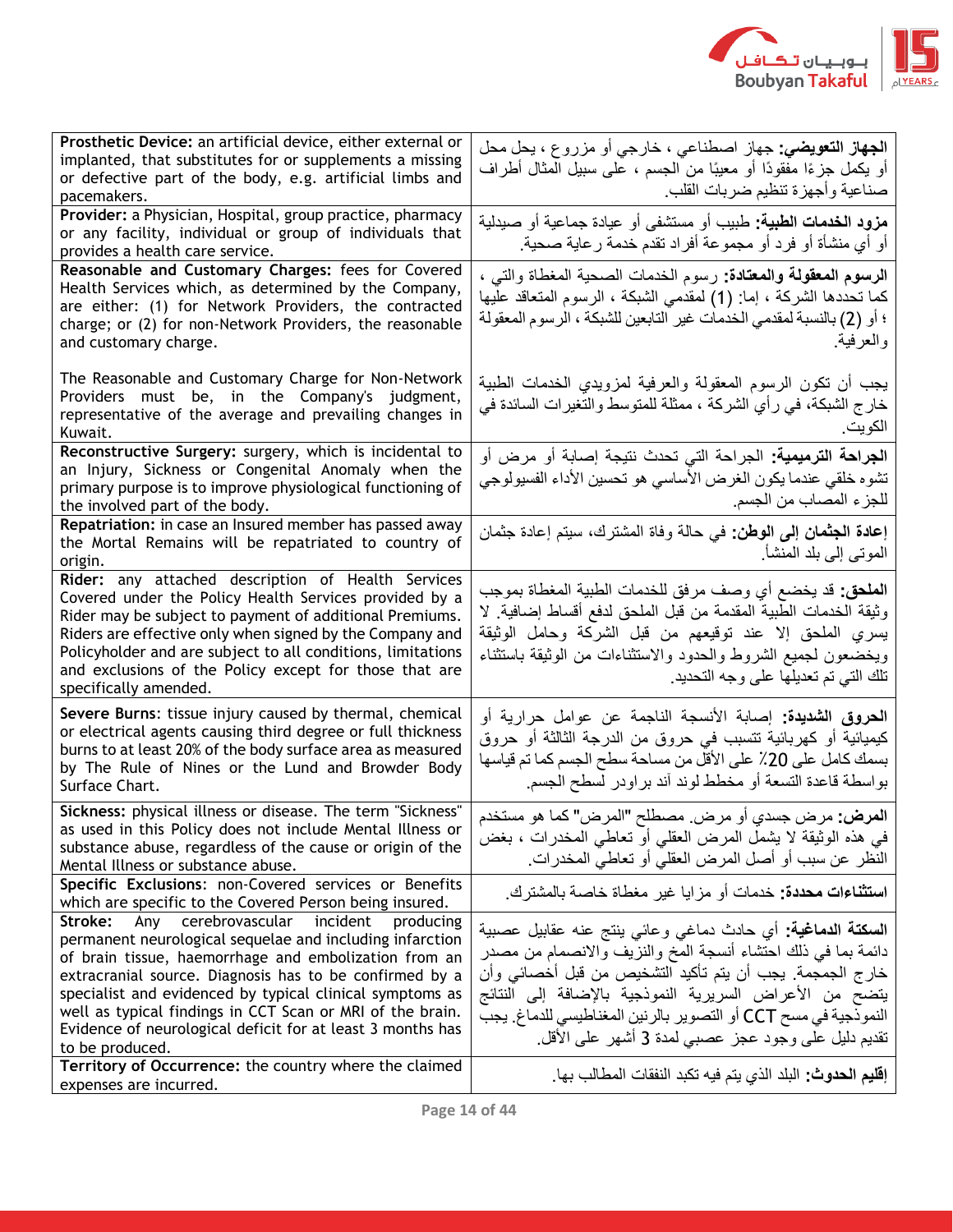| English | Arabic |
|---|---|
| **Prosthetic Device:** an artificial device, either external or implanted, that substitutes for or supplements a missing or defective part of the body, e.g. artificial limbs and pacemakers. | **الجهاز التعويضي:** جهاز اصطناعي ، خارجي أو مزروع ، يحل محل أو يكمل جزءًا مفقودًا أو معيبًا من الجسم ، على سبيل المثال أطراف صناعية وأجهزة تنظيم ضربات القلب. |
| **Provider:** a Physician, Hospital, group practice, pharmacy or any facility, individual or group of individuals that provides a health care service. | **مزود الخدمات الطبية:** طبيب أو مستشفى أو عيادة جماعية أو صيدلية أو أي منشأة أو فرد أو مجموعة أفراد تقدم خدمة رعاية صحية. |
| **Reasonable and Customary Charges:** fees for Covered Health Services which, as determined by the Company, are either: (1) for Network Providers, the contracted charge; or (2) for non-Network Providers, the reasonable and customary charge.<br><br>The Reasonable and Customary Charge for Non-Network Providers must be, in the Company's judgment, representative of the average and prevailing changes in Kuwait. | **الرسوم المعقولة والمعتادة:** رسوم الخدمات الصحية المغطاة والتي ، كما تحددها الشركة ، إما: (1) لمقدمي الشبكة ، الرسوم المتعاقد عليها ؛ أو (2) بالنسبة لمقدمي الخدمات غير التابعين للشبكة ، الرسوم المعقولة والعرفية.<br><br>يجب أن تكون الرسوم المعقولة والعرفية لمزويدي الخدمات الطبية خارج الشبكة، في رأي الشركة ، ممثلة للمتوسط والتغيرات السائدة في الكويت. |
| **Reconstructive Surgery:** surgery, which is incidental to an Injury, Sickness or Congenital Anomaly when the primary purpose is to improve physiological functioning of the involved part of the body. | **الجراحة الترميمية:** الجراحة التي تحدث نتيجة إصابة أو مرض أو تشوه خلقي عندما يكون الغرض الأساسي هو تحسين الأداء الفسيولوجي للجزء المصاب من الجسم. |
| **Repatriation:** in case an Insured member has passed away the Mortal Remains will be repatriated to country of origin. | **إعادة الجثمان إلى الوطن:** في حالة وفاة المشترك، سيتم إعادة جثمان الموتى إلى بلد المنشأ. |
| **Rider:** any attached description of Health Services Covered under the Policy Health Services provided by a Rider may be subject to payment of additional Premiums. Riders are effective only when signed by the Company and Policyholder and are subject to all conditions, limitations and exclusions of the Policy except for those that are specifically amended. | **الملحق:** قد يخضع أي وصف مرفق للخدمات الطبية المغطاة بموجب وثيقة الخدمات الطبية المقدمة من قبل الملحق لدفع أقساط إضافية. لا يسري الملحق إلا عند توقيعهم من قبل الشركة وحامل الوثيقة ويخضعون لجميع الشروط والحدود والاستثناءات من الوثيقة باستثناء تلك التي تم تعديلها على وجه التحديد. |
| **Severe Burns**: tissue injury caused by thermal, chemical or electrical agents causing third degree or full thickness burns to at least 20% of the body surface area as measured by The Rule of Nines or the Lund and Browder Body Surface Chart. | **الحروق الشديدة:** إصابة الأنسجة الناجمة عن عوامل حرارية أو كيميائية أو كهربائية تتسبب في حروق من الدرجة الثالثة أو حروق بسمك كامل على 20٪ على الأقل من مساحة سطح الجسم كما تم قياسها بواسطة قاعدة التسعة أو مخطط لوند آند براودر لسطح الجسم. |
| **Sickness:** physical illness or disease. The term "Sickness" as used in this Policy does not include Mental Illness or substance abuse, regardless of the cause or origin of the Mental Illness or substance abuse. | **المرض:** مرض جسدي أو مرض. مصطلح "المرض" كما هو مستخدم في هذه الوثيقة لا يشمل المرض العقلي أو تعاطي المخدرات ، بغض النظر عن سبب أو أصل المرض العقلي أو تعاطي المخدرات. |
| **Specific Exclusions**: non-Covered services or Benefits which are specific to the Covered Person being insured. | **استثناءات محددة:** خدمات أو مزايا غير مغطاة خاصة بالمشترك. |
| **Stroke:** Any cerebrovascular incident producing permanent neurological sequelae and including infarction of brain tissue, haemorrhage and embolization from an extracranial source. Diagnosis has to be confirmed by a specialist and evidenced by typical clinical symptoms as well as typical findings in CCT Scan or MRI of the brain. Evidence of neurological deficit for at least 3 months has to be produced. | **السكتة الدماغية:** أي حادث دماغي وعائي ينتج عنه عقابيل عصبية دائمة بما في ذلك احتشاء أنسجة المخ والنزيف والانصمام من مصدر خارج الجمجمة. يجب أن يتم تأكيد التشخيص من قبل أخصائي وأن يتضح من الأعراض السريرية النموذجية بالإضافة إلى النتائج النموذجية في مسح CCT أو التصوير بالرنين المغناطيسي للدماغ. يجب تقديم دليل على وجود عجز عصبي لمدة 3 أشهر على الأقل. |
| **Territory of Occurrence:** the country where the claimed expenses are incurred. | **إقليم الحدوث:** البلد الذي يتم فيه تكبد النفقات المطالب بها. |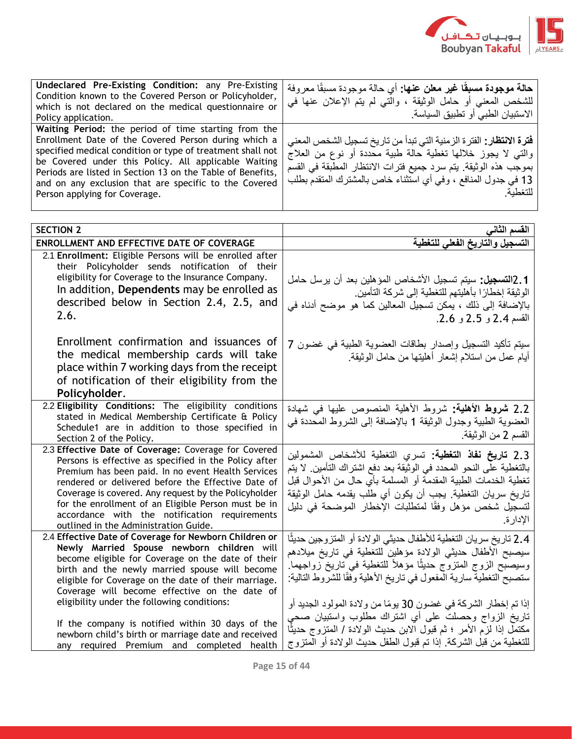| **Undeclared Pre-Existing Condition:** any Pre-Existing Condition known to the Covered Person or Policyholder, which is not declared on the medical questionnaire or Policy application. | **حالة موجودة مسبقًا غير معلن عنها:** أي حالة موجودة مسبقًا معروفة للشخص المعني أو حامل الوثيقة ، والتي لم يتم الإعلان عنها في الاستبيان الطبي أو تطبيق السياسة. |
|---|---|
| **Waiting Period:** the period of time starting from the Enrollment Date of the Covered Person during which a specified medical condition or type of treatment shall not be Covered under this Policy. All applicable Waiting Periods are listed in Section 13 on the Table of Benefits, and on any exclusion that are specific to the Covered Person applying for Coverage. | **فترة الانتظار:** الفترة الزمنية التي تبدأ من تاريخ تسجيل الشخص المعني والتي لا يجوز خلالها تغطية حالة طبية محددة أو نوع من العلاج بموجب هذه الوثيقة. يتم سرد جميع فترات الانتظار المطبقة في القسم 13 في جدول المنافع ، وفي أي استثناء خاص بالمشترك المتقدم بطلب للتغطية. |

| SECTION 2 | القسم الثاني |
|---|---|
| **ENROLLMENT AND EFFECTIVE DATE OF COVERAGE** | **التسجيل والتاريخ الفعلي للتغطية** |
| 2.1 **Enrollment:** Eligible Persons will be enrolled after their Policyholder sends notification of their eligibility for Coverage to the Insurance Company. In addition, **Dependents** may be enrolled as described below in Section 2.4, 2.5, and 2.6.<br><br>Enrollment confirmation and issuances of the medical membership cards will take place within 7 working days from the receipt of notification of their eligibility from the **Policyholder**. | 2.1**التسجيل:** سيتم تسجيل الأشخاص المؤهلين بعد أن يرسل حامل الوثيقة إخطارًا بأهليتهم للتغطية إلى شركة التأمين. بالإضافة إلى ذلك ، يمكن تسجيل المعالين كما هو موضح أدناه في القسم 2.4 و 2.5 و 2.6.<br><br>سيتم تأكيد التسجيل وإصدار بطاقات العضوية الطبية في غضون 7 أيام عمل من استلام إشعار أهليتها من حامل الوثيقة. |
| 2.2 **Eligibility Conditions:** The eligibility conditions stated in Medical Membership Certificate & Policy Schedule1 are in addition to those specified in Section 2 of the Policy. | 2.2 **شروط الأهلية:** شروط الأهلية المنصوص عليها في شهادة العضوية الطبية وجدول الوثيقة 1 بالإضافة إلى الشروط المحددة في القسم 2 من الوثيقة. |
| 2.3 **Effective Date of Coverage:** Coverage for Covered Persons is effective as specified in the Policy after Premium has been paid. In no event Health Services rendered or delivered before the Effective Date of Coverage is covered. Any request by the Policyholder for the enrollment of an Eligible Person must be in accordance with the notification requirements outlined in the Administration Guide. | 2.3 **تاريخ نفاذ التغطية:** تسري التغطية للأشخاص المشمولين بالتغطية على النحو المحدد في الوثيقة بعد دفع اشتراك التأمين. لا يتم تغطية الخدمات الطبية المقدمة أو المسلمة بأي حال من الأحوال قبل تاريخ سريان التغطية. يجب أن يكون أي طلب يقدمه حامل الوثيقة لتسجيل شخص مؤهل وفقًا لمتطلبات الإخطار الموضحة في دليل الإدارة. |
| 2.4 **Effective Date of Coverage for Newborn Children or Newly Married Spouse** newborn children will become eligible for Coverage on the date of their birth and the newly married spouse will become eligible for Coverage on the date of their marriage. Coverage will become effective on the date of eligibility under the following conditions:<br><br>If the company is notified within 30 days of the newborn child's birth or marriage date and received any required Premium and completed health | 2.4 تاريخ سريان التغطية للأطفال حديثي الولادة أو المتزوجين حديثًا سيصبح الأطفال حديثي الولادة مؤهلين للتغطية في تاريخ ميلادهم وسيصبح الزوج المتزوج حديثًا مؤهلاً للتغطية في تاريخ زواجهما. ستصبح التغطية سارية المفعول في تاريخ الأهلية وفقًا للشروط التالية:<br><br>إذا تم إخطار الشركة في غضون 30 يومًا من ولادة المولود الجديد أو تاريخ الزواج وحصلت على أي اشتراك مطلوب واستبيان صحي مكتمل إذا لزم الأمر ؛ ثم قبول الابن حديث الولادة / المتزوج حديثًا للتغطية من قبل الشركة. إذا تم قبول الطفل حديث الولادة أو المتزوج |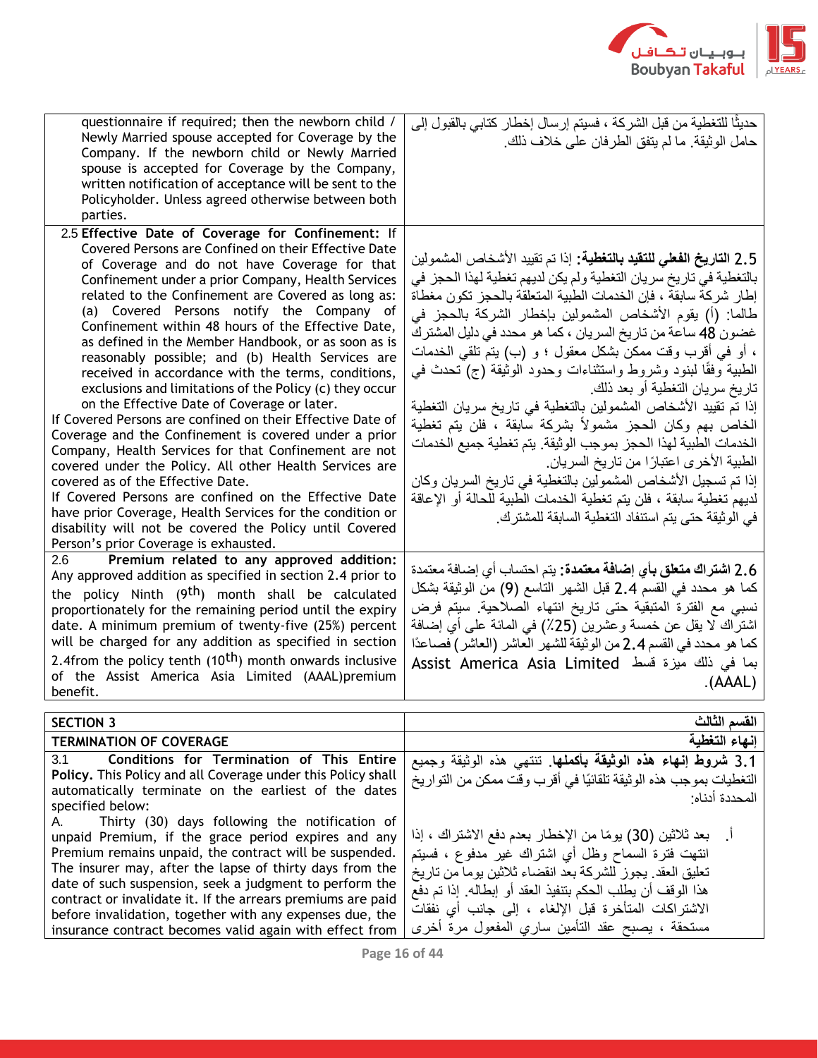| | |
|---|---|
| questionnaire if required; then the newborn child / Newly Married spouse accepted for Coverage by the Company. If the newborn child or Newly Married spouse is accepted for Coverage by the Company, written notification of acceptance will be sent to the Policyholder. Unless agreed otherwise between both parties. | حديثًا للتغطية من قبل الشركة ، فسيتم إرسال إخطار كتابي بالقبول إلى حامل الوثيقة. ما لم يتفق الطرفان على خلاف ذلك. |
| 2.5 **Effective Date of Coverage for Confinement:** If Covered Persons are Confined on their Effective Date of Coverage and do not have Coverage for that Confinement under a prior Company, Health Services related to the Confinement are Covered as long as: (a) Covered Persons notify the Company of Confinement within 48 hours of the Effective Date, as defined in the Member Handbook, or as soon as is reasonably possible; and (b) Health Services are received in accordance with the terms, conditions, exclusions and limitations of the Policy (c) they occur on the Effective Date of Coverage or later.<br>If Covered Persons are confined on their Effective Date of Coverage and the Confinement is covered under a prior Company, Health Services for that Confinement are not covered under the Policy. All other Health Services are covered as of the Effective Date.<br>If Covered Persons are confined on the Effective Date have prior Coverage, Health Services for the condition or disability will not be covered the Policy until Covered Person's prior Coverage is exhausted. | 2.5 **التاريخ الفعلي للتقيد بالتغطية:** إذا تم تقييد الأشخاص المشمولين بالتغطية في تاريخ سريان التغطية ولم يكن لديهم تغطية لهذا الحجز في إطار شركة سابقة ، فإن الخدمات الطبية المتعلقة بالحجز تكون مغطاة طالما: (أ) يقوم الأشخاص المشمولين بإخطار الشركة بالحجز في غضون 48 ساعة من تاريخ السريان ، كما هو محدد في دليل المشترك ، أو في أقرب وقت ممكن بشكل معقول ؛ و (ب) يتم تلقي الخدمات الطبية وفقًا لبنود وشروط واستثناءات وحدود الوثيقة (ج) تحدث في تاريخ سريان التغطية أو بعد ذلك.<br>إذا تم تقييد الأشخاص المشمولين بالتغطية في تاريخ سريان التغطية الخاص بهم وكان الحجز مشمولاً بشركة سابقة ، فلن يتم تغطية الخدمات الطبية لهذا الحجز بموجب الوثيقة. يتم تغطية جميع الخدمات الطبية الأخرى اعتبارًا من تاريخ السريان.<br>إذا تم تسجيل الأشخاص المشمولين بالتغطية في تاريخ السريان وكان لديهم تغطية سابقة ، فلن يتم تغطية الخدمات الطبية للحالة أو الإعاقة في الوثيقة حتى يتم استنفاد التغطية السابقة للمشترك. |
| 2.6 **Premium related to any approved addition:** Any approved addition as specified in section 2.4 prior to the policy Ninth (9th) month shall be calculated proportionately for the remaining period until the expiry date. A minimum premium of twenty-five (25%) percent will be charged for any addition as specified in section 2.4from the policy tenth (10th) month onwards inclusive of the Assist America Asia Limited (AAAL)premium benefit. | 2.6 **اشتراك متعلق بأي إضافة معتمدة:** يتم احتساب أي إضافة معتمدة كما هو محدد في القسم 2.4 قبل الشهر التاسع (9) من الوثيقة بشكل نسبي مع الفترة المتبقية حتى تاريخ انتهاء الصلاحية. سيتم فرض اشتراك لا يقل عن خمسة وعشرين (25٪) في المائة على أي إضافة كما هو محدد في القسم 2.4 من الوثيقة للشهر العاشر (العاشر) فصاعدًا بما في ذلك ميزة قسط Assist America Asia Limited (AAAL). |

| **SECTION 3** | **القسم الثالث** |
|---|---|
| **TERMINATION OF COVERAGE** | **إنهاء التغطية** |
| 3.1 **Conditions for Termination of This Entire Policy.** This Policy and all Coverage under this Policy shall automatically terminate on the earliest of the dates specified below:<br>A. Thirty (30) days following the notification of unpaid Premium, if the grace period expires and any Premium remains unpaid, the contract will be suspended. The insurer may, after the lapse of thirty days from the date of such suspension, seek a judgment to perform the contract or invalidate it. If the arrears premiums are paid before invalidation, together with any expenses due, the insurance contract becomes valid again with effect from | 3.1 **شروط إنهاء هذه الوثيقة بأكملها.** تنتهي هذه الوثيقة وجميع التغطيات بموجب هذه الوثيقة تلقائيًا في أقرب وقت ممكن من التواريخ المحددة أدناه:<br>أ. بعد ثلاثين (30) يومًا من الإخطار بعدم دفع الاشتراك ، إذا انتهت فترة السماح وظل أي اشتراك غير مدفوع ، فسيتم تعليق العقد. يجوز للشركة بعد انقضاء ثلاثين يوما من تاريخ هذا الوقف أن يطلب الحكم بتنفيذ العقد أو إبطاله. إذا تم دفع الاشتراكات المتأخرة قبل الإلغاء ، إلى جانب أي نفقات مستحقة ، يصبح عقد التأمين ساري المفعول مرة أخرى |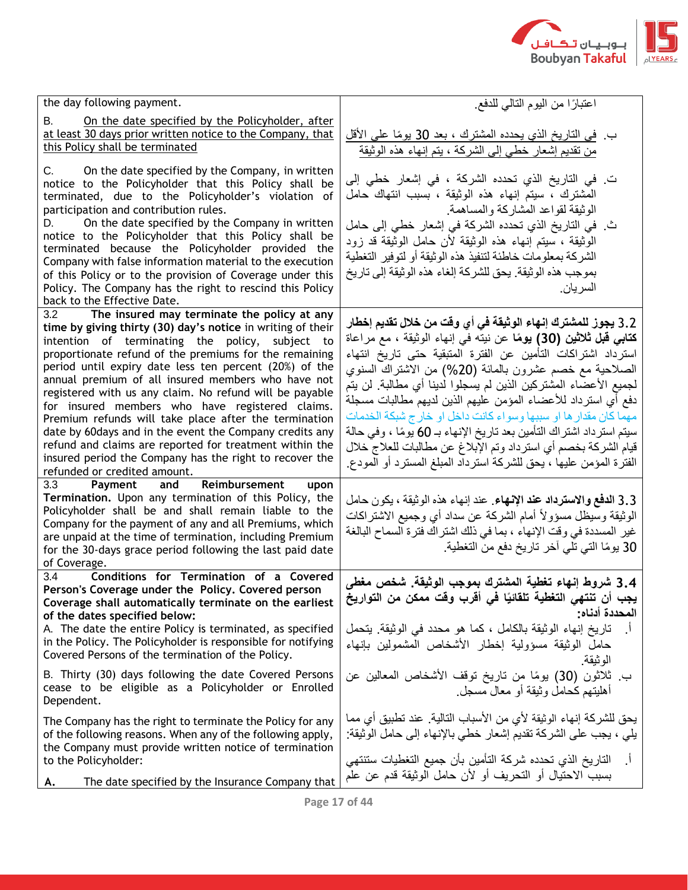| | |
|---|---|
| the day following payment.<br><br>B. <u>On the date specified by the Policyholder, after at least 30 days prior written notice to the Company, that this Policy shall be terminated</u><br><br>C. On the date specified by the Company, in written notice to the Policyholder that this Policy shall be terminated, due to the Policyholder's violation of participation and contribution rules.<br>D. On the date specified by the Company in written notice to the Policyholder that this Policy shall be terminated because the Policyholder provided the Company with false information material to the execution of this Policy or to the provision of Coverage under this Policy. The Company has the right to rescind this Policy back to the Effective Date. | اعتبارًا من اليوم التالي للدفع.<br><br>ب. <u>في التاريخ الذي يحدده المشترك ، بعد 30 يومًا على الأقل من تقديم إشعار خطي إلى الشركة ، يتم إنهاء هذه الوثيقة</u><br><br>ت. في التاريخ الذي تحدده الشركة ، في إشعار خطي إلى المشترك ، سيتم إنهاء هذه الوثيقة ، بسبب انتهاك حامل الوثيقة لقواعد المشاركة والمساهمة.<br>ث. في التاريخ الذي تحدده الشركة في إشعار خطي إلى حامل الوثيقة ، سيتم إنهاء هذه الوثيقة لأن حامل الوثيقة قد زود الشركة بمعلومات خاطئة لتنفيذ هذه الوثيقة أو لتوفير التغطية بموجب هذه الوثيقة. يحق للشركة إلغاء هذه الوثيقة إلى تاريخ السريان. |
| 3.2 **The insured may terminate the policy at any time by giving thirty (30) day's notice** in writing of their intention of terminating the policy, subject to proportionate refund of the premiums for the remaining period until expiry date less ten percent (20%) of the annual premium of all insured members who have not registered with us any claim. No refund will be payable for insured members who have registered claims. Premium refunds will take place after the termination date by 60days and in the event the Company credits any refund and claims are reported for treatment within the insured period the Company has the right to recover the refunded or credited amount. | 3.2 **يجوز للمشترك إنهاء الوثيقة في أي وقت من خلال تقديم إخطار كتابي قبل ثلاثين (30) يومًا** عن نيته في إنهاء الوثيقة ، مع مراعاة استرداد اشتراكات التأمين عن الفترة المتبقية حتى تاريخ انتهاء الصلاحية مع خصم عشرون بالمائة (20%) من الاشتراك السنوي لجميع الأعضاء المشتركين الذين لم يسجلوا لدينا أي مطالبة. لن يتم دفع أي استرداد للأعضاء المؤمن عليهم الذين لديهم مطالبات مسجلة مهما كان مقدارها او سببها وسواء كانت داخل او خارج شبكة الخدمات سيتم استرداد اشتراك التأمين بعد تاريخ الإنهاء بـ 60 يومًا ، وفي حالة قيام الشركة بخصم أي استرداد وتم الإبلاغ عن مطالبات للعلاج خلال الفترة المؤمن عليها ، يحق للشركة استرداد المبلغ المسترد أو المودع. |
| 3.3 **Payment and Reimbursement upon Termination.** Upon any termination of this Policy, the Policyholder shall be and shall remain liable to the Company for the payment of any and all Premiums, which are unpaid at the time of termination, including Premium for the 30-days grace period following the last paid date of Coverage. | 3.3 **الدفع والاسترداد عند الإنهاء.** عند إنهاء هذه الوثيقة ، يكون حامل الوثيقة ويظل مسؤولاً أمام الشركة عن سداد أي وجميع الاشتراكات غير المسددة في وقت الإنهاء ، بما في ذلك اشتراك فترة السماح البالغة 30 يومًا التي تلي آخر تاريخ دفع من التغطية. |
| 3.4 **Conditions for Termination of a Covered Person's Coverage under the Policy. Covered person Coverage shall automatically terminate on the earliest of the dates specified below:**<br>A. The date the entire Policy is terminated, as specified in the Policy. The Policyholder is responsible for notifying Covered Persons of the termination of the Policy.<br><br>B. Thirty (30) days following the date Covered Persons cease to be eligible as a Policyholder or Enrolled Dependent.<br><br>The Company has the right to terminate the Policy for any of the following reasons. When any of the following apply, the Company must provide written notice of termination to the Policyholder:<br><br>**A.** The date specified by the Insurance Company that | 3.4 **شروط إنهاء تغطية المشترك بموجب الوثيقة. شخص مغطى يجب أن تنتهي التغطية تلقائيًا في أقرب وقت ممكن من التواريخ المحددة أدناه:**<br>أ. تاريخ إنهاء الوثيقة بالكامل ، كما هو محدد في الوثيقة. يتحمل حامل الوثيقة مسؤولية إخطار الأشخاص المشمولين بإنهاء الوثيقة.<br>ب. ثلاثون (30) يومًا من تاريخ توقف الأشخاص المعالين عن أهليتهم كحامل وثيقة أو معال مسجل.<br><br>يحق للشركة إنهاء الوثيقة لأي من الأسباب التالية. عند تطبيق أي مما يلي ، يجب على الشركة تقديم إشعار خطي بالإنهاء إلى حامل الوثيقة:<br><br>أ. التاريخ الذي تحدده شركة التأمين بأن جميع التغطيات ستنتهي بسبب الاحتيال أو التحريف أو لأن حامل الوثيقة قدم عن علم |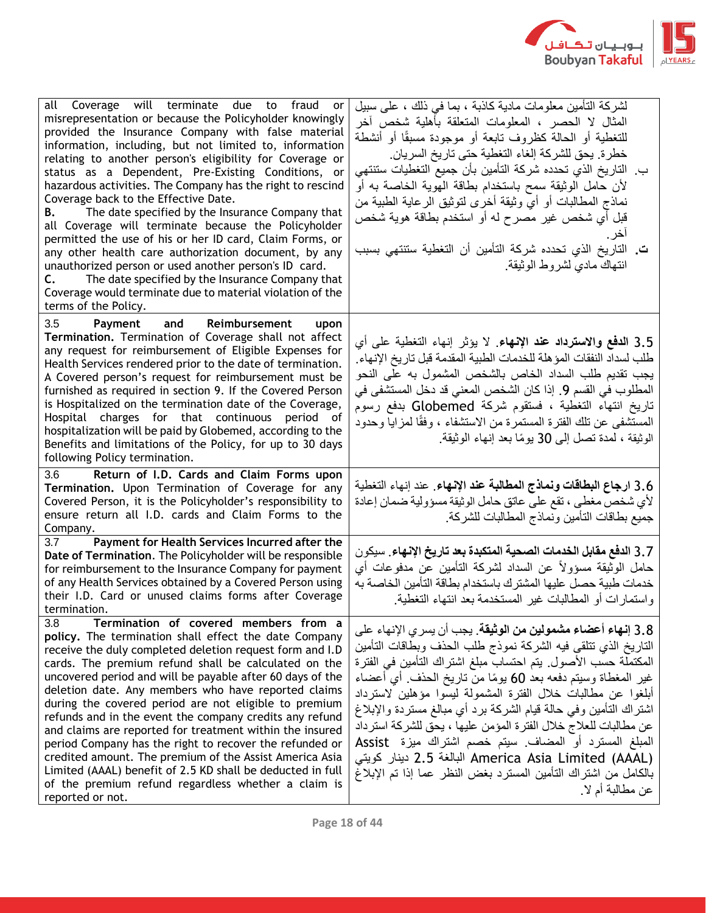| English | Arabic |
|---|---|
| all Coverage will terminate due to fraud or misrepresentation or because the Policyholder knowingly provided the Insurance Company with false material information, including, but not limited to, information relating to another person's eligibility for Coverage or status as a Dependent, Pre-Existing Conditions, or hazardous activities. The Company has the right to rescind Coverage back to the Effective Date.<br>**B.** The date specified by the Insurance Company that all Coverage will terminate because the Policyholder permitted the use of his or her ID card, Claim Forms, or any other health care authorization document, by any unauthorized person or used another person's ID card.<br>**C.** The date specified by the Insurance Company that Coverage would terminate due to material violation of the terms of the Policy. | لشركة التأمين معلومات مادية كاذبة ، بما في ذلك ، على سبيل المثال لا الحصر ، المعلومات المتعلقة بأهلية شخص آخر للتغطية أو الحالة كظروف تابعة أو موجودة مسبقًا أو أنشطة خطرة. يحق للشركة إلغاء التغطية حتى تاريخ السريان.<br>ب. التاريخ الذي تحدده شركة التأمين بأن جميع التغطيات ستنتهي لأن حامل الوثيقة سمح باستخدام بطاقة الهوية الخاصة به أو نماذج المطالبات أو أي وثيقة أخرى لتوثيق الرعاية الطبية من قبل أي شخص غير مصرح له أو استخدم بطاقة هوية شخص آخر.<br>**ت.** التاريخ الذي تحدده شركة التأمين أن التغطية ستنتهي بسبب انتهاك مادي لشروط الوثيقة. |
| 3.5 **Payment and Reimbursement upon Termination.** Termination of Coverage shall not affect any request for reimbursement of Eligible Expenses for Health Services rendered prior to the date of termination. A Covered person's request for reimbursement must be furnished as required in section 9. If the Covered Person is Hospitalized on the termination date of the Coverage, Hospital charges for that continuous period of hospitalization will be paid by Globemed, according to the Benefits and limitations of the Policy, for up to 30 days following Policy termination. | 3.5 **الدفع والاسترداد عند الإنهاء**. لا يؤثر إنهاء التغطية على أي طلب لسداد النفقات المؤهلة للخدمات الطبية المقدمة قبل تاريخ الإنهاء. يجب تقديم طلب السداد الخاص بالشخص المشمول به على النحو المطلوب في القسم 9. إذا كان الشخص المعني قد دخل المستشفى في تاريخ انتهاء التغطية ، فستقوم شركة Globemed بدفع رسوم المستشفى عن تلك الفترة المستمرة من الاستشفاء ، وفقًا لمزايا وحدود الوثيقة ، لمدة تصل إلى 30 يومًا بعد إنهاء الوثيقة. |
| 3.6 **Return of I.D. Cards and Claim Forms upon Termination.** Upon Termination of Coverage for any Covered Person, it is the Policyholder's responsibility to ensure return all I.D. cards and Claim Forms to the Company. | 3.6 **ارجاع البطاقات ونماذج المطالبة عند الإنهاء**. عند إنهاء التغطية لأي شخص مغطى ، تقع على عاتق حامل الوثيقة مسؤولية ضمان إعادة جميع بطاقات التأمين ونماذج المطالبات للشركة. |
| 3.7 **Payment for Health Services Incurred after the Date of Termination**. The Policyholder will be responsible for reimbursement to the Insurance Company for payment of any Health Services obtained by a Covered Person using their I.D. Card or unused claims forms after Coverage termination. | 3.7 **الدفع مقابل الخدمات الصحية المتكبدة بعد تاريخ الإنهاء**. سيكون حامل الوثيقة مسؤولاً عن السداد لشركة التأمين عن مدفوعات أي خدمات طبية حصل عليها المشترك باستخدام بطاقة التأمين الخاصة به واستمارات أو المطالبات غير المستخدمة بعد انتهاء التغطية. |
| 3.8 **Termination of covered members from a policy.** The termination shall effect the date Company receive the duly completed deletion request form and I.D cards. The premium refund shall be calculated on the uncovered period and will be payable after 60 days of the deletion date. Any members who have reported claims during the covered period are not eligible to premium refunds and in the event the company credits any refund and claims are reported for treatment within the insured period Company has the right to recover the refunded or credited amount. The premium of the Assist America Asia Limited (AAAL) benefit of 2.5 KD shall be deducted in full of the premium refund regardless whether a claim is reported or not. | 3.8 **إنهاء أعضاء مشمولين من الوثيقة**. يجب أن يسري الإنهاء على التاريخ الذي تتلقى فيه الشركة نموذج طلب الحذف وبطاقات التأمين المكتملة حسب الأصول. يتم احتساب مبلغ اشتراك التأمين في الفترة غير المغطاة وسيتم دفعه بعد 60 يومًا من تاريخ الحذف. أي أعضاء أبلغوا عن مطالبات خلال الفترة المشمولة ليسوا مؤهلين لاسترداد اشتراك التأمين وفي حالة قيام الشركة برد أي مبالغ مستردة والإبلاغ عن مطالبات للعلاج خلال الفترة المؤمن عليها ، يحق للشركة استرداد المبلغ المسترد أو المضاف. سيتم خصم اشتراك ميزة Assist America Asia Limited (AAAL) البالغة 2.5 دينار كويتي بالكامل من اشتراك التأمين المسترد بغض النظر عما إذا تم الإبلاغ عن مطالبة أم لا. |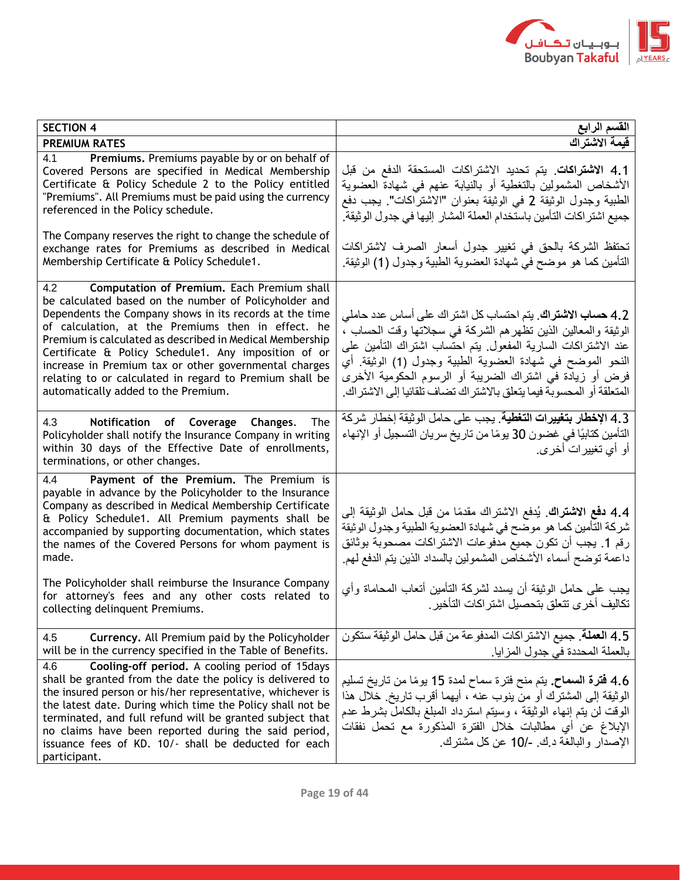| SECTION 4 | القسم الرابع |
|---|---|
| **PREMIUM RATES** | **قيمة الاشتراك** |
| 4.1 **Premiums.** Premiums payable by or on behalf of Covered Persons are specified in Medical Membership Certificate & Policy Schedule 2 to the Policy entitled "Premiums". All Premiums must be paid using the currency referenced in the Policy schedule.<br><br>The Company reserves the right to change the schedule of exchange rates for Premiums as described in Medical Membership Certificate & Policy Schedule1. | 4.1 **الاشتراكات**. يتم تحديد الاشتراكات المستحقة الدفع من قبل الأشخاص المشمولين بالتغطية أو بالنيابة عنهم في شهادة العضوية الطبية وجدول الوثيقة 2 في الوثيقة بعنوان "الاشتراكات". يجب دفع جميع اشتراكات التأمين باستخدام العملة المشار إليها في جدول الوثيقة.<br><br>تحتفظ الشركة بالحق في تغيير جدول أسعار الصرف لاشتراكات التأمين كما هو موضح في شهادة العضوية الطبية وجدول (1) الوثيقة. |
| 4.2 **Computation of Premium.** Each Premium shall be calculated based on the number of Policyholder and Dependents the Company shows in its records at the time of calculation, at the Premiums then in effect. he Premium is calculated as described in Medical Membership Certificate & Policy Schedule1. Any imposition of or increase in Premium tax or other governmental charges relating to or calculated in regard to Premium shall be automatically added to the Premium. | 4.2 **حساب الاشتراك**. يتم احتساب كل اشتراك على أساس عدد حاملي الوثيقة والمعالين الذين تظهرهم الشركة في سجلاتها وقت الحساب ، عند الاشتراكات السارية المفعول. يتم احتساب اشتراك التأمين على النحو الموضح في شهادة العضوية الطبية وجدول (1) الوثيقة. أي فرض أو زيادة في اشتراك الضريبة أو الرسوم الحكومية الأخرى المتعلقة أو المحسوبة فيما يتعلق بالاشتراك تضاف تلقائيا إلى الاشتراك. |
| 4.3 **Notification of Coverage Changes.** The Policyholder shall notify the Insurance Company in writing within 30 days of the Effective Date of enrollments, terminations, or other changes. | 4.3 **الإخطار بتغييرات التغطية**. يجب على حامل الوثيقة إخطار شركة التأمين كتابيًا في غضون 30 يومًا من تاريخ سريان التسجيل أو الإنهاء أو أي تغييرات أخرى. |
| 4.4 **Payment of the Premium.** The Premium is payable in advance by the Policyholder to the Insurance Company as described in Medical Membership Certificate & Policy Schedule1. All Premium payments shall be accompanied by supporting documentation, which states the names of the Covered Persons for whom payment is made.<br><br>The Policyholder shall reimburse the Insurance Company for attorney's fees and any other costs related to collecting delinquent Premiums. | 4.4 **دفع الاشتراك**. يُدفع الاشتراك مقدمًا من قبل حامل الوثيقة إلى شركة التأمين كما هو موضح في شهادة العضوية الطبية وجدول الوثيقة رقم 1. يجب أن تكون جميع مدفوعات الاشتراكات مصحوبة بوثائق داعمة توضح أسماء الأشخاص المشمولين بالسداد الذين يتم الدفع لهم.<br><br>يجب على حامل الوثيقة أن يسدد لشركة التأمين أتعاب المحاماة وأي تكاليف أخرى تتعلق بتحصيل اشتراكات التأخير. |
| 4.5 **Currency.** All Premium paid by the Policyholder will be in the currency specified in the Table of Benefits. | 4.5 **العملة**. جميع الاشتراكات المدفوعة من قبل حامل الوثيقة ستكون بالعملة المحددة في جدول المزايا. |
| 4.6 **Cooling-off period.** A cooling period of 15days shall be granted from the date the policy is delivered to the insured person or his/her representative, whichever is the latest date. During which time the Policy shall not be terminated, and full refund will be granted subject that no claims have been reported during the said period, issuance fees of KD. 10/- shall be deducted for each participant. | 4.6 **فترة السماح**. يتم منح فترة سماح لمدة 15 يومًا من تاريخ تسليم الوثيقة إلى المشترك أو من ينوب عنه ، أيهما أقرب تاريخ. خلال هذا الوقت لن يتم إنهاء الوثيقة ، وسيتم استرداد المبلغ بالكامل بشرط عدم الإبلاغ عن أي مطالبات خلال الفترة المذكورة مع تحمل نفقات الإصدار والبالغة د.ك. -/10 عن كل مشترك. |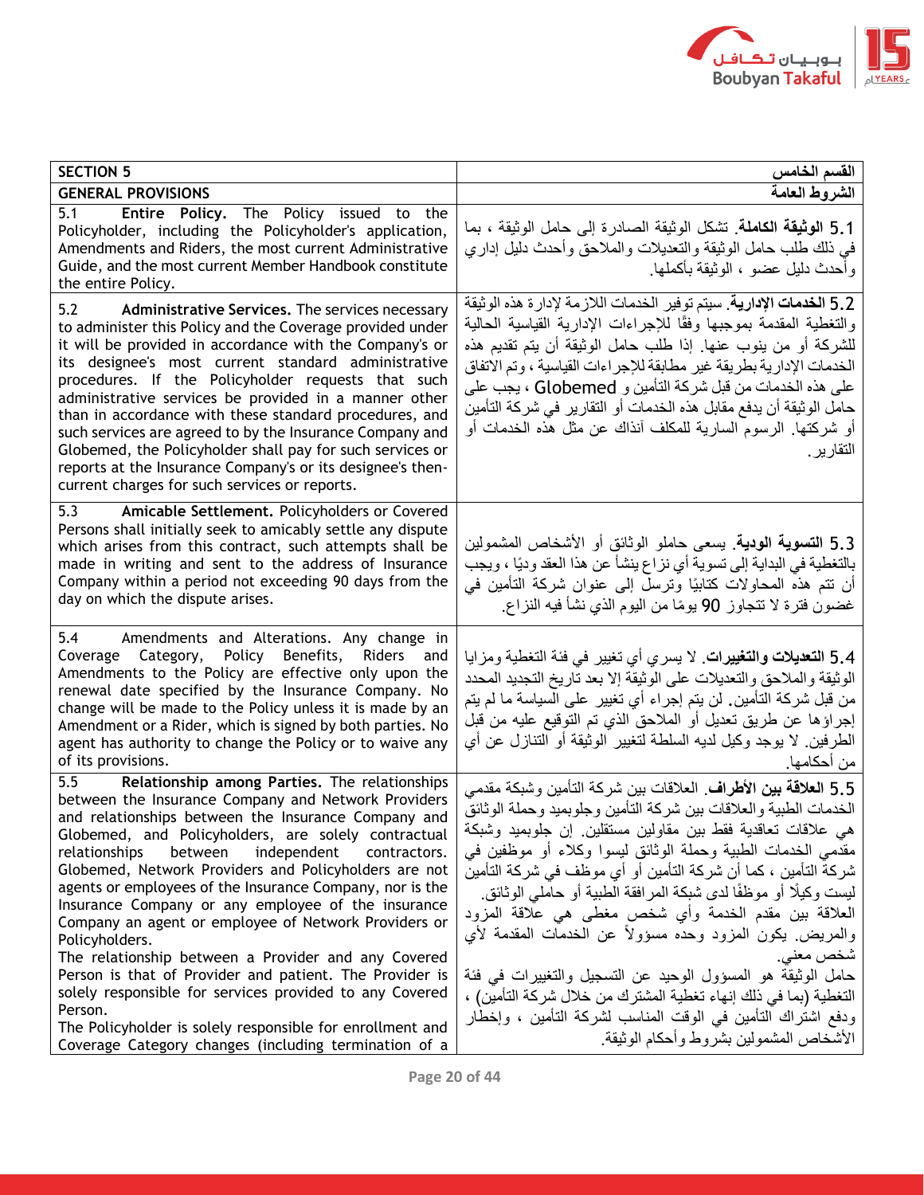| SECTION 5 | القسم الخامس |
|---|---|
| **GENERAL PROVISIONS** | **الشروط العامة** |
| 5.1 **Entire Policy.** The Policy issued to the Policyholder, including the Policyholder's application, Amendments and Riders, the most current Administrative Guide, and the most current Member Handbook constitute the entire Policy. | 5.1 **الوثيقة الكاملة**. تشكل الوثيقة الصادرة إلى حامل الوثيقة ، بما في ذلك طلب حامل الوثيقة والتعديلات والملاحق وأحدث دليل إداري وأحدث دليل عضو ، الوثيقة بأكملها. |
| 5.2 **Administrative Services.** The services necessary to administer this Policy and the Coverage provided under it will be provided in accordance with the Company's or its designee's most current standard administrative procedures. If the Policyholder requests that such administrative services be provided in a manner other than in accordance with these standard procedures, and such services are agreed to by the Insurance Company and Globemed, the Policyholder shall pay for such services or reports at the Insurance Company's or its designee's then-current charges for such services or reports. | 5.2 **الخدمات الإدارية**. سيتم توفير الخدمات اللازمة لإدارة هذه الوثيقة والتغطية المقدمة بموجبها وفقًا للإجراءات الإدارية القياسية الحالية للشركة أو من ينوب عنها. إذا طلب حامل الوثيقة أن يتم تقديم هذه الخدمات الإدارية بطريقة غير مطابقة للإجراءات القياسية ، وتم الاتفاق على هذه الخدمات من قبل شركة التأمين و Globemed ، يجب على حامل الوثيقة أن يدفع مقابل هذه الخدمات أو التقارير في شركة التأمين أو شركتها. الرسوم السارية للمكلف آنذاك عن مثل هذه الخدمات أو التقارير. |
| 5.3 **Amicable Settlement.** Policyholders or Covered Persons shall initially seek to amicably settle any dispute which arises from this contract, such attempts shall be made in writing and sent to the address of Insurance Company within a period not exceeding 90 days from the day on which the dispute arises. | 5.3 **التسوية الودية**. يسعى حاملو الوثائق أو الأشخاص المشمولين بالتغطية في البداية إلى تسوية أي نزاع ينشأ عن هذا العقد وديًا ، ويجب أن تتم هذه المحاولات كتابيًا وترسل إلى عنوان شركة التأمين في غضون فترة لا تتجاوز 90 يومًا من اليوم الذي نشأ فيه النزاع. |
| 5.4 Amendments and Alterations. Any change in Coverage Category, Policy Benefits, Riders and Amendments to the Policy are effective only upon the renewal date specified by the Insurance Company. No change will be made to the Policy unless it is made by an Amendment or a Rider, which is signed by both parties. No agent has authority to change the Policy or to waive any of its provisions. | 5.4 **التعديلات والتغييرات**. لا يسري أي تغيير في فئة التغطية ومزايا الوثيقة والملاحق والتعديلات على الوثيقة إلا بعد تاريخ التجديد المحدد من قبل شركة التأمين. لن يتم إجراء أي تغيير على السياسة ما لم يتم إجراؤها عن طريق تعديل أو الملاحق الذي تم التوقيع عليه من قبل الطرفين. لا يوجد وكيل لديه السلطة لتغيير الوثيقة أو التنازل عن أي من أحكامها. |
| 5.5 **Relationship among Parties.** The relationships between the Insurance Company and Network Providers and relationships between the Insurance Company and Globemed, and Policyholders, are solely contractual relationships between independent contractors. Globemed, Network Providers and Policyholders are not agents or employees of the Insurance Company, nor is the Insurance Company or any employee of the insurance Company an agent or employee of Network Providers or Policyholders.<br>The relationship between a Provider and any Covered Person is that of Provider and patient. The Provider is solely responsible for services provided to any Covered Person.<br>The Policyholder is solely responsible for enrollment and Coverage Category changes (including termination of a | 5.5 **العلاقة بين الأطراف**. العلاقات بين شركة التأمين وشبكة مقدمي الخدمات الطبية والعلاقات بين شركة التأمين وجلوبميد وحملة الوثائق هي علاقات تعاقدية فقط بين مقاولين مستقلين. إن جلوبميد وشبكة مقدمي الخدمات الطبية وحملة الوثائق ليسوا وكلاء أو موظفين في شركة التأمين ، كما أن شركة التأمين أو أي موظف في شركة التأمين ليست وكيلًا أو موظفًا لدى شبكة المرافقة الطبية أو حاملي الوثائق.<br>العلاقة بين مقدم الخدمة وأي شخص مغطى هي علاقة المزود والمريض. يكون المزود وحده مسؤولاً عن الخدمات المقدمة لأي شخص معني.<br>حامل الوثيقة هو المسؤول الوحيد عن التسجيل والتغييرات في فئة التغطية (بما في ذلك إنهاء تغطية المشترك من خلال شركة التأمين) ، ودفع اشتراك التأمين في الوقت المناسب لشركة التأمين ، وإخطار الأشخاص المشمولين بشروط وأحكام الوثيقة. |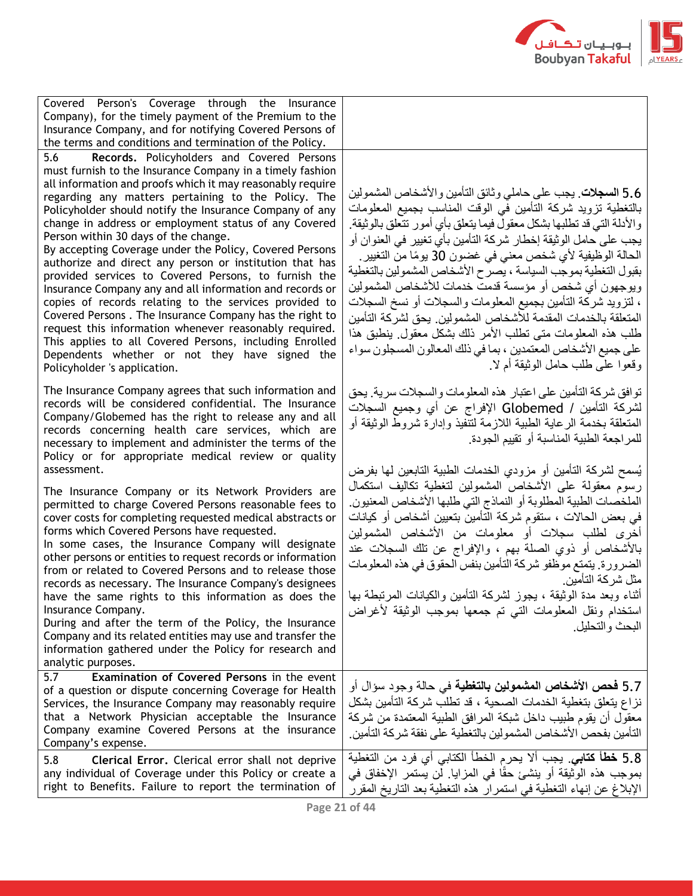| English | العربية |
|---|---|
| Covered Person's Coverage through the Insurance Company), for the timely payment of the Premium to the Insurance Company, and for notifying Covered Persons of the terms and conditions and termination of the Policy. | |
| 5.6 **Records.** Policyholders and Covered Persons must furnish to the Insurance Company in a timely fashion all information and proofs which it may reasonably require regarding any matters pertaining to the Policy. The Policyholder should notify the Insurance Company of any change in address or employment status of any Covered Person within 30 days of the change. By accepting Coverage under the Policy, Covered Persons authorize and direct any person or institution that has provided services to Covered Persons, to furnish the Insurance Company any and all information and records or copies of records relating to the services provided to Covered Persons . The Insurance Company has the right to request this information whenever reasonably required. This applies to all Covered Persons, including Enrolled Dependents whether or not they have signed the Policyholder 's application. | 5.6 **السجلات**. يجب على حاملي وثائق التأمين والأشخاص المشمولين بالتغطية تزويد شركة التأمين في الوقت المناسب بجميع المعلومات والأدلة التي قد تطلبها بشكل معقول فيما يتعلق بأي أمور تتعلق بالوثيقة. يجب على حامل الوثيقة إخطار شركة التأمين بأي تغيير في العنوان أو الحالة الوظيفية لأي شخص معني في غضون 30 يومًا من التغيير. بقبول التغطية بموجب السياسة ، يصرح الأشخاص المشمولين بالتغطية ويوجهون أي شخص أو مؤسسة قدمت خدمات للأشخاص المشمولين ، لتزويد شركة التأمين بجميع المعلومات والسجلات أو نسخ السجلات المتعلقة بالخدمات المقدمة للأشخاص المشمولين. يحق لشركة التأمين طلب هذه المعلومات متى تطلب الأمر ذلك بشكل معقول. ينطبق هذا على جميع الأشخاص المعتمدين ، بما في ذلك المعالون المسجلون سواء وقعوا على طلب حامل الوثيقة أم لا. |
| The Insurance Company agrees that such information and records will be considered confidential. The Insurance Company/Globemed has the right to release any and all records concerning health care services, which are necessary to implement and administer the terms of the Policy or for appropriate medical review or quality assessment.<br><br>The Insurance Company or its Network Providers are permitted to charge Covered Persons reasonable fees to cover costs for completing requested medical abstracts or forms which Covered Persons have requested.<br>In some cases, the Insurance Company will designate other persons or entities to request records or information from or related to Covered Persons and to release those records as necessary. The Insurance Company's designees have the same rights to this information as does the Insurance Company.<br>During and after the term of the Policy, the Insurance Company and its related entities may use and transfer the information gathered under the Policy for research and analytic purposes. | توافق شركة التأمين على اعتبار هذه المعلومات والسجلات سرية. يحق لشركة التأمين / Globemed الإفراج عن أي وجميع السجلات المتعلقة بخدمة الرعاية الطبية اللازمة لتنفيذ وإدارة شروط الوثيقة أو للمراجعة الطبية المناسبة أو تقييم الجودة.<br><br>يُسمح لشركة التأمين أو مزودي الخدمات الطبية التابعين لها بفرض رسوم معقولة على الأشخاص المشمولين لتغطية تكاليف استكمال الملخصات الطبية المطلوبة أو النماذج التي طلبها الأشخاص المعنيون. في بعض الحالات ، ستقوم شركة التأمين بتعيين أشخاص أو كيانات أخرى لطلب سجلات أو معلومات من الأشخاص المشمولين بالأشخاص أو ذوي الصلة بهم ، والإفراج عن تلك السجلات عند الضرورة. يتمتع موظفو شركة التأمين بنفس الحقوق في هذه المعلومات مثل شركة التأمين.<br>أثناء وبعد مدة الوثيقة ، يجوز لشركة التأمين والكيانات المرتبطة بها استخدام ونقل المعلومات التي تم جمعها بموجب الوثيقة لأغراض البحث والتحليل. |
| 5.7 **Examination of Covered Persons** in the event of a question or dispute concerning Coverage for Health Services, the Insurance Company may reasonably require that a Network Physician acceptable the Insurance Company examine Covered Persons at the insurance Company's expense. | 5.7 **فحص الأشخاص المشمولين بالتغطية** في حالة وجود سؤال أو نزاع يتعلق بتغطية الخدمات الصحية ، قد تطلب شركة التأمين بشكل معقول أن يقوم طبيب داخل شبكة المرافق الطبية المعتمدة من شركة التأمين بفحص الأشخاص المشمولين بالتغطية على نفقة شركة التأمين. |
| 5.8 **Clerical Error.** Clerical error shall not deprive any individual of Coverage under this Policy or create a right to Benefits. Failure to report the termination of | 5.8 **خطأ كتابي**. يجب ألا يحرم الخطأ الكتابي أي فرد من التغطية بموجب هذه الوثيقة أو ينشئ حقًا في المزايا. لن يستمر الإخفاق في الإبلاغ عن إنهاء التغطية في استمرار هذه التغطية بعد التاريخ المقرر |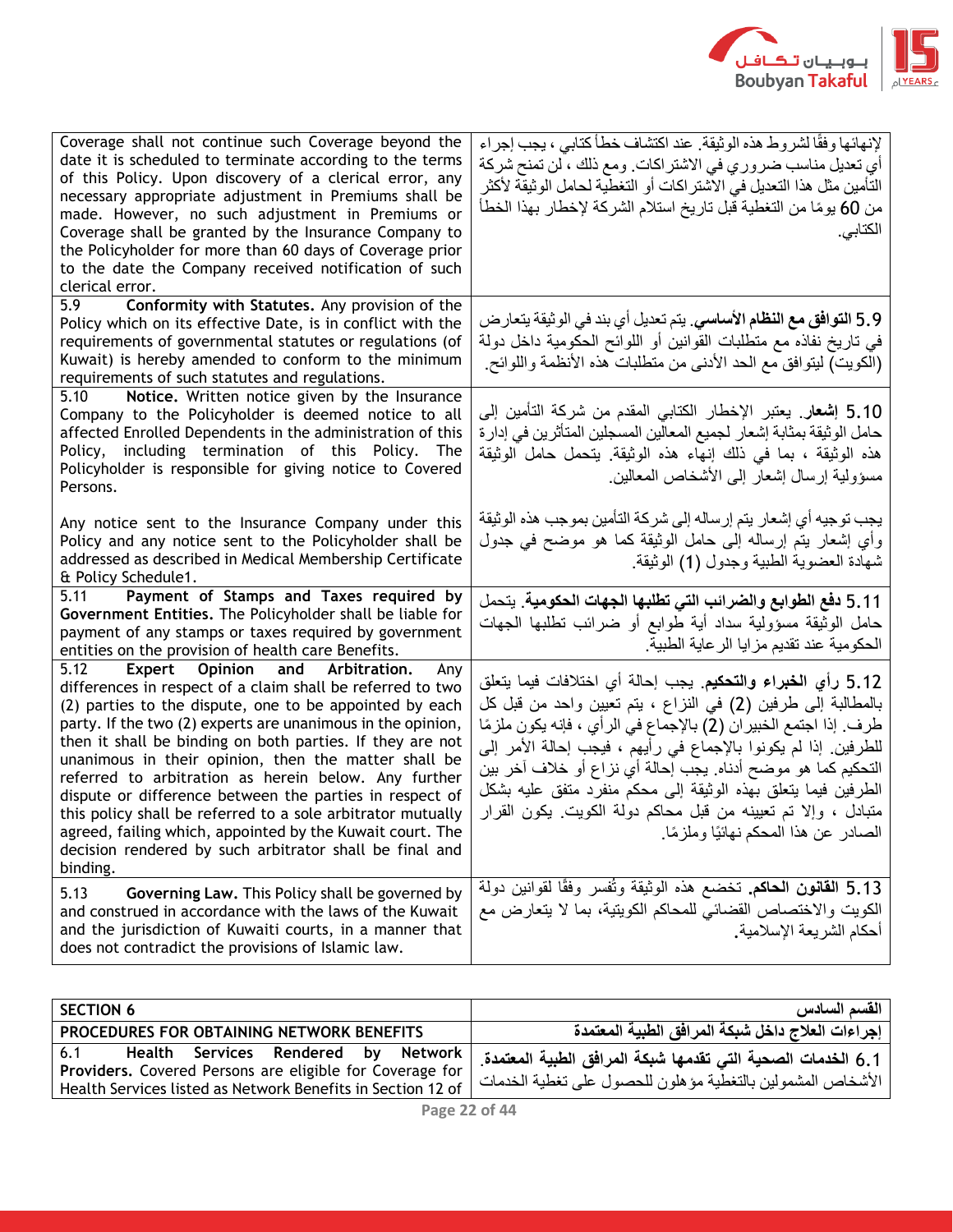| | |
|---|---|
| Coverage shall not continue such Coverage beyond the date it is scheduled to terminate according to the terms of this Policy. Upon discovery of a clerical error, any necessary appropriate adjustment in Premiums shall be made. However, no such adjustment in Premiums or Coverage shall be granted by the Insurance Company to the Policyholder for more than 60 days of Coverage prior to the date the Company received notification of such clerical error. | لإنهائها وفقًا لشروط هذه الوثيقة. عند اكتشاف خطأ كتابي ، يجب إجراء أي تعديل مناسب ضروري في الاشتراكات. ومع ذلك ، لن تمنح شركة التأمين مثل هذا التعديل في الاشتراكات أو التغطية لحامل الوثيقة لأكثر من 60 يومًا من التغطية قبل تاريخ استلام الشركة لإخطار بهذا الخطأ الكتابي. |
| 5.9 **Conformity with Statutes.** Any provision of the Policy which on its effective Date, is in conflict with the requirements of governmental statutes or regulations (of Kuwait) is hereby amended to conform to the minimum requirements of such statutes and regulations. | 5.9 **التوافق مع النظام الأساسي**. يتم تعديل أي بند في الوثيقة يتعارض في تاريخ نفاذه مع متطلبات القوانين أو اللوائح الحكومية داخل دولة (الكويت) ليتوافق مع الحد الأدنى من متطلبات هذه الأنظمة واللوائح. |
| 5.10 **Notice.** Written notice given by the Insurance Company to the Policyholder is deemed notice to all affected Enrolled Dependents in the administration of this Policy, including termination of this Policy. The Policyholder is responsible for giving notice to Covered Persons.<br><br>Any notice sent to the Insurance Company under this Policy and any notice sent to the Policyholder shall be addressed as described in Medical Membership Certificate & Policy Schedule1. | 5.10 **إشعار**. يعتبر الإخطار الكتابي المقدم من شركة التأمين إلى حامل الوثيقة بمثابة إشعار لجميع المعالين المسجلين المتأثرين في إدارة هذه الوثيقة ، بما في ذلك إنهاء هذه الوثيقة. يتحمل حامل الوثيقة مسؤولية إرسال إشعار إلى الأشخاص المعالين.<br><br>يجب توجيه أي إشعار يتم إرساله إلى شركة التأمين بموجب هذه الوثيقة وأي إشعار يتم إرساله إلى حامل الوثيقة كما هو موضح في جدول شهادة العضوية الطبية وجدول (1) الوثيقة. |
| 5.11 **Payment of Stamps and Taxes required by Government Entities.** The Policyholder shall be liable for payment of any stamps or taxes required by government entities on the provision of health care Benefits. | 5.11 **دفع الطوابع والضرائب التي تطلبها الجهات الحكومية**. يتحمل حامل الوثيقة مسؤولية سداد أية طوابع أو ضرائب تطلبها الجهات الحكومية عند تقديم مزايا الرعاية الطبية. |
| 5.12 **Expert Opinion and Arbitration.** Any differences in respect of a claim shall be referred to two (2) parties to the dispute, one to be appointed by each party. If the two (2) experts are unanimous in the opinion, then it shall be binding on both parties. If they are not unanimous in their opinion, then the matter shall be referred to arbitration as herein below. Any further dispute or difference between the parties in respect of this policy shall be referred to a sole arbitrator mutually agreed, failing which, appointed by the Kuwait court. The decision rendered by such arbitrator shall be final and binding. | 5.12 **رأي الخبراء والتحكيم**. يجب إحالة أي اختلافات فيما يتعلق بالمطالبة إلى طرفين (2) في النزاع ، يتم تعيين واحد من قبل كل طرف. إذا اجتمع الخبيران (2) بالإجماع في الرأي ، فإنه يكون ملزمًا للطرفين. إذا لم يكونوا بالإجماع في رأيهم ، فيجب إحالة الأمر إلى التحكيم كما هو موضح أدناه. يجب إحالة أي نزاع أو خلاف آخر بين الطرفين فيما يتعلق بهذه الوثيقة إلى محكم منفرد متفق عليه بشكل متبادل ، وإلا تم تعيينه من قبل محاكم دولة الكويت. يكون القرار الصادر عن هذا المحكم نهائيًا وملزمًا. |
| 5.13 **Governing Law.** This Policy shall be governed by and construed in accordance with the laws of the Kuwait and the jurisdiction of Kuwaiti courts, in a manner that does not contradict the provisions of Islamic law. | 5.13 **القانون الحاكم**. تخضع هذه الوثيقة وتُفسر وفقًا لقوانين دولة الكويت والاختصاص القضائي للمحاكم الكويتية، بما لا يتعارض مع أحكام الشريعة الإسلامية. |

| **SECTION 6** | **القسم السادس** |
|---|---|
| **PROCEDURES FOR OBTAINING NETWORK BENEFITS** | **إجراءات العلاج داخل شبكة المرافق الطبية المعتمدة** |
| 6.1 **Health Services Rendered by Network Providers.** Covered Persons are eligible for Coverage for Health Services listed as Network Benefits in Section 12 of | 6.1 **الخدمات الصحية التي تقدمها شبكة المرافق الطبية المعتمدة**. الأشخاص المشمولين بالتغطية مؤهلون للحصول على تغطية الخدمات |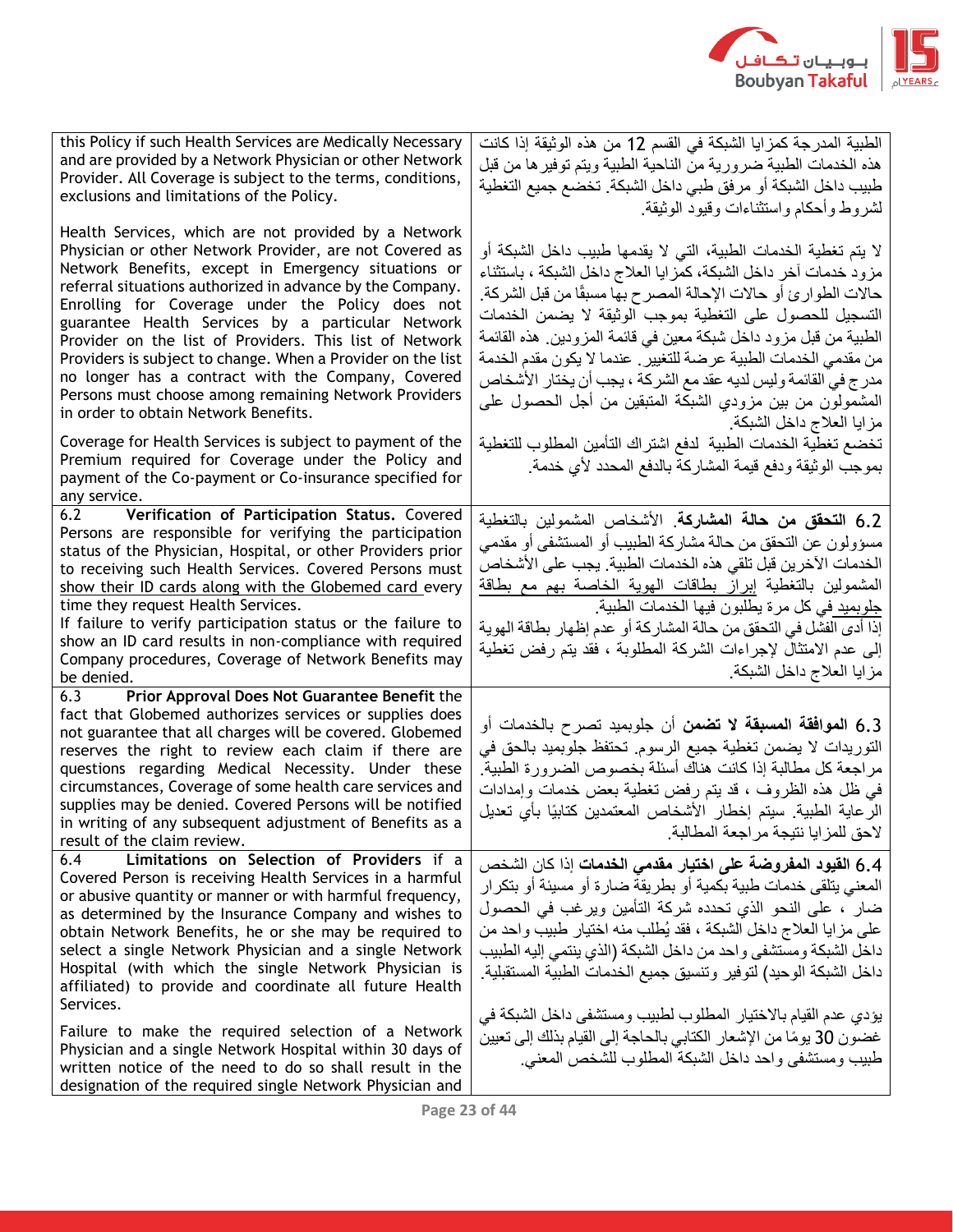| | |
|---|---|
| this Policy if such Health Services are Medically Necessary and are provided by a Network Physician or other Network Provider. All Coverage is subject to the terms, conditions, exclusions and limitations of the Policy.<br><br>Health Services, which are not provided by a Network Physician or other Network Provider, are not Covered as Network Benefits, except in Emergency situations or referral situations authorized in advance by the Company. Enrolling for Coverage under the Policy does not guarantee Health Services by a particular Network Provider on the list of Providers. This list of Network Providers is subject to change. When a Provider on the list no longer has a contract with the Company, Covered Persons must choose among remaining Network Providers in order to obtain Network Benefits.<br><br>Coverage for Health Services is subject to payment of the Premium required for Coverage under the Policy and payment of the Co-payment or Co-insurance specified for any service. | الطبية المدرجة كمزايا الشبكة في القسم 12 من هذه الوثيقة إذا كانت هذه الخدمات الطبية ضرورية من الناحية الطبية ويتم توفيرها من قبل طبيب داخل الشبكة أو مرفق طبي داخل الشبكة. تخضع جميع التغطية لشروط وأحكام واستثناءات وقيود الوثيقة.<br><br>لا يتم تغطية الخدمات الطبية، التي لا يقدمها طبيب داخل الشبكة أو مزود خدمات آخر داخل الشبكة، كمزايا العلاج داخل الشبكة ، باستثناء حالات الطوارئ أو حالات الإحالة المصرح بها مسبقًا من قبل الشركة. التسجيل للحصول على التغطية بموجب الوثيقة لا يضمن الخدمات الطبية من قبل مزود داخل شبكة معين في قائمة المزودين. هذه القائمة من مقدمي الخدمات الطبية عرضة للتغيير. عندما لا يكون مقدم الخدمة مدرج في القائمة وليس لديه عقد مع الشركة ، يجب أن يختار الأشخاص المشمولون من بين مزودي الشبكة المتبقين من أجل الحصول على مزايا العلاج داخل الشبكة.<br><br>تخضع تغطية الخدمات الطبية لدفع اشتراك التأمين المطلوب للتغطية بموجب الوثيقة ودفع قيمة المشاركة بالدفع المحدد لأي خدمة. |
| 6.2 **Verification of Participation Status.** Covered Persons are responsible for verifying the participation status of the Physician, Hospital, or other Providers prior to receiving such Health Services. Covered Persons must <u>show their ID cards along with the Globemed card</u> every time they request Health Services.<br>If failure to verify participation status or the failure to show an ID card results in non-compliance with required Company procedures, Coverage of Network Benefits may be denied. | 6.2 **التحقق من حالة المشاركة**. الأشخاص المشمولين بالتغطية مسؤولون عن التحقق من حالة مشاركة الطبيب أو المستشفى أو مقدمي الخدمات الأخرين قبل تلقي هذه الخدمات الطبية. يجب على الأشخاص المشمولين بالتغطية <u>إبراز بطاقات الهوية الخاصة بهم مع بطاقة جلوبميد</u> في كل مرة يطلبون فيها الخدمات الطبية.<br>إذا أدى الفشل في التحقق من حالة المشاركة أو عدم إظهار بطاقة الهوية إلى عدم الامتثال لإجراءات الشركة المطلوبة ، فقد يتم رفض تغطية مزايا العلاج داخل الشبكة. |
| 6.3 **Prior Approval Does Not Guarantee Benefit** the fact that Globemed authorizes services or supplies does not guarantee that all charges will be covered. Globemed reserves the right to review each claim if there are questions regarding Medical Necessity. Under these circumstances, Coverage of some health care services and supplies may be denied. Covered Persons will be notified in writing of any subsequent adjustment of Benefits as a result of the claim review. | 6.3 **الموافقة المسبقة لا تضمن** أن جلوبميد تصرح بالخدمات أو التوريدات لا يضمن تغطية جميع الرسوم. تحتفظ جلوبميد بالحق في مراجعة كل مطالبة إذا كانت هناك أسئلة بخصوص الضرورة الطبية. في ظل هذه الظروف ، قد يتم رفض تغطية بعض خدمات وإمدادات الرعاية الطبية. سيتم إخطار الأشخاص المعتمدين كتابيًا بأي تعديل لاحق للمزايا نتيجة مراجعة المطالبة. |
| 6.4 **Limitations on Selection of Providers** if a Covered Person is receiving Health Services in a harmful or abusive quantity or manner or with harmful frequency, as determined by the Insurance Company and wishes to obtain Network Benefits, he or she may be required to select a single Network Physician and a single Network Hospital (with which the single Network Physician is affiliated) to provide and coordinate all future Health Services.<br><br>Failure to make the required selection of a Network Physician and a single Network Hospital within 30 days of written notice of the need to do so shall result in the designation of the required single Network Physician and | 6.4 **القيود المفروضة على اختيار مقدمي الخدمات** إذا كان الشخص المعني يتلقى خدمات طبية بكمية أو بطريقة ضارة أو مسيئة أو بتكرار ضار ، على النحو الذي تحدده شركة التأمين ويرغب في الحصول على مزايا العلاج داخل الشبكة ، فقد يُطلب منه اختيار طبيب واحد من داخل الشبكة ومستشفى واحد من داخل الشبكة (الذي ينتمي إليه الطبيب داخل الشبكة الوحيد) لتوفير وتنسيق جميع الخدمات الطبية المستقبلية.<br><br>يؤدي عدم القيام بالاختيار المطلوب لطبيب ومستشفى داخل الشبكة في غضون 30 يومًا من الإشعار الكتابي بالحاجة إلى القيام بذلك إلى تعيين طبيب ومستشفى واحد داخل الشبكة المطلوب للشخص المعني. |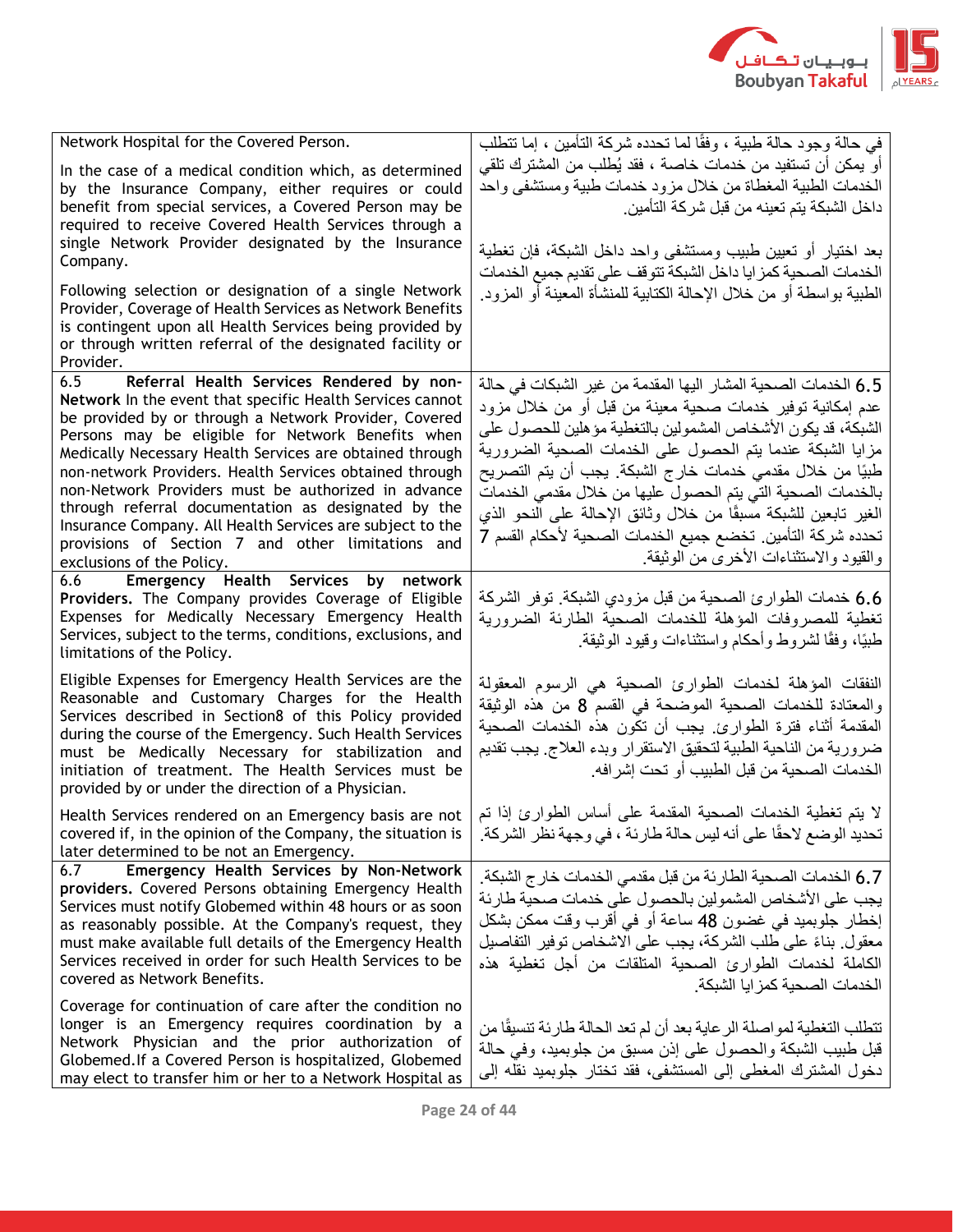| | |
|---|---|
| Network Hospital for the Covered Person.<br><br>In the case of a medical condition which, as determined by the Insurance Company, either requires or could benefit from special services, a Covered Person may be required to receive Covered Health Services through a single Network Provider designated by the Insurance Company.<br><br>Following selection or designation of a single Network Provider, Coverage of Health Services as Network Benefits is contingent upon all Health Services being provided by or through written referral of the designated facility or Provider. | في حالة وجود حالة طبية ، وفقًا لما تحدده شركة التأمين ، إما تتطلب أو يمكن أن تستفيد من خدمات خاصة ، فقد يُطلب من المشترك تلقي الخدمات الطبية المغطاة من خلال مزود خدمات طبية ومستشفى واحد داخل الشبكة يتم تعينه من قبل شركة التأمين.<br><br>بعد اختيار أو تعيين طبيب ومستشفى واحد داخل الشبكة، فإن تغطية الخدمات الصحية كمزايا داخل الشبكة تتوقف على تقديم جميع الخدمات الطبية بواسطة أو من خلال الإحالة الكتابية للمنشأة المعينة أو المزود. |
| 6.5 **Referral Health Services Rendered by non-Network** In the event that specific Health Services cannot be provided by or through a Network Provider, Covered Persons may be eligible for Network Benefits when Medically Necessary Health Services are obtained through non-network Providers. Health Services obtained through non-Network Providers must be authorized in advance through referral documentation as designated by the Insurance Company. All Health Services are subject to the provisions of Section 7 and other limitations and exclusions of the Policy. | 6.5 الخدمات الصحية المشار اليها المقدمة من غير الشبكات في حالة عدم إمكانية توفير خدمات صحية معينة من قبل أو من خلال مزود الشبكة، قد يكون الأشخاص المشمولين بالتغطية مؤهلين للحصول على مزايا الشبكة عندما يتم الحصول على الخدمات الصحية الضرورية طبيًا من خلال مقدمي خدمات خارج الشبكة. يجب أن يتم التصريح بالخدمات الصحية التي يتم الحصول عليها من خلال مقدمي الخدمات الغير تابعين للشبكة مسبقًا من خلال وثائق الإحالة على النحو الذي تحدده شركة التأمين. تخضع جميع الخدمات الصحية لأحكام القسم 7 والقيود والاستثناءات الأخرى من الوثيقة. |
| 6.6 **Emergency Health Services by network Providers.** The Company provides Coverage of Eligible Expenses for Medically Necessary Emergency Health Services, subject to the terms, conditions, exclusions, and limitations of the Policy.<br><br>Eligible Expenses for Emergency Health Services are the Reasonable and Customary Charges for the Health Services described in Section8 of this Policy provided during the course of the Emergency. Such Health Services must be Medically Necessary for stabilization and initiation of treatment. The Health Services must be provided by or under the direction of a Physician.<br><br>Health Services rendered on an Emergency basis are not covered if, in the opinion of the Company, the situation is later determined to be not an Emergency. | 6.6 خدمات الطوارئ الصحية من قبل مزودي الشبكة. توفر الشركة تغطية للمصروفات المؤهلة للخدمات الصحية الطارئة الضرورية طبيًا، وفقًا لشروط وأحكام واستثناءات وقيود الوثيقة.<br><br>النفقات المؤهلة لخدمات الطوارئ الصحية هي الرسوم المعقولة والمعتادة للخدمات الصحية الموضحة في القسم 8 من هذه الوثيقة المقدمة أثناء فترة الطوارئ. يجب أن تكون هذه الخدمات الصحية ضرورية من الناحية الطبية لتحقيق الاستقرار وبدء العلاج. يجب تقديم الخدمات الصحية من قبل الطبيب أو تحت إشرافه.<br><br>لا يتم تغطية الخدمات الصحية المقدمة على أساس الطوارئ إذا تم تحديد الوضع لاحقًا على أنه ليس حالة طارئة ، في وجهة نظر الشركة. |
| 6.7 **Emergency Health Services by Non-Network providers.** Covered Persons obtaining Emergency Health Services must notify Globemed within 48 hours or as soon as reasonably possible. At the Company's request, they must make available full details of the Emergency Health Services received in order for such Health Services to be covered as Network Benefits.<br><br>Coverage for continuation of care after the condition no longer is an Emergency requires coordination by a Network Physician and the prior authorization of Globemed.If a Covered Person is hospitalized, Globemed may elect to transfer him or her to a Network Hospital as | 6.7 الخدمات الصحية الطارئة من قبل مقدمي الخدمات خارج الشبكة. يجب على الأشخاص المشمولين بالحصول على خدمات صحية طارئة إخطار جلوبميد في غضون 48 ساعة أو في أقرب وقت ممكن بشكل معقول. بناءً على طلب الشركة، يجب على الأشخاص توفير التفاصيل الكاملة لخدمات الطوارئ الصحية المتلقات من أجل تغطية هذه الخدمات الصحية كمزايا الشبكة.<br><br>تتطلب التغطية لمواصلة الرعاية بعد أن لم تعد الحالة طارئة تنسيقًا من قبل طبيب الشبكة والحصول على إذن مسبق من جلوبميد، وفي حالة دخول المشترك المغطى إلى المستشفى، فقد تختار جلوبميد نقله إلى |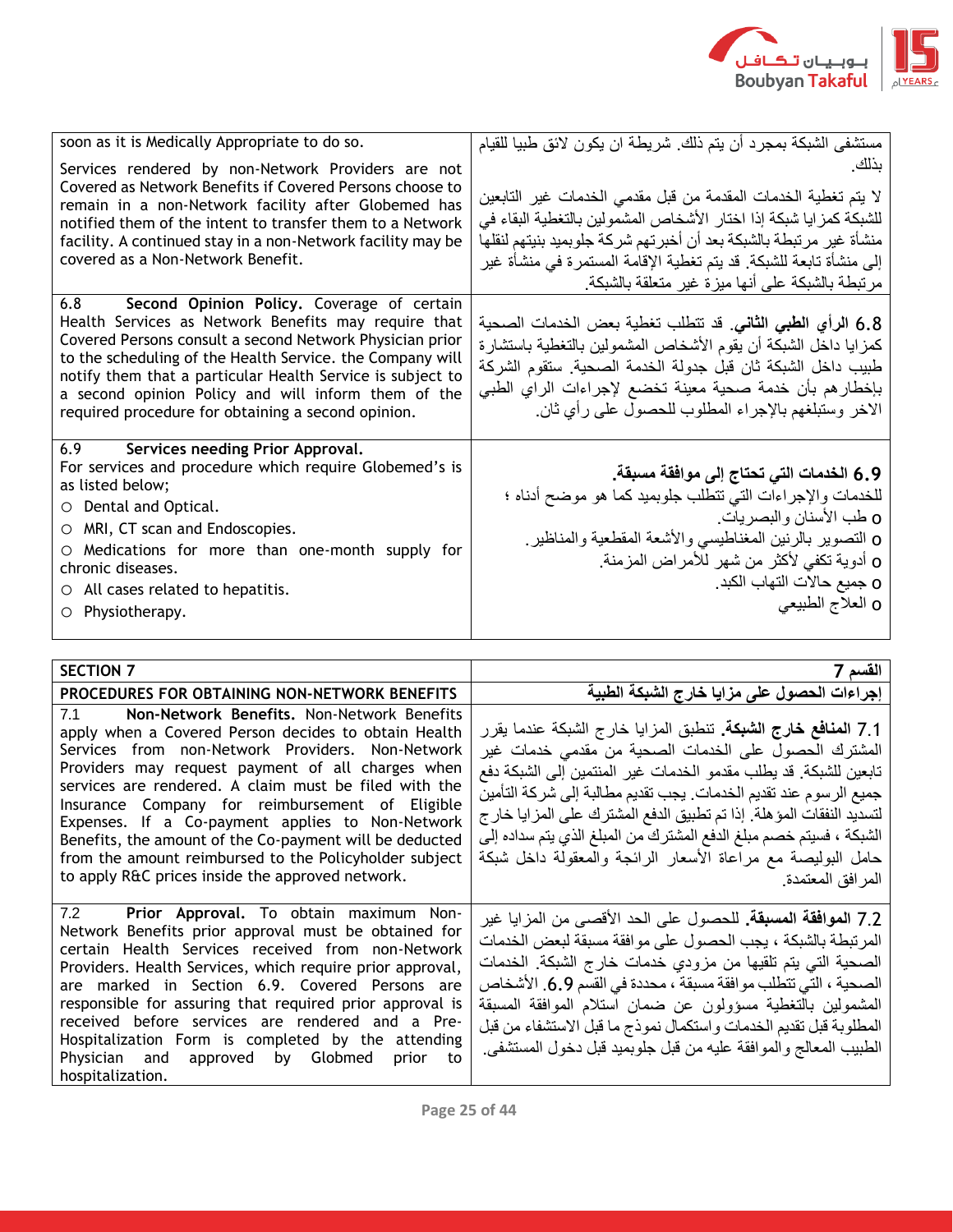| | |
|---|---|
| soon as it is Medically Appropriate to do so.<br><br>Services rendered by non-Network Providers are not Covered as Network Benefits if Covered Persons choose to remain in a non-Network facility after Globemed has notified them of the intent to transfer them to a Network facility. A continued stay in a non-Network facility may be covered as a Non-Network Benefit. | مستشفى الشبكة بمجرد أن يتم ذلك. شريطة ان يكون لائق طبيا للقيام بذلك.<br><br>لا يتم تغطية الخدمات المقدمة من قبل مقدمي الخدمات غير التابعين للشبكة كمزايا شبكة إذا اختار الأشخاص المشمولين بالتغطية البقاء في منشأة غير مرتبطة بالشبكة بعد أن أخبرتهم شركة جلوبميد بنيتهم لنقلها إلى منشأة تابعة للشبكة. قد يتم تغطية الإقامة المستمرة في منشأة غير مرتبطة بالشبكة على أنها ميزة غير متعلقة بالشبكة. |
| 6.8 **Second Opinion Policy.** Coverage of certain Health Services as Network Benefits may require that Covered Persons consult a second Network Physician prior to the scheduling of the Health Service. the Company will notify them that a particular Health Service is subject to a second opinion Policy and will inform them of the required procedure for obtaining a second opinion. | 6.8 **الرأي الطبي الثاني**. قد تتطلب تغطية بعض الخدمات الصحية كمزايا داخل الشبكة أن يقوم الأشخاص المشمولين بالتغطية باستشارة طبيب داخل الشبكة ثان قبل جدولة الخدمة الصحية. ستقوم الشركة بإخطارهم بأن خدمة صحية معينة تخضع لإجراءات الراي الطبي الاخر وستبلغهم بالإجراء المطلوب للحصول على رأي ثان. |
| 6.9 **Services needing Prior Approval.**<br>For services and procedure which require Globemed's is as listed below;<br>○ Dental and Optical.<br>○ MRI, CT scan and Endoscopies.<br>○ Medications for more than one-month supply for chronic diseases.<br>○ All cases related to hepatitis.<br>○ Physiotherapy. | 6.9 **الخدمات التي تحتاج إلى موافقة مسبقة.**<br>للخدمات والإجراءات التي تتطلب جلوبميد كما هو موضح أدناه ؛<br>o طب الأسنان والبصريات.<br>o التصوير بالرنين المغناطيسي والأشعة المقطعية والمناظير.<br>o أدوية تكفي لأكثر من شهر للأمراض المزمنة.<br>o جميع حالات التهاب الكبد.<br>o العلاج الطبيعي |

| SECTION 7 | القسم 7 |
|---|---|
| **PROCEDURES FOR OBTAINING NON-NETWORK BENEFITS** | **إجراءات الحصول على مزايا خارج الشبكة الطبية** |
| 7.1 **Non-Network Benefits.** Non-Network Benefits apply when a Covered Person decides to obtain Health Services from non-Network Providers. Non-Network Providers may request payment of all charges when services are rendered. A claim must be filed with the Insurance Company for reimbursement of Eligible Expenses. If a Co-payment applies to Non-Network Benefits, the amount of the Co-payment will be deducted from the amount reimbursed to the Policyholder subject to apply R&C prices inside the approved network. | 7.1 **المنافع خارج الشبكة**. تنطبق المزايا خارج الشبكة عندما يقرر المشترك الحصول على الخدمات الصحية من مقدمي خدمات غير تابعين للشبكة. قد يطلب مقدمو الخدمات غير المنتمين إلى الشبكة دفع جميع الرسوم عند تقديم الخدمات. يجب تقديم مطالبة إلى شركة التأمين لتسديد النفقات المؤهلة. إذا تم تطبيق الدفع المشترك على المزايا خارج الشبكة ، فسيتم خصم مبلغ الدفع المشترك من المبلغ الذي يتم سداده إلى حامل البوليصة مع مراعاة الأسعار الرائجة والمعقولة داخل شبكة المرافق المعتمدة. |
| 7.2 **Prior Approval.** To obtain maximum Non-Network Benefits prior approval must be obtained for certain Health Services received from non-Network Providers. Health Services, which require prior approval, are marked in Section 6.9. Covered Persons are responsible for assuring that required prior approval is received before services are rendered and a Pre-Hospitalization Form is completed by the attending Physician and approved by Globmed prior to hospitalization. | 7.2 **الموافقة المسبقة**. للحصول على الحد الأقصى من المزايا غير المرتبطة بالشبكة ، يجب الحصول على موافقة مسبقة لبعض الخدمات الصحية التي يتم تلقيها من مزودي خدمات خارج الشبكة. الخدمات الصحية ، التي تتطلب موافقة مسبقة ، محددة في القسم 6.9. الأشخاص المشمولين بالتغطية مسؤولون عن ضمان استلام الموافقة المسبقة المطلوبة قبل تقديم الخدمات واستكمال نموذج ما قبل الاستشفاء من قبل الطبيب المعالج والموافقة عليه من قبل جلوبميد قبل دخول المستشفى. |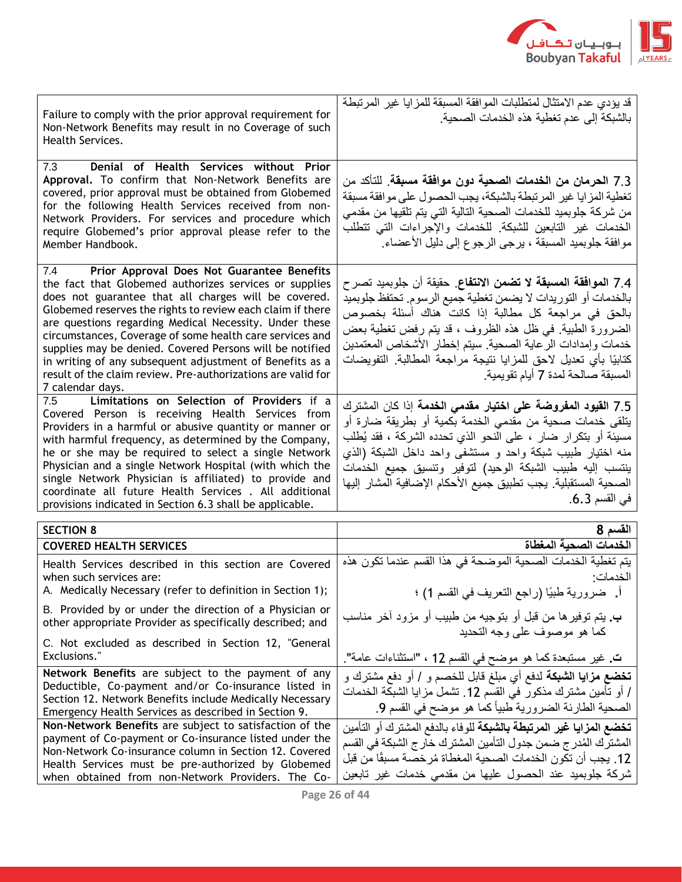| English | Arabic |
|---|---|
| Failure to comply with the prior approval requirement for Non-Network Benefits may result in no Coverage of such Health Services. | قد يؤدي عدم الامتثال لمتطلبات الموافقة المسبقة للمزايا غير المرتبطة بالشبكة إلى عدم تغطية هذه الخدمات الصحية. |
| 7.3 **Denial of Health Services without Prior Approval.** To confirm that Non-Network Benefits are covered, prior approval must be obtained from Globemed for the following Health Services received from non-Network Providers. For services and procedure which require Globemed's prior approval please refer to the Member Handbook. | 7.3 **الحرمان من الخدمات الصحية دون موافقة مسبقة**. للتأكد من تغطية المزايا غير المرتبطة بالشبكة، يجب الحصول على موافقة مسبقة من شركة جلوبميد للخدمات الصحية التالية التي يتم تلقيها من مقدمي الخدمات غير التابعين للشبكة. للخدمات والإجراءات التي تتطلب موافقة جلوبميد المسبقة ، يرجى الرجوع إلى دليل الأعضاء. |
| 7.4 **Prior Approval Does Not Guarantee Benefits** the fact that Globemed authorizes services or supplies does not guarantee that all charges will be covered. Globemed reserves the rights to review each claim if there are questions regarding Medical Necessity. Under these circumstances, Coverage of some health care services and supplies may be denied. Covered Persons will be notified in writing of any subsequent adjustment of Benefits as a result of the claim review. Pre-authorizations are valid for 7 calendar days. | 7.4 **الموافقة المسبقة لا تضمن الانتفاع**. حقيقة أن جلوبميد تصرح بالخدمات أو التوريدات لا يضمن تغطية جميع الرسوم. تحتفظ جلوبميد بالحق في مراجعة كل مطالبة إذا كانت هناك أسئلة بخصوص الضرورة الطبية. في ظل هذه الظروف ، قد يتم رفض تغطية بعض خدمات وإمدادات الرعاية الصحية. سيتم إخطار الأشخاص المعتمدين كتابيًا بأي تعديل لاحق للمزايا نتيجة مراجعة المطالبة. التفويضات المسبقة صالحة لمدة 7 أيام تقويمية. |
| 7.5 **Limitations on Selection of Providers** if a Covered Person is receiving Health Services from Providers in a harmful or abusive quantity or manner or with harmful frequency, as determined by the Company, he or she may be required to select a single Network Physician and a single Network Hospital (with which the single Network Physician is affiliated) to provide and coordinate all future Health Services . All additional provisions indicated in Section 6.3 shall be applicable. | 7.5 **القيود المفروضة على اختيار مقدمي الخدمة** إذا كان المشترك يتلقى خدمات صحية من مقدمي الخدمة بكمية أو بطريقة ضارة أو مسيئة أو بتكرار ضار ، على النحو الذي تحدده الشركة ، فقد يُطلب منه اختيار طبيب شبكة واحد و مستشفى واحد داخل الشبكة (الذي ينتسب إليه طبيب الشبكة الوحيد) لتوفير وتنسيق جميع الخدمات الصحية المستقبلية. يجب تطبيق جميع الأحكام الإضافية المشار إليها في القسم 6.3. |

| English | Arabic |
|---|---|
| **SECTION 8** | **القسم 8** |
| **COVERED HEALTH SERVICES** | **الخدمات الصحية المغطاة** |
| Health Services described in this section are Covered when such services are:<br>A. Medically Necessary (refer to definition in Section 1);<br>B. Provided by or under the direction of a Physician or other appropriate Provider as specifically described; and<br>C. Not excluded as described in Section 12, "General Exclusions." | يتم تغطية الخدمات الصحية الموضحة في هذا القسم عندما تكون هذه الخدمات:<br>أ. ضرورية طبيًا (راجع التعريف في القسم 1) ؛<br>ب. يتم توفيرها من قبل أو بتوجيه من طبيب أو مزود آخر مناسب كما هو موصوف على وجه التحديد<br>ت. غير مستبعدة كما هو موضح في القسم 12 ، "استثناءات عامة". |
| **Network Benefits** are subject to the payment of any Deductible, Co-payment and/or Co-insurance listed in Section 12. Network Benefits include Medically Necessary Emergency Health Services as described in Section 9. | **تخضع مزايا الشبكة** لدفع أي مبلغ قابل للخصم و / أو دفع مشترك و / أو تأمين مشترك مذكور في القسم 12. تشمل مزايا الشبكة الخدمات الصحية الطارئة الضرورية طبياً كما هو موضح في القسم 9. |
| **Non-Network Benefits** are subject to satisfaction of the payment of Co-payment or Co-insurance listed under the Non-Network Co-insurance column in Section 12. Covered Health Services must be pre-authorized by Globemed when obtained from non-Network Providers. The Co- | **تخضع المزايا غير المرتبطة بالشبكة** للوفاء بالدفع المشترك أو التأمين المشترك المُدرج ضمن جدول التأمين المشترك خارج الشبكة في القسم 12. يجب أن تكون الخدمات الصحية المغطاة مُرخصة مسبقًا من قبل شركة جلوبميد عند الحصول عليها من مقدمي خدمات غير تابعين |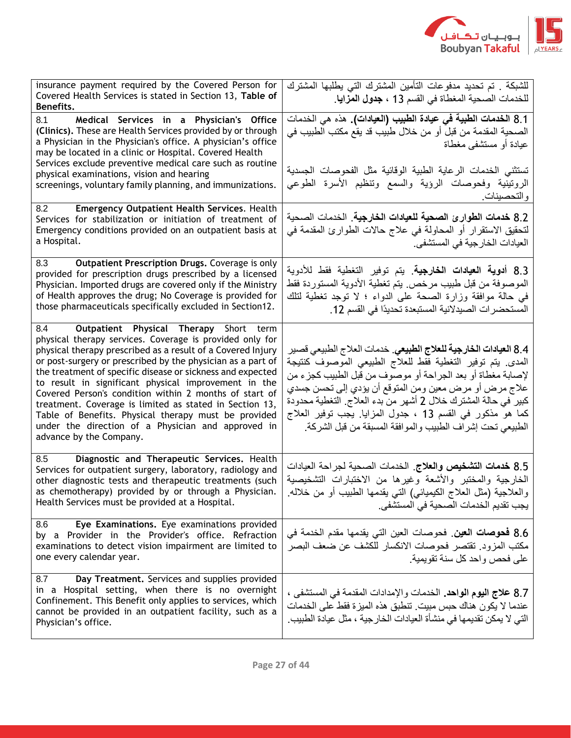| | |
|---|---|
| insurance payment required by the Covered Person for Covered Health Services is stated in Section 13, **Table of Benefits.** | للشبكة . تم تحديد مدفوعات التأمين المشترك التي يطلبها المشترك للخدمات الصحية المغطاة في القسم 13 ، **جدول المزايا**. |
| 8.1 **Medical Services in a Physician's Office (Clinics).** These are Health Services provided by or through a Physician in the Physician's office. A physician's office may be located in a clinic or Hospital. Covered Health Services exclude preventive medical care such as routine physical examinations, vision and hearing screenings, voluntary family planning, and immunizations. | 8.1 **الخدمات الطبية في عيادة الطبيب (العيادات).** هذه هي الخدمات الصحية المقدمة من قبل أو من خلال طبيب قد يقع مكتب الطبيب في عيادة أو مستشفى مغطاة<br><br>تستثني الخدمات الرعاية الطبية الوقائية مثل الفحوصات الجسدية الروتينية وفحوصات الرؤية والسمع وتنظيم الأسرة الطوعي والتحصينات. |
| 8.2 **Emergency Outpatient Health Services.** Health Services for stabilization or initiation of treatment of Emergency conditions provided on an outpatient basis at a Hospital. | 8.2 **خدمات الطوارئ الصحية للعيادات الخارجية**. الخدمات الصحية لتحقيق الاستقرار أو المحاولة في علاج حالات الطوارئ المقدمة في العيادات الخارجية في المستشفى. |
| 8.3 **Outpatient Prescription Drugs.** Coverage is only provided for prescription drugs prescribed by a licensed Physician. Imported drugs are covered only if the Ministry of Health approves the drug; No Coverage is provided for those pharmaceuticals specifically excluded in Section12. | 8.3 **أدوية العيادات الخارجية**. يتم توفير التغطية فقط للأدوية الموصوفة من قبل طبيب مرخص. يتم تغطية الأدوية المستوردة فقط في حالة موافقة وزارة الصحة على الدواء ؛ لا توجد تغطية لتلك المستحضرات الصيدلانية المستبعدة تحديدًا في القسم 12. |
| 8.4 **Outpatient Physical Therapy** Short term physical therapy services. Coverage is provided only for physical therapy prescribed as a result of a Covered Injury or post-surgery or prescribed by the physician as a part of the treatment of specific disease or sickness and expected to result in significant physical improvement in the Covered Person's condition within 2 months of start of treatment. Coverage is limited as stated in Section 13, Table of Benefits. Physical therapy must be provided under the direction of a Physician and approved in advance by the Company. | 8.4 **العيادات الخارجية للعلاج الطبيعي**. خدمات العلاج الطبيعي قصير المدى. يتم توفير التغطية فقط للعلاج الطبيعي الموصوف كنتيجة لإصابة مغطاة أو بعد الجراحة أو موصوف من قبل الطبيب كجزء من علاج مرض أو مرض معين ومن المتوقع أن يؤدي إلى تحسن جسدي كبير في حالة المشترك خلال 2 أشهر من بدء العلاج. التغطية محدودة كما هو مذكور في القسم 13 ، جدول المزايا. يجب توفير العلاج الطبيعي تحت إشراف الطبيب والموافقة المسبقة من قبل الشركة. |
| 8.5 **Diagnostic and Therapeutic Services.** Health Services for outpatient surgery, laboratory, radiology and other diagnostic tests and therapeutic treatments (such as chemotherapy) provided by or through a Physician. Health Services must be provided at a Hospital. | 8.5 **خدمات التشخيص والعلاج**. الخدمات الصحية لجراحة العيادات الخارجية والمختبر والأشعة وغيرها من الاختبارات التشخيصية والعلاجية (مثل العلاج الكيميائي) التي يقدمها الطبيب أو من خلاله. يجب تقديم الخدمات الصحية في المستشفى. |
| 8.6 **Eye Examinations.** Eye examinations provided by a Provider in the Provider's office. Refraction examinations to detect vision impairment are limited to one every calendar year. | 8.6 **فحوصات العين**. فحوصات العين التي يقدمها مقدم الخدمة في مكتب المزود. تقتصر فحوصات الانكسار للكشف عن ضعف البصر على فحص واحد كل سنة تقويمية. |
| 8.7 **Day Treatment.** Services and supplies provided in a Hospital setting, when there is no overnight Confinement. This Benefit only applies to services, which cannot be provided in an outpatient facility, such as a Physician's office. | 8.7 **علاج اليوم الواحد**. الخدمات والإمدادات المقدمة في المستشفى ، عندما لا يكون هناك حبس مبيت. تنطبق هذه الميزة فقط على الخدمات التي لا يمكن تقديمها في منشأة العيادات الخارجية ، مثل عيادة الطبيب. |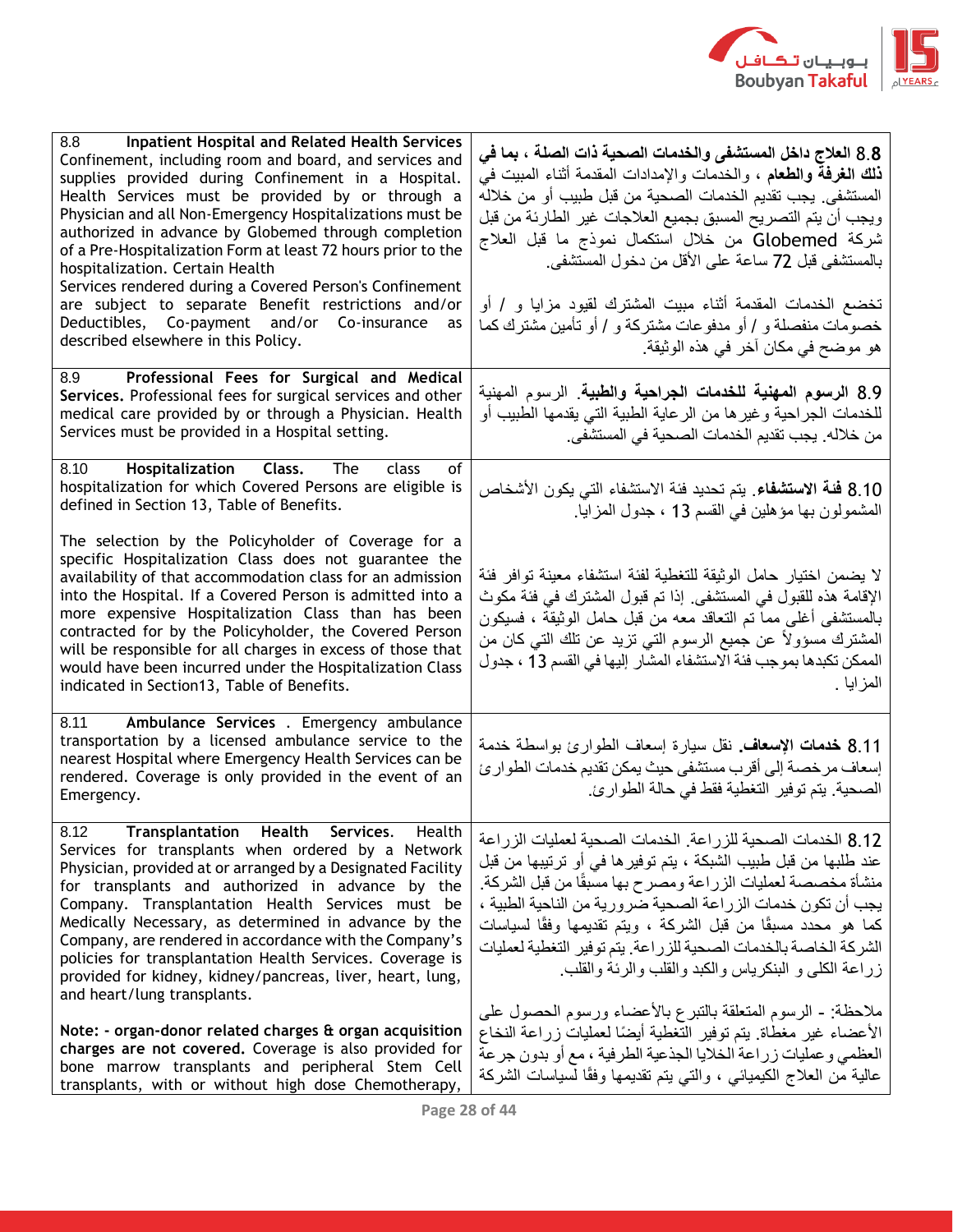| | |
|---|---|
| 8.8 **Inpatient Hospital and Related Health Services** Confinement, including room and board, and services and supplies provided during Confinement in a Hospital. Health Services must be provided by or through a Physician and all Non-Emergency Hospitalizations must be authorized in advance by Globemed through completion of a Pre-Hospitalization Form at least 72 hours prior to the hospitalization. Certain Health Services rendered during a Covered Person's Confinement are subject to separate Benefit restrictions and/or Deductibles, Co-payment and/or Co-insurance as described elsewhere in this Policy. | 8.8 **العلاج داخل المستشفى والخدمات الصحية ذات الصلة ، بما في ذلك الغرفة والطعام** ، والخدمات والإمدادات المقدمة أثناء المبيت في المستشفى. يجب تقديم الخدمات الصحية من قبل طبيب أو من خلاله ويجب أن يتم التصريح المسبق بجميع العلاجات غير الطارئة من قبل شركة Globemed من خلال استكمال نموذج ما قبل العلاج بالمستشفى قبل 72 ساعة على الأقل من دخول المستشفى. تخضع الخدمات المقدمة أثناء مبيت المشترك لقيود مزايا و / أو خصومات منفصلة و / أو مدفوعات مشتركة و / أو تأمين مشترك كما هو موضح في مكان آخر في هذه الوثيقة. |
| 8.9 **Professional Fees for Surgical and Medical Services.** Professional fees for surgical services and other medical care provided by or through a Physician. Health Services must be provided in a Hospital setting. | 8.9 **الرسوم المهنية للخدمات الجراحية والطبية**. الرسوم المهنية للخدمات الجراحية وغيرها من الرعاية الطبية التي يقدمها الطبيب أو من خلاله. يجب تقديم الخدمات الصحية في المستشفى. |
| 8.10 **Hospitalization Class.** The class of hospitalization for which Covered Persons are eligible is defined in Section 13, Table of Benefits. The selection by the Policyholder of Coverage for a specific Hospitalization Class does not guarantee the availability of that accommodation class for an admission into the Hospital. If a Covered Person is admitted into a more expensive Hospitalization Class than has been contracted for by the Policyholder, the Covered Person will be responsible for all charges in excess of those that would have been incurred under the Hospitalization Class indicated in Section13, Table of Benefits. | 8.10 **فئة الاستشفاء**. يتم تحديد فئة الاستشفاء التي يكون الأشخاص المشمولون بها مؤهلين في القسم 13 ، جدول المزايا. لا يضمن اختيار حامل الوثيقة للتغطية لفئة استشفاء معينة توافر فئة الإقامة هذه للقبول في المستشفى. إذا تم قبول المشترك في فئة مكوث بالمستشفى أغلى مما تم التعاقد معه من قبل حامل الوثيقة ، فسيكون المشترك مسؤولاً عن جميع الرسوم التي تزيد عن تلك التي كان من الممكن تكبدها بموجب فئة الاستشفاء المشار إليها في القسم 13 ، جدول المزايا . |
| 8.11 **Ambulance Services** . Emergency ambulance transportation by a licensed ambulance service to the nearest Hospital where Emergency Health Services can be rendered. Coverage is only provided in the event of an Emergency. | 8.11 **خدمات الإسعاف.** نقل سيارة إسعاف الطوارئ بواسطة خدمة إسعاف مرخصة إلى أقرب مستشفى حيث يمكن تقديم خدمات الطوارئ الصحية. يتم توفير التغطية فقط في حالة الطوارئ. |
| 8.12 **Transplantation Health Services.** Health Services for transplants when ordered by a Network Physician, provided at or arranged by a Designated Facility for transplants and authorized in advance by the Company. Transplantation Health Services must be Medically Necessary, as determined in advance by the Company, are rendered in accordance with the Company's policies for transplantation Health Services. Coverage is provided for kidney, kidney/pancreas, liver, heart, lung, and heart/lung transplants. **Note: - organ-donor related charges & organ acquisition charges are not covered.** Coverage is also provided for bone marrow transplants and peripheral Stem Cell transplants, with or without high dose Chemotherapy, | 8.12 الخدمات الصحية للزراعة. الخدمات الصحية لعمليات الزراعة عند طلبها من قبل طبيب الشبكة ، يتم توفيرها في أو ترتيبها من قبل منشأة مخصصة لعمليات الزراعة ومصرح بها مسبقًا من قبل الشركة. يجب أن تكون خدمات الزراعة الصحية ضرورية من الناحية الطبية ، كما هو محدد مسبقًا من قبل الشركة ، ويتم تقديمها وفقًا لسياسات الشركة الخاصة بالخدمات الصحية للزراعة. يتم توفير التغطية لعمليات زراعة الكلى و البنكرياس والكبد والقلب والرئة والقلب. ملاحظة: - الرسوم المتعلقة بالتبرع بالأعضاء ورسوم الحصول على الأعضاء غير مغطاة. يتم توفير التغطية أيضًا لعمليات زراعة النخاع العظمي وعمليات زراعة الخلايا الجذعية الطرفية ، مع أو بدون جرعة عالية من العلاج الكيميائي ، والتي يتم تقديمها وفقًا لسياسات الشركة |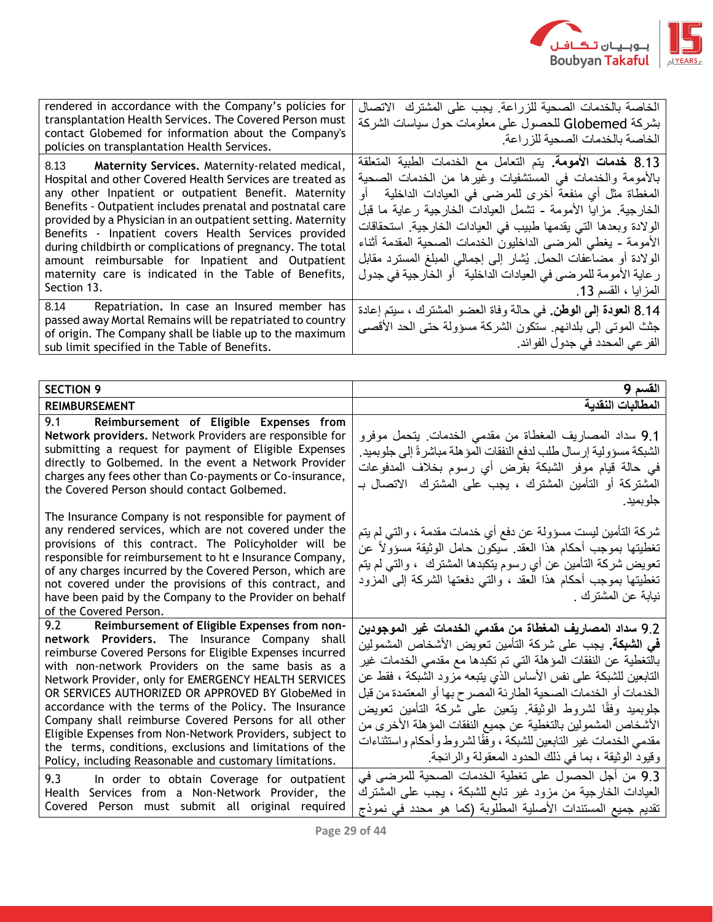| | |
|---|---|
| rendered in accordance with the Company's policies for transplantation Health Services. The Covered Person must contact Globemed for information about the Company's policies on transplantation Health Services. | الخاصة بالخدمات الصحية للزراعة. يجب على المشترك الاتصال بشركة Globemed للحصول على معلومات حول سياسات الشركة الخاصة بالخدمات الصحية للزراعة. |
| 8.13 **Maternity Services.** Maternity-related medical, Hospital and other Covered Health Services are treated as any other Inpatient or outpatient Benefit. Maternity Benefits - Outpatient includes prenatal and postnatal care provided by a Physician in an outpatient setting. Maternity Benefits - Inpatient covers Health Services provided during childbirth or complications of pregnancy. The total amount reimbursable for Inpatient and Outpatient maternity care is indicated in the Table of Benefits, Section 13. | 8.13 **خدمات الأمومة.** يتم التعامل مع الخدمات الطبية المتعلقة بالأمومة والخدمات في المستشفيات وغيرها من الخدمات الصحية المغطاة مثل أي منفعة أخرى للمرضى في العيادات الداخلية أو الخارجية. مزايا الأمومة - تشمل العيادات الخارجية رعاية ما قبل الولادة وبعدها التي يقدمها طبيب في العيادات الخارجية. استحقاقات الأمومة - يغطي المرضى الداخليون الخدمات الصحية المقدمة أثناء الولادة أو مضاعفات الحمل. يُشار إلى إجمالي المبلغ المسترد مقابل رعاية الأمومة للمرضى في العيادات الداخلية أو الخارجية في جدول المزايا ، القسم 13. |
| 8.14 Repatriation. In case an Insured member has passed away Mortal Remains will be repatriated to country of origin. The Company shall be liable up to the maximum sub limit specified in the Table of Benefits. | 8.14 **العودة إلى الوطن.** في حالة وفاة العضو المشترك ، سيتم إعادة جثث الموتى إلى بلدانهم. ستكون الشركة مسؤولة حتى الحد الأقصى الفرعي المحدد في جدول الفوائد. |

| **SECTION 9** | **القسم 9** |
|---|---|
| **REIMBURSEMENT** | **المطالبات النقدية** |
| 9.1 **Reimbursement of Eligible Expenses from Network providers.** Network Providers are responsible for submitting a request for payment of Eligible Expenses directly to Golbemed. In the event a Network Provider charges any fees other than Co-payments or Co-insurance, the Covered Person should contact Golbemed.<br><br>The Insurance Company is not responsible for payment of any rendered services, which are not covered under the provisions of this contract. The Policyholder will be responsible for reimbursement to ht e Insurance Company, of any charges incurred by the Covered Person, which are not covered under the provisions of this contract, and have been paid by the Company to the Provider on behalf of the Covered Person. | 9.1 سداد المصاريف المغطاة من مقدمي الخدمات. يتحمل موفرو الشبكة مسؤولية إرسال طلب لدفع النفقات المؤهلة مباشرةً إلى جلوبميد. في حالة قيام موفر الشبكة بفرض أي رسوم بخلاف المدفوعات المشتركة أو التأمين المشترك ، يجب على المشترك الاتصال بـ جلوبميد.<br><br>شركة التأمين ليست مسؤولة عن دفع أي خدمات مقدمة ، والتي لم يتم تغطيتها بموجب أحكام هذا العقد. سيكون حامل الوثيقة مسؤولاً عن تعويض شركة التأمين عن أي رسوم يتكبدها المشترك ، والتي لم يتم تغطيتها بموجب أحكام هذا العقد ، والتي دفعتها الشركة إلى المزود نيابة عن المشترك . |
| 9.2 **Reimbursement of Eligible Expenses from non-network Providers.** The Insurance Company shall reimburse Covered Persons for Eligible Expenses incurred with non-network Providers on the same basis as a Network Provider, only for EMERGENCY HEALTH SERVICES OR SERVICES AUTHORIZED OR APPROVED BY GlobeMed in accordance with the terms of the Policy. The Insurance Company shall reimburse Covered Persons for all other Eligible Expenses from Non-Network Providers, subject to the terms, conditions, exclusions and limitations of the Policy, including Reasonable and customary limitations. | 9.2 **سداد المصاريف المغطاة من مقدمي الخدمات غير الموجودين في الشبكة.** يجب على شركة التأمين تعويض الأشخاص المشمولين بالتغطية عن النفقات المؤهلة التي تم تكبدها مع مقدمي الخدمات غير التابعين للشبكة على نفس الأساس الذي يتبعه مزود الشبكة ، فقط عن الخدمات أو الخدمات الصحية الطارئة المصرح بها أو المعتمدة من قبل جلوبميد وفقًا لشروط الوثيقة. يتعين على شركة التأمين تعويض الأشخاص المشمولين بالتغطية عن جميع النفقات المؤهلة الأخرى من مقدمي الخدمات غير التابعين للشبكة ، وفقًا لشروط وأحكام واستثناءات وقيود الوثيقة ، بما في ذلك الحدود المعقولة والرائجة. |
| 9.3 In order to obtain Coverage for outpatient Health Services from a Non-Network Provider, the Covered Person must submit all original required | 9.3 من أجل الحصول على تغطية الخدمات الصحية للمرضى في العيادات الخارجية من مزود غير تابع للشبكة ، يجب على المشترك تقديم جميع المستندات الأصلية المطلوبة (كما هو محدد في نموذج |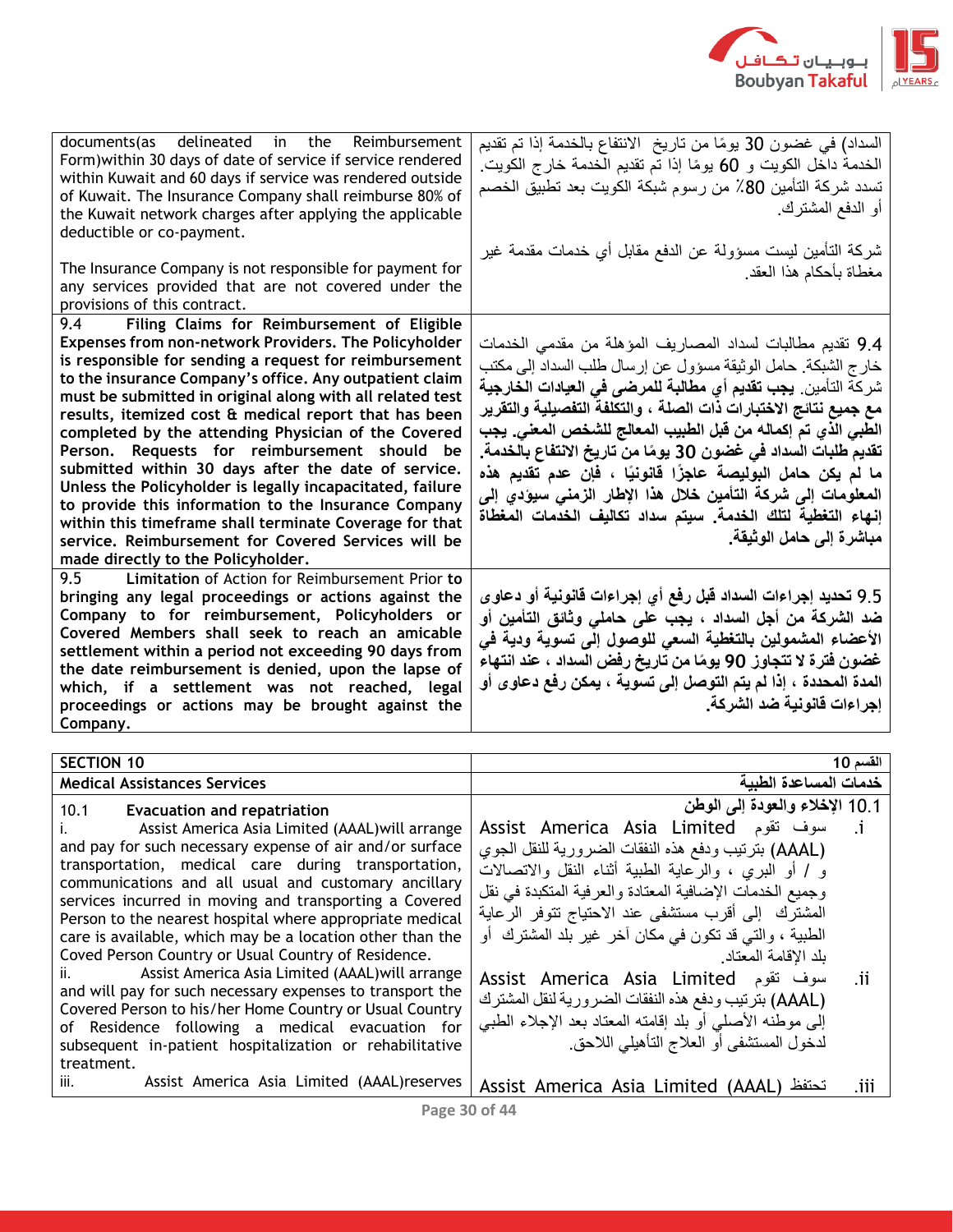| | |
|---|---|
| documents(as delineated in the Reimbursement Form)within 30 days of date of service if service rendered within Kuwait and 60 days if service was rendered outside of Kuwait. The Insurance Company shall reimburse 80% of the Kuwait network charges after applying the applicable deductible or co-payment.<br><br>The Insurance Company is not responsible for payment for any services provided that are not covered under the provisions of this contract. | السداد) في غضون 30 يومًا من تاريخ الانتفاع بالخدمة إذا تم تقديم الخدمة داخل الكويت و 60 يومًا إذا تم تقديم الخدمة خارج الكويت. تسدد شركة التأمين 80٪ من رسوم شبكة الكويت بعد تطبيق الخصم أو الدفع المشترك.<br><br>شركة التأمين ليست مسؤولة عن الدفع مقابل أي خدمات مقدمة غير مغطاة بأحكام هذا العقد. |
| 9.4 **Filing Claims for Reimbursement of Eligible Expenses from non-network Providers. The Policyholder is responsible for sending a request for reimbursement to the insurance Company's office. Any outpatient claim must be submitted in original along with all related test results, itemized cost & medical report that has been completed by the attending Physician of the Covered Person. Requests for reimbursement should be submitted within 30 days after the date of service. Unless the Policyholder is legally incapacitated, failure to provide this information to the Insurance Company within this timeframe shall terminate Coverage for that service. Reimbursement for Covered Services will be made directly to the Policyholder.** | 9.4 تقديم مطالبات لسداد المصاريف المؤهلة من مقدمي الخدمات خارج الشبكة. حامل الوثيقة مسؤول عن إرسال طلب السداد إلى مكتب شركة التأمين. **يجب تقديم أي مطالبة للمرضى في العيادات الخارجية مع جميع نتائج الاختبارات ذات الصلة ، والتكلفة التفصيلية والتقرير الطبي الذي تم إكماله من قبل الطبيب المعالج للشخص المعني. يجب تقديم طلبات السداد في غضون 30 يومًا من تاريخ الانتفاع بالخدمة. ما لم يكن حامل البوليصة عاجزًا قانونيًا ، فإن عدم تقديم هذه المعلومات إلى شركة التأمين خلال هذا الإطار الزمني سيؤدي إلى إنهاء التغطية لتلك الخدمة. سيتم سداد تكاليف الخدمات المغطاة مباشرة إلى حامل الوثيقة.** |
| 9.5 **Limitation** of Action for Reimbursement Prior **to bringing any legal proceedings or actions against the Company to for reimbursement, Policyholders or Covered Members shall seek to reach an amicable settlement within a period not exceeding 90 days from the date reimbursement is denied, upon the lapse of which, if a settlement was not reached, legal proceedings or actions may be brought against the Company.** | **9.5 تحديد إجراءات السداد قبل رفع أي إجراءات قانونية أو دعاوى ضد الشركة من أجل السداد ، يجب على حاملي وثائق التأمين أو الأعضاء المشمولين بالتغطية السعي للوصول إلى تسوية ودية في غضون فترة لا تتجاوز 90 يومًا من تاريخ رفض السداد ، عند انتهاء المدة المحددة ، إذا لم يتم التوصل إلى تسوية ، يمكن رفع دعاوى أو إجراءات قانونية ضد الشركة.** |

| **SECTION 10** | **القسم 10** |
|---|---|
| **Medical Assistances Services** | **خدمات المساعدة الطبية** |
| 10.1 **Evacuation and repatriation**<br>i. Assist America Asia Limited (AAAL)will arrange and pay for such necessary expense of air and/or surface transportation, medical care during transportation, communications and all usual and customary ancillary services incurred in moving and transporting a Covered Person to the nearest hospital where appropriate medical care is available, which may be a location other than the Coved Person Country or Usual Country of Residence.<br>ii. Assist America Asia Limited (AAAL)will arrange and will pay for such necessary expenses to transport the Covered Person to his/her Home Country or Usual Country of Residence following a medical evacuation for subsequent in-patient hospitalization or rehabilitative treatment.<br>iii. Assist America Asia Limited (AAAL)reserves | 10.1 **الإخلاء والعودة إلى الوطن**<br>i. سوف تقوم Assist America Asia Limited (AAAL) بترتيب ودفع هذه النفقات الضرورية للنقل الجوي و / أو البري ، والرعاية الطبية أثناء النقل والاتصالات وجميع الخدمات الإضافية المعتادة والعرفية المتكبدة في نقل المشترك إلى أقرب مستشفى عند الاحتياج تتوفر الرعاية الطبية ، والتي قد تكون في مكان آخر غير بلد المشترك أو بلد الإقامة المعتاد.<br>ii. سوف تقوم Assist America Asia Limited (AAAL) بترتيب ودفع هذه النفقات الضرورية لنقل المشترك إلى موطنه الأصلي أو بلد إقامته المعتاد بعد الإجلاء الطبي لدخول المستشفى أو العلاج التأهيلي اللاحق.<br>iii. تحتفظ Assist America Asia Limited (AAAL) |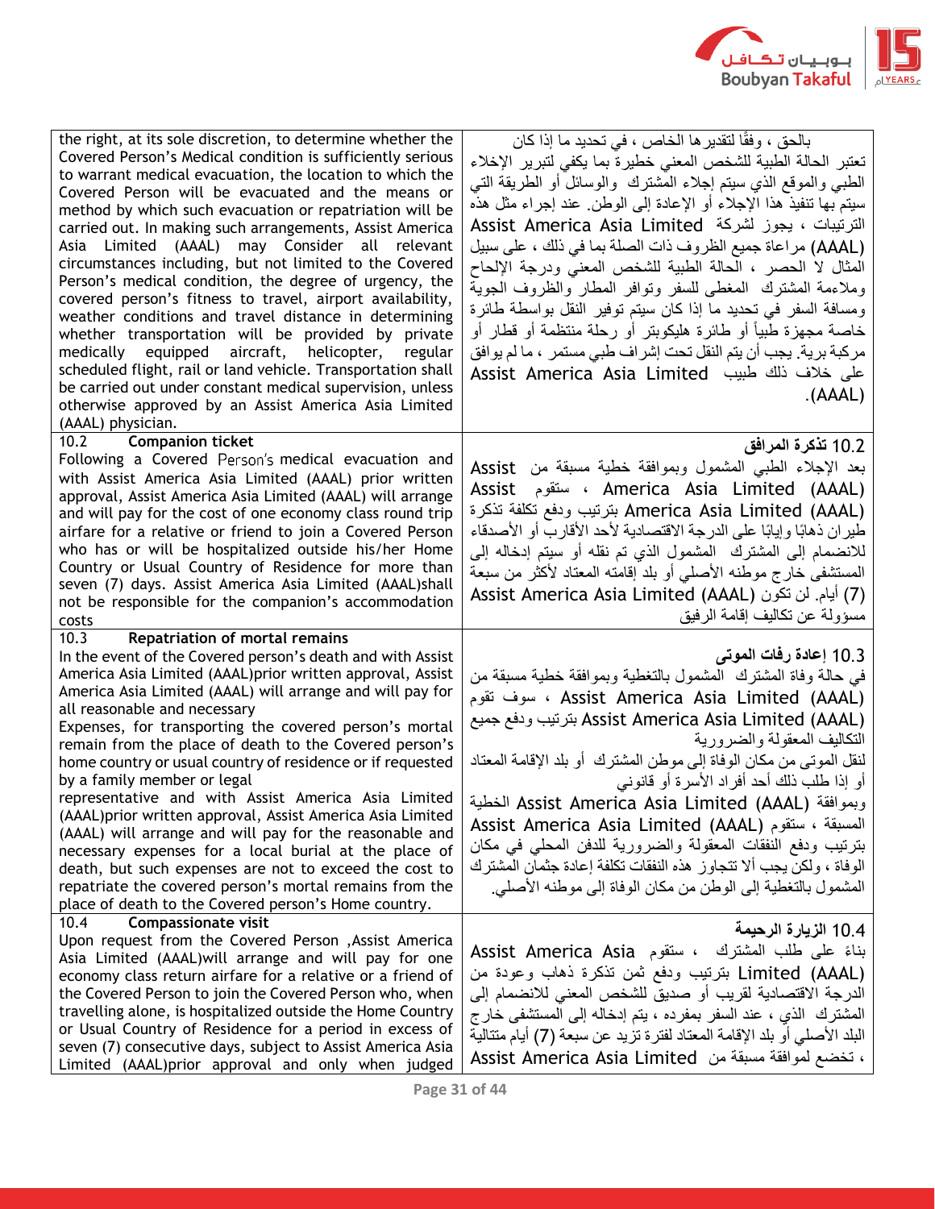| | |
|---|---|
| the right, at its sole discretion, to determine whether the Covered Person's Medical condition is sufficiently serious to warrant medical evacuation, the location to which the Covered Person will be evacuated and the means or method by which such evacuation or repatriation will be carried out. In making such arrangements, Assist America Asia Limited (AAAL) may Consider all relevant circumstances including, but not limited to the Covered Person's medical condition, the degree of urgency, the covered person's fitness to travel, airport availability, weather conditions and travel distance in determining whether transportation will be provided by private medically equipped aircraft, helicopter, regular scheduled flight, rail or land vehicle. Transportation shall be carried out under constant medical supervision, unless otherwise approved by an Assist America Asia Limited (AAAL) physician. | بالحق ، وفقًا لتقديرها الخاص ، في تحديد ما إذا كان تعتبر الحالة الطبية للشخص المعني خطيرة بما يكفي لتبرير الإخلاء الطبي والموقع الذي سيتم إجلاء المشترك والوسائل أو الطريقة التي سيتم بها تنفيذ هذا الإجلاء أو الإعادة إلى الوطن. عند إجراء مثل هذه الترتيبات ، يجوز لشركة Assist America Asia Limited (AAAL) مراعاة جميع الظروف ذات الصلة بما في ذلك ، على سبيل المثال لا الحصر ، الحالة الطبية للشخص المعني ودرجة الإلحاح وملاءمة المشترك المغطى للسفر وتوافر المطار والظروف الجوية ومسافة السفر في تحديد ما إذا كان سيتم توفير النقل بواسطة طائرة خاصة مجهزة طبياً أو طائرة هليكوبتر أو رحلة منتظمة أو قطار أو مركبة برية. يجب أن يتم النقل تحت إشراف طبي مستمر ، ما لم يوافق على خلاف ذلك طبيب Assist America Asia Limited (AAAL). |
| 10.2 **Companion ticket**<br>Following a Covered Person's medical evacuation and with Assist America Asia Limited (AAAL) prior written approval, Assist America Asia Limited (AAAL) will arrange and will pay for the cost of one economy class round trip airfare for a relative or friend to join a Covered Person who has or will be hospitalized outside his/her Home Country or Usual Country of Residence for more than seven (7) days. Assist America Asia Limited (AAAL)shall not be responsible for the companion's accommodation costs | **10.2 تذكرة المرافق**<br>بعد الإجلاء الطبي المشمول وبموافقة خطية مسبقة من Assist America Asia Limited (AAAL) ، ستقوم Assist America Asia Limited (AAAL) بترتيب ودفع تكلفة تذكرة طيران ذهابًا وإيابًا على الدرجة الاقتصادية لأحد الأقارب أو الأصدقاء للانضمام إلى المشترك المشمول الذي تم نقله أو سيتم إدخاله إلى المستشفى خارج موطنه الأصلي أو بلد إقامته المعتاد لأكثر من سبعة (7) أيام. لن تكون Assist America Asia Limited (AAAL) مسؤولة عن تكاليف إقامة الرفيق |
| 10.3 **Repatriation of mortal remains**<br>In the event of the Covered person's death and with Assist America Asia Limited (AAAL)prior written approval, Assist America Asia Limited (AAAL) will arrange and will pay for all reasonable and necessary<br>Expenses, for transporting the covered person's mortal remain from the place of death to the Covered person's home country or usual country of residence or if requested by a family member or legal<br>representative and with Assist America Asia Limited (AAAL)prior written approval, Assist America Asia Limited (AAAL) will arrange and will pay for the reasonable and necessary expenses for a local burial at the place of death, but such expenses are not to exceed the cost to repatriate the covered person's mortal remains from the place of death to the Covered person's Home country. | **10.3 إعادة رفات الموتى**<br>في حالة وفاة المشترك المشمول بالتغطية وبموافقة خطية مسبقة من Assist America Asia Limited (AAAL) ، سوف تقوم Assist America Asia Limited (AAAL) بترتيب ودفع جميع التكاليف المعقولة والضرورية<br>لنقل الموتى من مكان الوفاة إلى موطن المشترك أو بلد الإقامة المعتاد أو إذا طلب ذلك أحد أفراد الأسرة أو قانوني<br>وبموافقة Assist America Asia Limited (AAAL) الخطية المسبقة ، ستقوم Assist America Asia Limited (AAAL) بترتيب ودفع النفقات المعقولة والضرورية للدفن المحلي في مكان الوفاة ، ولكن يجب ألا تتجاوز هذه النفقات تكلفة إعادة جثمان المشترك المشمول بالتغطية إلى الوطن من مكان الوفاة إلى موطنه الأصلي. |
| 10.4 **Compassionate visit**<br>Upon request from the Covered Person ,Assist America Asia Limited (AAAL)will arrange and will pay for one economy class return airfare for a relative or a friend of the Covered Person to join the Covered Person who, when travelling alone, is hospitalized outside the Home Country or Usual Country of Residence for a period in excess of seven (7) consecutive days, subject to Assist America Asia Limited (AAAL)prior approval and only when judged | **10.4 الزيارة الرحيمة**<br>بناءً على طلب المشترك ، ستقوم Assist America Asia Limited (AAAL) بترتيب ودفع ثمن تذكرة ذهاب وعودة من الدرجة الاقتصادية لقريب أو صديق للشخص المعني للانضمام إلى المشترك الذي ، عند السفر بمفرده ، يتم إدخاله إلى المستشفى خارج البلد الأصلي أو بلد الإقامة المعتاد لفترة تزيد عن سبعة (7) أيام متتالية ، تخضع لموافقة مسبقة من Assist America Asia Limited |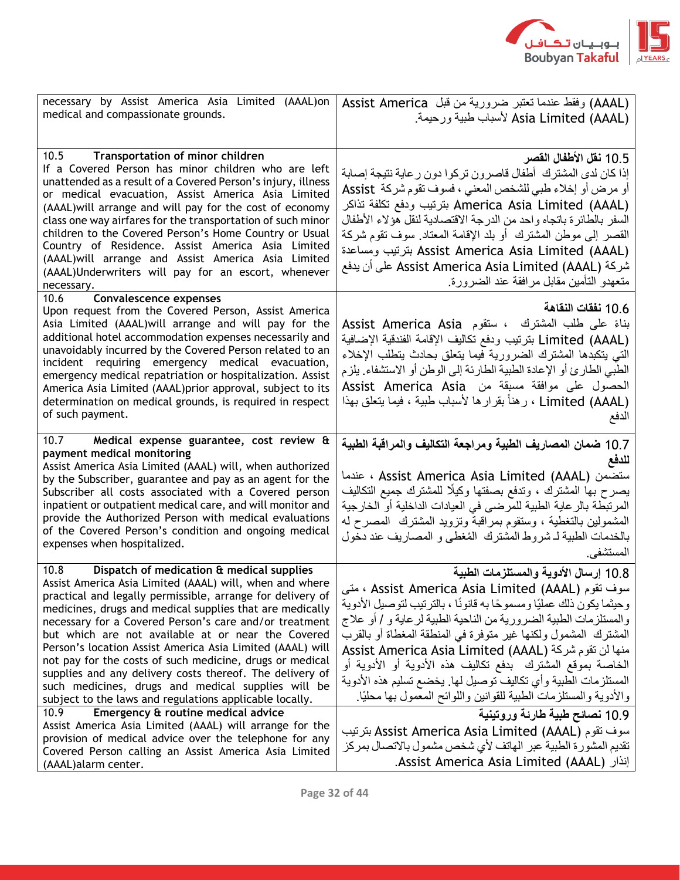| | |
|---|---|
| necessary by Assist America Asia Limited (AAAL)on medical and compassionate grounds. | (AAAL) وفقط عندما تعتبر ضرورية من قبل Assist America Asia Limited (AAAL) لأسباب طبية ورحيمة. |
| **10.5 Transportation of minor children**<br>If a Covered Person has minor children who are left unattended as a result of a Covered Person's injury, illness or medical evacuation, Assist America Asia Limited (AAAL)will arrange and will pay for the cost of economy class one way airfares for the transportation of such minor children to the Covered Person's Home Country or Usual Country of Residence. Assist America Asia Limited (AAAL)will arrange and Assist America Asia Limited (AAAL)Underwriters will pay for an escort, whenever necessary. | **10.5 نقل الأطفال القصر**<br>إذا كان لدى المشترك أطفال قاصرون تركوا دون رعاية نتيجة إصابة أو مرض أو إخلاء طبي للشخص المعني ، فسوف تقوم شركة Assist America Asia Limited (AAAL) بترتيب ودفع تكلفة تذاكر السفر بالطائرة باتجاه واحد من الدرجة الاقتصادية لنقل هؤلاء الأطفال القصر إلى موطن المشترك أو بلد الإقامة المعتاد. سوف تقوم شركة Assist America Asia Limited (AAAL) بترتيب ومساعدة شركة Assist America Asia Limited (AAAL) على أن يدفع متعهدو التأمين مقابل مرافقة عند الضرورة. |
| **10.6 Convalescence expenses**<br>Upon request from the Covered Person, Assist America Asia Limited (AAAL)will arrange and will pay for the additional hotel accommodation expenses necessarily and unavoidably incurred by the Covered Person related to an incident requiring emergency medical evacuation, emergency medical repatriation or hospitalization. Assist America Asia Limited (AAAL)prior approval, subject to its determination on medical grounds, is required in respect of such payment. | **10.6 نفقات النقاهة**<br>بناءً على طلب المشترك ، ستقوم Assist America Asia Limited (AAAL) بترتيب ودفع تكاليف الإقامة الفندقية الإضافية التي يتكبدها المشترك الضرورية فيما يتعلق بحادث يتطلب الإخلاء الطبي الطارئ أو الإعادة الطبية الطارئة إلى الوطن أو الاستشفاء. يلزم الحصول على موافقة مسبقة من Assist America Asia Limited (AAAL) ، رهناً بقرارها لأسباب طبية ، فيما يتعلق بهذا الدفع |
| **10.7 Medical expense guarantee, cost review & payment medical monitoring**<br>Assist America Asia Limited (AAAL) will, when authorized by the Subscriber, guarantee and pay as an agent for the Subscriber all costs associated with a Covered person inpatient or outpatient medical care, and will monitor and provide the Authorized Person with medical evaluations of the Covered Person's condition and ongoing medical expenses when hospitalized. | **10.7 ضمان المصاريف الطبية ومراجعة التكاليف والمراقبة الطبية للدفع**<br>ستضمن Assist America Asia Limited (AAAL) ، عندما يصرح بها المشترك ، وتدفع بصفتها وكيلًا للمشترك جميع التكاليف المرتبطة بالرعاية الطبية للمرضى في العيادات الداخلية أو الخارجية المشمولين بالتغطية ، وستقوم بمراقبة وتزويد المشترك المصرح له بالخدمات الطبية لـ شروط المشترك المُغطى و المصاريف عند دخول المستشفى. |
| **10.8 Dispatch of medication & medical supplies**<br>Assist America Asia Limited (AAAL) will, when and where practical and legally permissible, arrange for delivery of medicines, drugs and medical supplies that are medically necessary for a Covered Person's care and/or treatment but which are not available at or near the Covered Person's location Assist America Asia Limited (AAAL) will not pay for the costs of such medicine, drugs or medical supplies and any delivery costs thereof. The delivery of such medicines, drugs and medical supplies will be subject to the laws and regulations applicable locally. | **10.8 إرسال الأدوية والمستلزمات الطبية**<br>سوف تقوم Assist America Asia Limited (AAAL) ، متى وحيثما يكون ذلك عمليًا ومسموحًا به قانونًا ، بالترتيب لتوصيل الأدوية والمستلزمات الطبية الضرورية من الناحية الطبية لرعاية و / أو علاج المشترك المشمول ولكنها غير متوفرة في المنطقة المغطاة أو بالقرب منها لن تقوم شركة Assist America Asia Limited (AAAL) الخاصة بموقع المشترك بدفع تكاليف هذه الأدوية أو الأدوية أو المستلزمات الطبية وأي تكاليف توصيل لها. يخضع تسليم هذه الأدوية والأدوية والمستلزمات الطبية للقوانين واللوائح المعمول بها محليًا. |
| **10.9 Emergency & routine medical advice**<br>Assist America Asia Limited (AAAL) will arrange for the provision of medical advice over the telephone for any Covered Person calling an Assist America Asia Limited (AAAL)alarm center. | **10.9 نصائح طبية طارئة وروتينية**<br>سوف تقوم Assist America Asia Limited (AAAL) بترتيب تقديم المشورة الطبية عبر الهاتف لأي شخص مشمول بالاتصال بمركز إنذار Assist America Asia Limited (AAAL). |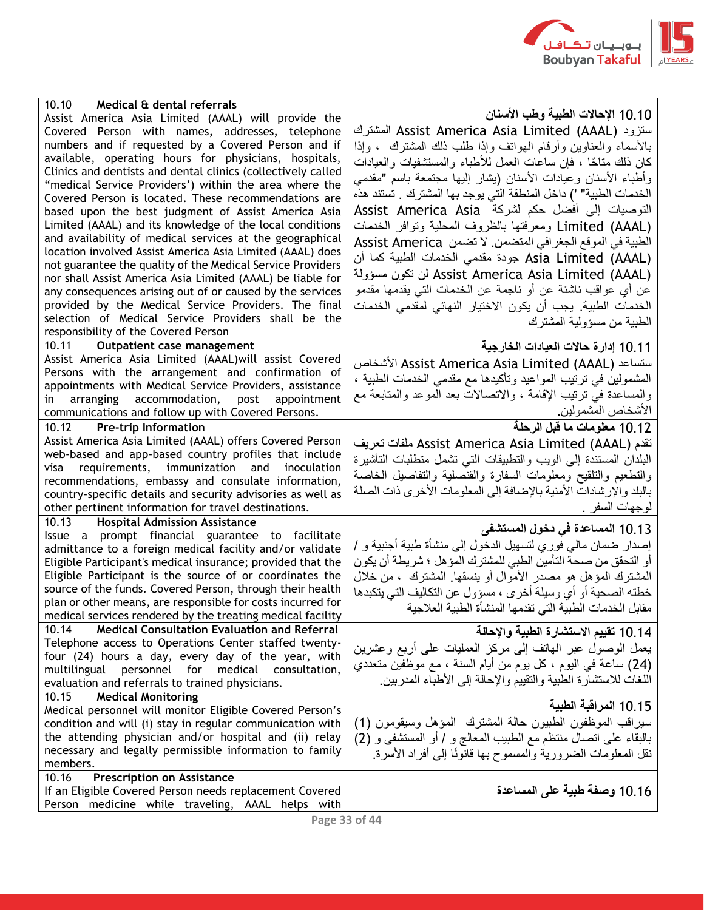| | |
|---|---|
| **10.10 Medical & dental referrals**<br>Assist America Asia Limited (AAAL) will provide the Covered Person with names, addresses, telephone numbers and if requested by a Covered Person and if available, operating hours for physicians, hospitals, Clinics and dentists and dental clinics (collectively called "medical Service Providers') within the area where the Covered Person is located. These recommendations are based upon the best judgment of Assist America Asia Limited (AAAL) and its knowledge of the local conditions and availability of medical services at the geographical location involved Assist America Asia Limited (AAAL) does not guarantee the quality of the Medical Service Providers nor shall Assist America Asia Limited (AAAL) be liable for any consequences arising out of or caused by the services provided by the Medical Service Providers. The final selection of Medical Service Providers shall be the responsibility of the Covered Person | **10.10 الإحالات الطبية وطب الأسنان**<br>ستزود Assist America Asia Limited (AAAL) المشترك بالأسماء والعناوين وأرقام الهواتف وإذا طلب ذلك المشترك ، وإذا كان ذلك متاحًا ، فإن ساعات العمل للأطباء والمستشفيات والعيادات وأطباء الأسنان وعيادات الأسنان (يشار إليها مجتمعة باسم "مقدمي الخدمات الطبية" ') داخل المنطقة التي يوجد بها المشترك . تستند هذه التوصيات إلى أفضل حكم لشركة Assist America Asia Limited (AAAL) ومعرفتها بالظروف المحلية وتوافر الخدمات الطبية في الموقع الجغرافي المتضمن. لا تضمن Assist America Asia Limited (AAAL) جودة مقدمي الخدمات الطبية كما أن Assist America Asia Limited (AAAL) لن تكون مسؤولة عن أي عواقب ناشئة عن أو ناجمة عن الخدمات التي يقدمها مقدمو الخدمات الطبية. يجب أن يكون الاختيار النهائي لمقدمي الخدمات الطبية من مسؤولية المشترك |
| **10.11 Outpatient case management**<br>Assist America Asia Limited (AAAL)will assist Covered Persons with the arrangement and confirmation of appointments with Medical Service Providers, assistance in arranging accommodation, post appointment communications and follow up with Covered Persons. | **10.11 إدارة حالات العيادات الخارجية**<br>ستساعد Assist America Asia Limited (AAAL) الأشخاص المشمولين في ترتيب المواعيد وتأكيدها مع مقدمي الخدمات الطبية ، والمساعدة في ترتيب الإقامة ، والاتصالات بعد الموعد والمتابعة مع الأشخاص المشمولين. |
| **10.12 Pre-trip Information**<br>Assist America Asia Limited (AAAL) offers Covered Person web-based and app-based country profiles that include visa requirements, immunization and inoculation recommendations, embassy and consulate information, country-specific details and security advisories as well as other pertinent information for travel destinations. | **10.12 معلومات ما قبل الرحلة**<br>تقدم Assist America Asia Limited (AAAL) ملفات تعريف البلدان المستندة إلى الويب والتطبيقات التي تشمل متطلبات التأشيرة والتطعيم والتلقيح ومعلومات السفارة والقنصلية والتفاصيل الخاصة بالبلد والإرشادات الأمنية بالإضافة إلى المعلومات الأخرى ذات الصلة لوجهات السفر . |
| **10.13 Hospital Admission Assistance**<br>Issue a prompt financial guarantee to facilitate admittance to a foreign medical facility and/or validate Eligible Participant's medical insurance; provided that the Eligible Participant is the source of or coordinates the source of the funds. Covered Person, through their health plan or other means, are responsible for costs incurred for medical services rendered by the treating medical facility | **10.13 المساعدة في دخول المستشفى**<br>إصدار ضمان مالي فوري لتسهيل الدخول إلى منشأة طبية أجنبية و / أو التحقق من صحة التأمين الطبي للمشترك المؤهل ؛ شريطة أن يكون المشترك المؤهل هو مصدر الأموال أو ينسقها. المشترك ، من خلال خطته الصحية أو أي وسيلة أخرى ، مسؤول عن التكاليف التي يتكبدها مقابل الخدمات الطبية التي تقدمها المنشأة الطبية العلاجية |
| **10.14 Medical Consultation Evaluation and Referral**<br>Telephone access to Operations Center staffed twenty-four (24) hours a day, every day of the year, with multilingual personnel for medical consultation, evaluation and referrals to trained physicians. | **10.14 تقييم الاستشارة الطبية والإحالة**<br>يعمل الوصول عبر الهاتف إلى مركز العمليات على أربع وعشرين (24) ساعة في اليوم ، كل يوم من أيام السنة ، مع موظفين متعددي اللغات للاستشارة الطبية والتقييم والإحالة إلى الأطباء المدربين. |
| **10.15 Medical Monitoring**<br>Medical personnel will monitor Eligible Covered Person's condition and will (i) stay in regular communication with the attending physician and/or hospital and (ii) relay necessary and legally permissible information to family members. | **10.15 المراقبة الطبية**<br>سيراقب الموظفون الطبيون حالة المشترك المؤهل وسيقومون (1) بالبقاء على اتصال منتظم مع الطبيب المعالج و / أو المستشفى و (2) نقل المعلومات الضرورية والمسموح بها قانونًا إلى أفراد الأسرة. |
| **10.16 Prescription on Assistance**<br>If an Eligible Covered Person needs replacement Covered Person medicine while traveling, AAAL helps with | **10.16 وصفة طبية على المساعدة** |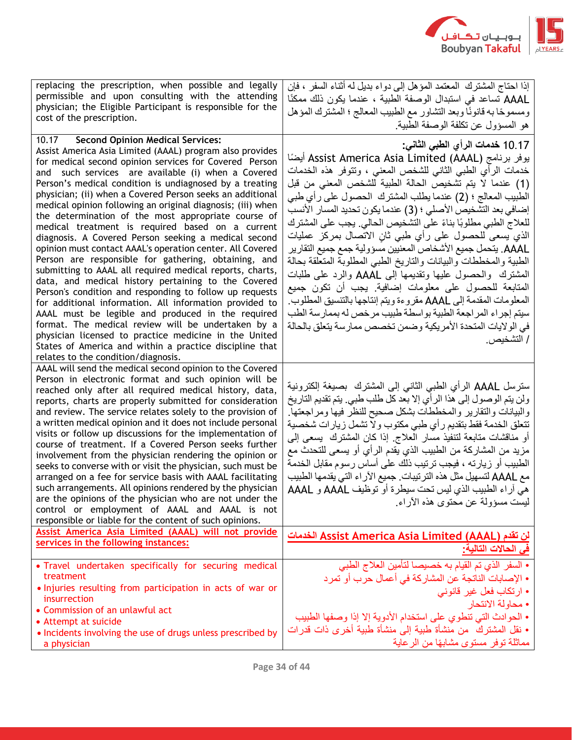| | |
|---|---|
| replacing the prescription, when possible and legally permissible and upon consulting with the attending physician; the Eligible Participant is responsible for the cost of the prescription. | إذا احتاج المشترك المعتمد المؤهل إلى دواء بديل له أثناء السفر ، فإن AAAL تساعد في استبدال الوصفة الطبية ، عندما يكون ذلك ممكنًا ومسموحًا به قانونًا وبعد التشاور مع الطبيب المعالج ؛ المشترك المؤهل هو المسؤول عن تكلفة الوصفة الطبية. |
| 10.17 **Second Opinion Medical Services:** Assist America Asia Limited (AAAL) program also provides for medical second opinion services for Covered Person and such services are available (i) when a Covered Person's medical condition is undiagnosed by a treating physician; (ii) when a Covered Person seeks an additional medical opinion following an original diagnosis; (iii) when the determination of the most appropriate course of medical treatment is required based on a current diagnosis. A Covered Person seeking a medical second opinion must contact AAAL's operation center. All Covered Person are responsible for gathering, obtaining, and submitting to AAAL all required medical reports, charts, data, and medical history pertaining to the Covered Person's condition and responding to follow up requests for additional information. All information provided to AAAL must be legible and produced in the required format. The medical review will be undertaken by a physician licensed to practice medicine in the United States of America and within a practice discipline that relates to the condition/diagnosis. | **10.17 خدمات الرأي الطبي الثاني:** يوفر برنامج Assist America Asia Limited (AAAL) أيضًا خدمات الرأي الطبي الثاني للشخص المعني ، وتتوفر هذه الخدمات (1) عندما لا يتم تشخيص الحالة الطبية للشخص المعني من قبل الطبيب المعالج ؛ (2) عندما يطلب المشترك الحصول على رأي طبي إضافي بعد التشخيص الأصلي ؛ (3) عندما يكون تحديد المسار الأنسب للعلاج الطبي مطلوبًا بناءً على التشخيص الحالي. يجب على المشترك الذي يسعى للحصول على رأي طبي ثانٍ الاتصال بمركز عمليات AAAL. يتحمل جميع الأشخاص المعنيين مسؤولية جمع جميع التقارير الطبية والمخططات والبيانات والتاريخ الطبي المطلوبة المتعلقة بحالة المشترك والحصول عليها وتقديمها إلى AAAL والرد على طلبات المتابعة للحصول على معلومات إضافية. يجب أن تكون جميع المعلومات المقدمة إلى AAAL مقروءة ويتم إنتاجها بالتنسيق المطلوب. سيتم إجراء المراجعة الطبية بواسطة طبيب مرخص له بممارسة الطب في الولايات المتحدة الأمريكية وضمن تخصص ممارسة يتعلق بالحالة / التشخيص. |
| AAAL will send the medical second opinion to the Covered Person in electronic format and such opinion will be reached only after all required medical history, data, reports, charts are properly submitted for consideration and review. The service relates solely to the provision of a written medical opinion and it does not include personal visits or follow up discussions for the implementation of course of treatment. If a Covered Person seeks further involvement from the physician rendering the opinion or seeks to converse with or visit the physician, such must be arranged on a fee for service basis with AAAL facilitating such arrangements. All opinions rendered by the physician are the opinions of the physician who are not under the control or employment of AAAL and AAAL is not responsible or liable for the content of such opinions. | سترسل AAAL الرأي الطبي الثاني إلى المشترك بصيغة إلكترونية ولن يتم الوصول إلى هذا الرأي إلا بعد كل طلب طبي. يتم تقديم التاريخ والبيانات والتقارير والمخططات بشكل صحيح للنظر فيها ومراجعتها. تتعلق الخدمة فقط بتقديم رأي طبي مكتوب ولا تشمل زيارات شخصية أو مناقشات متابعة لتنفيذ مسار العلاج. إذا كان المشترك يسعى إلى مزيد من المشاركة من الطبيب الذي يقدم الرأي أو يسعى للتحدث مع الطبيب أو زيارته ، فيجب ترتيب ذلك على أساس رسوم مقابل الخدمة مع AAAL لتسهيل مثل هذه الترتيبات. جميع الآراء التي يقدمها الطبيب هي آراء الطبيب الذي ليس تحت سيطرة أو توظيف AAAL و AAAL ليست مسؤولة عن محتوى هذه الآراء. |
| **Assist America Asia Limited (AAAL) will not provide services in the following instances:** | **لن تقدم Assist America Asia Limited (AAAL) الخدمات في الحالات التالية:** |
| • Travel undertaken specifically for securing medical treatment<br>• Injuries resulting from participation in acts of war or insurrection<br>• Commission of an unlawful act<br>• Attempt at suicide<br>• Incidents involving the use of drugs unless prescribed by a physician | • السفر الذي تم القيام به خصيصا لتأمين العلاج الطبي<br>• الإصابات الناتجة عن المشاركة في أعمال حرب أو تمرد<br>• ارتكاب فعل غير قانوني<br>• محاولة الانتحار<br>• الحوادث التي تنطوي على استخدام الأدوية إلا إذا وصفها الطبيب<br>• نقل المشترك من منشأة طبية إلى منشأة طبية أخرى ذات قدرات مماثلة توفر مستوى مشابهًا من الرعاية |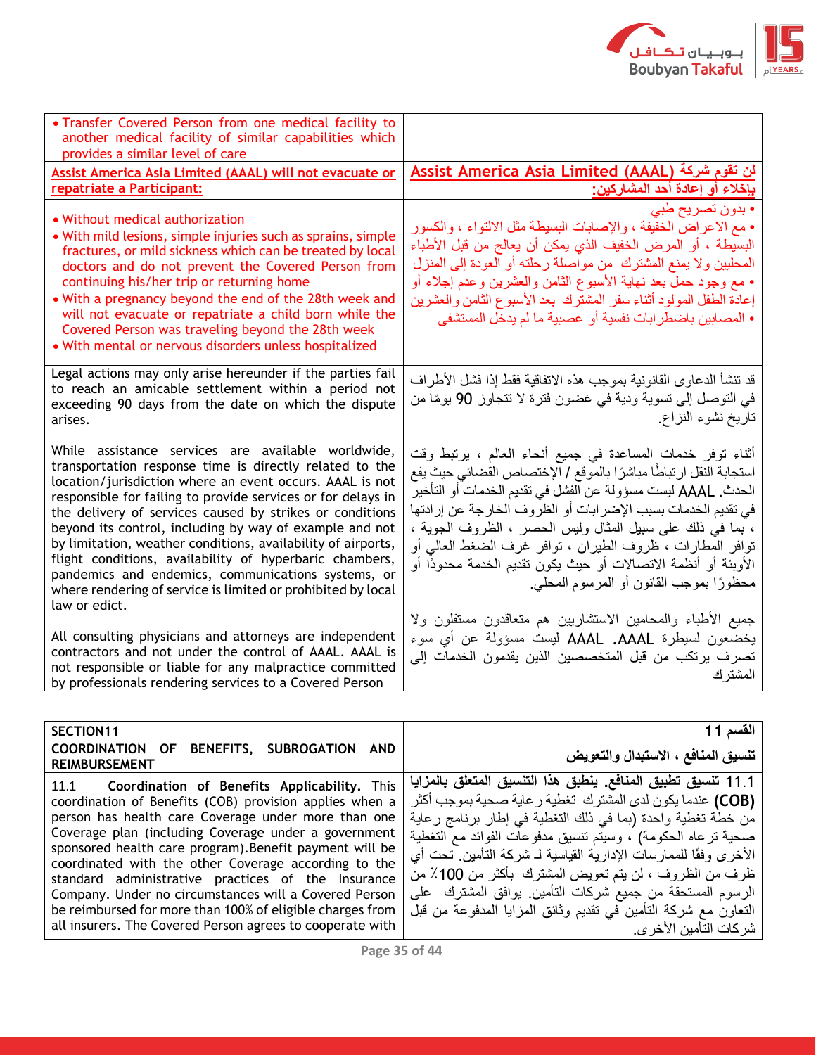| | |
|---|---|
| • Transfer Covered Person from one medical facility to another medical facility of similar capabilities which provides a similar level of care | |
| **Assist America Asia Limited (AAAL) will not evacuate or repatriate a Participant:** | **لن تقوم شركة Assist America Asia Limited (AAAL) بإخلاء أو إعادة أحد المشاركين:** |
| • Without medical authorization<br>• With mild lesions, simple injuries such as sprains, simple fractures, or mild sickness which can be treated by local doctors and do not prevent the Covered Person from continuing his/her trip or returning home<br>• With a pregnancy beyond the end of the 28th week and will not evacuate or repatriate a child born while the Covered Person was traveling beyond the 28th week<br>• With mental or nervous disorders unless hospitalized | • بدون تصريح طبي<br>• مع الاعراض الخفيفة ، والإصابات البسيطة مثل الالتواء ، والكسور البسيطة ، أو المرض الخفيف الذي يمكن أن يعالج من قبل الأطباء المحليين ولا يمنع المشترك من مواصلة رحلته أو العودة إلى المنزل<br>• مع وجود حمل بعد نهاية الأسبوع الثامن والعشرين وعدم إجلاء أو إعادة الطفل المولود أثناء سفر المشترك بعد الأسبوع الثامن والعشرين<br>• المصابين باضطرابات نفسية أو عصبية ما لم يدخل المستشفى |
| Legal actions may only arise hereunder if the parties fail to reach an amicable settlement within a period not exceeding 90 days from the date on which the dispute arises. | قد تنشأ الدعاوى القانونية بموجب هذه الاتفاقية فقط إذا فشل الأطراف في التوصل إلى تسوية ودية في غضون فترة لا تتجاوز 90 يومًا من تاريخ نشوء النزاع. |
| While assistance services are available worldwide, transportation response time is directly related to the location/jurisdiction where an event occurs. AAAL is not responsible for failing to provide services or for delays in the delivery of services caused by strikes or conditions beyond its control, including by way of example and not by limitation, weather conditions, availability of airports, flight conditions, availability of hyperbaric chambers, pandemics and endemics, communications systems, or where rendering of service is limited or prohibited by local law or edict.<br><br>All consulting physicians and attorneys are independent contractors and not under the control of AAAL. AAAL is not responsible or liable for any malpractice committed by professionals rendering services to a Covered Person | أثناء توفر خدمات المساعدة في جميع أنحاء العالم ، يرتبط وقت استجابة النقل ارتباطًا مباشرًا بالموقع / الإختصاص القضائي حيث يقع الحدث. AAAL ليست مسؤولة عن الفشل في تقديم الخدمات أو التأخير في تقديم الخدمات بسبب الإضرابات أو الظروف الخارجة عن إرادتها ، بما في ذلك على سبيل المثال وليس الحصر ، الظروف الجوية ، توافر المطارات ، ظروف الطيران ، توافر غرف الضغط العالي أو الأوبئة أو أنظمة الاتصالات أو حيث يكون تقديم الخدمة محدودًا أو محظورًا بموجب القانون أو المرسوم المحلي.<br><br>جميع الأطباء والمحامين الاستشاريين هم متعاقدون مستقلون ولا يخضعون لسيطرة AAAL. AAAL ليست مسؤولة عن أي سوء تصرف يرتكب من قبل المتخصصين الذين يقدمون الخدمات إلى المشترك |

| | |
|---|---|
| **SECTION11** | **القسم 11** |
| **COORDINATION OF BENEFITS, SUBROGATION AND REIMBURSEMENT** | **تنسيق المنافع ، الاستبدال والتعويض** |
| 11.1 **Coordination of Benefits Applicability.** This coordination of Benefits (COB) provision applies when a person has health care Coverage under more than one Coverage plan (including Coverage under a government sponsored health care program).Benefit payment will be coordinated with the other Coverage according to the standard administrative practices of the Insurance Company. Under no circumstances will a Covered Person be reimbursed for more than 100% of eligible charges from all insurers. The Covered Person agrees to cooperate with | 11.1 **تنسيق تطبيق المنافع. ينطبق هذا التنسيق المتعلق بالمزايا (COB)** عندما يكون لدى المشترك تغطية رعاية صحية بموجب أكثر من خطة تغطية واحدة (بما في ذلك التغطية في إطار برنامج رعاية صحية ترعاه الحكومة) ، وسيتم تنسيق مدفوعات الفوائد مع التغطية الأخرى وفقًا للممارسات الإدارية القياسية لـ شركة التأمين. تحت أي ظرف من الظروف ، لن يتم تعويض المشترك بأكثر من 100٪ من الرسوم المستحقة من جميع شركات التأمين. يوافق المشترك على التعاون مع شركة التأمين في تقديم وثائق المزايا المدفوعة من قبل شركات التأمين الأخرى. |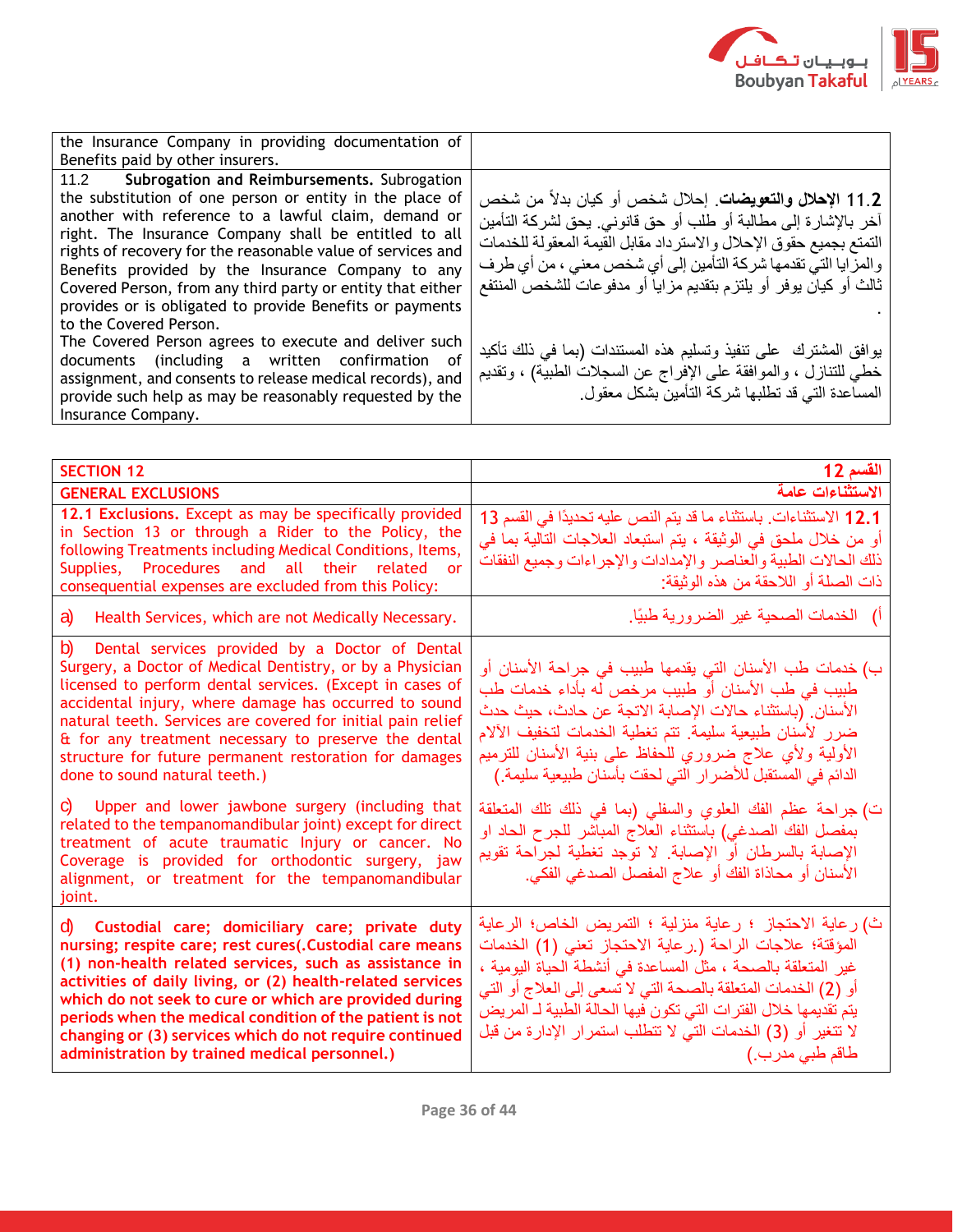| the Insurance Company in providing documentation of Benefits paid by other insurers. | |
|---|---|
| 11.2 **Subrogation and Reimbursements.** Subrogation the substitution of one person or entity in the place of another with reference to a lawful claim, demand or right. The Insurance Company shall be entitled to all rights of recovery for the reasonable value of services and Benefits provided by the Insurance Company to any Covered Person, from any third party or entity that either provides or is obligated to provide Benefits or payments to the Covered Person.<br>The Covered Person agrees to execute and deliver such documents (including a written confirmation of assignment, and consents to release medical records), and provide such help as may be reasonably requested by the Insurance Company. | **11.2 الإحلال والتعويضات**. إحلال شخص أو كيان بدلاً من شخص آخر بالإشارة إلى مطالبة أو طلب أو حق قانوني. يحق لشركة التأمين التمتع بجميع حقوق الإحلال والاسترداد مقابل القيمة المعقولة للخدمات والمزايا التي تقدمها شركة التأمين إلى أي شخص معني ، من أي طرف ثالث أو كيان يوفر أو يلتزم بتقديم مزايا أو مدفوعات للشخص المنتفع .<br>يوافق المشترك على تنفيذ وتسليم هذه المستندات (بما في ذلك تأكيد خطي للتنازل ، والموافقة على الإفراج عن السجلات الطبية) ، وتقديم المساعدة التي قد تطلبها شركة التأمين بشكل معقول. |

| **SECTION 12** | **القسم 12** |
|---|---|
| **GENERAL EXCLUSIONS** | **الاستثناءات عامة** |
| **12.1 Exclusions.** Except as may be specifically provided in Section 13 or through a Rider to the Policy, the following Treatments including Medical Conditions, Items, Supplies, Procedures and all their related or consequential expenses are excluded from this Policy: | **12.1** الاستثناءات. باستثناء ما قد يتم النص عليه تحديدًا في القسم 13 أو من خلال ملحق في الوثيقة ، يتم استبعاد العلاجات التالية بما في ذلك الحالات الطبية والعناصر والإمدادات والإجراءات وجميع النفقات ذات الصلة أو اللاحقة من هذه الوثيقة: |
| a) Health Services, which are not Medically Necessary. | أ) الخدمات الصحية غير الضرورية طبيًا. |
| b) Dental services provided by a Doctor of Dental Surgery, a Doctor of Medical Dentistry, or by a Physician licensed to perform dental services. (Except in cases of accidental injury, where damage has occurred to sound natural teeth. Services are covered for initial pain relief & for any treatment necessary to preserve the dental structure for future permanent restoration for damages done to sound natural teeth.) | ب) خدمات طب الأسنان التي يقدمها طبيب في جراحة الأسنان أو طبيب في طب الأسنان أو طبيب مرخص له بأداء خدمات طب الأسنان. (باستثناء حالات الإصابة الناتجة عن حادث، حيث حدث ضرر لأسنان طبيعية سليمة. تتم تغطية الخدمات لتخفيف الآلام الأولية ولأي علاج ضروري للحفاظ على بنية الأسنان للترميم الدائم في المستقبل للأضرار التي لحقت بأسنان طبيعية سليمة.) |
| c) Upper and lower jawbone surgery (including that related to the tempanomandibular joint) except for direct treatment of acute traumatic Injury or cancer. No Coverage is provided for orthodontic surgery, jaw alignment, or treatment for the tempanomandibular joint. | ت) جراحة عظم الفك العلوي والسفلي (بما في ذلك تلك المتعلقة بمفصل الفك الصدغي) باستثناء العلاج المباشر للجرح الحاد او الإصابة بالسرطان أو الإصابة. لا توجد تغطية لجراحة تقويم الأسنان أو محاذاة الفك أو علاج المفصل الصدغي الفكي. |
| **d) Custodial care; domiciliary care; private duty nursing; respite care; rest cures(.Custodial care means (1) non-health related services, such as assistance in activities of daily living, or (2) health-related services which do not seek to cure or which are provided during periods when the medical condition of the patient is not changing or (3) services which do not require continued administration by trained medical personnel.)** | ث) رعاية الاحتجاز ؛ رعاية منزلية ؛ التمريض الخاص؛ الرعاية المؤقتة؛ علاجات الراحة (.رعاية الاحتجاز تعني (1) الخدمات غير المتعلقة بالصحة ، مثل المساعدة في أنشطة الحياة اليومية ، أو (2) الخدمات المتعلقة بالصحة التي لا تسعى إلى العلاج أو التي يتم تقديمها خلال الفترات التي تكون فيها الحالة الطبية لـ المريض لا تتغير أو (3) الخدمات التي لا تتطلب استمرار الإدارة من قبل طاقم طبي مدرب.) |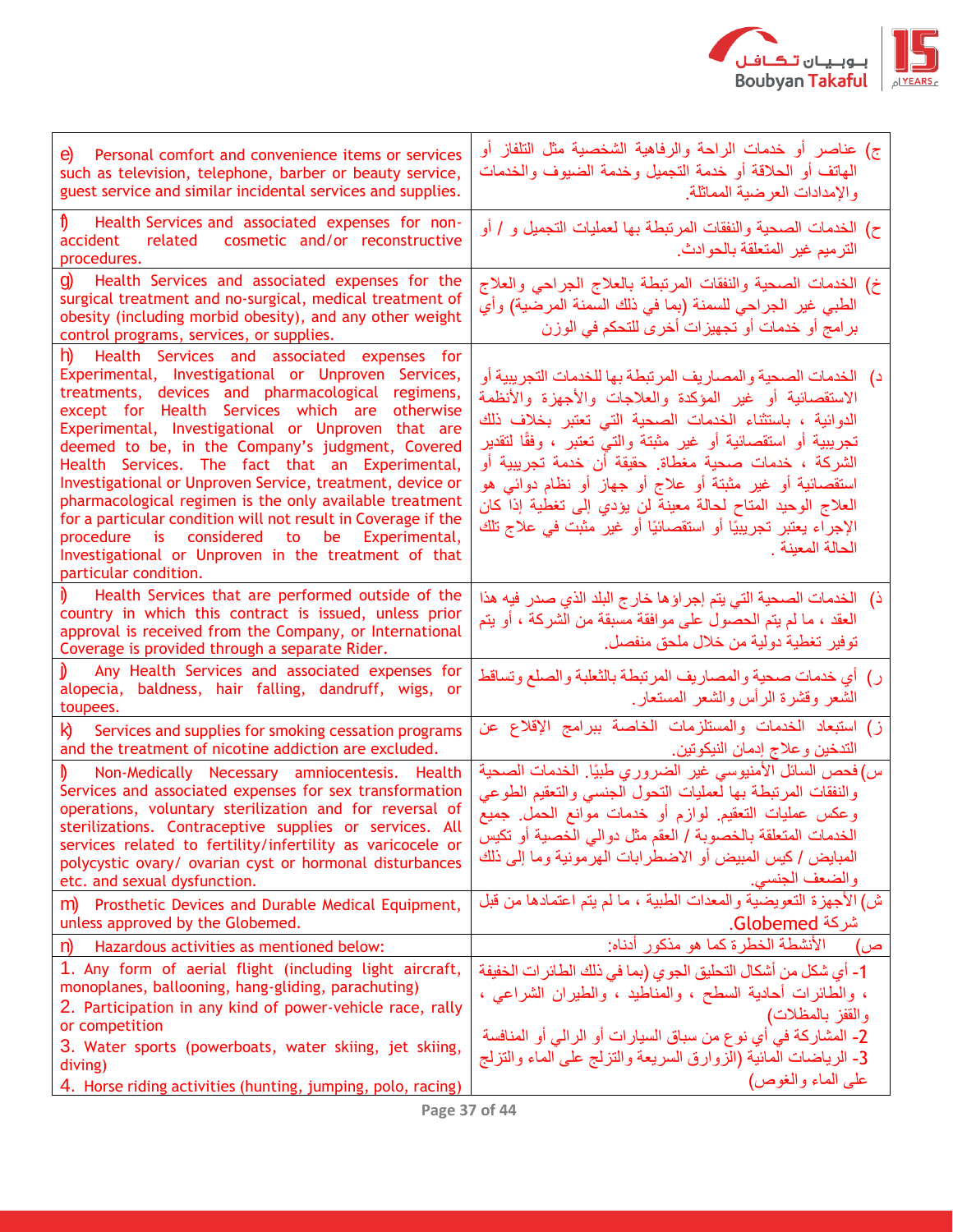| | |
|---|---|
| e) Personal comfort and convenience items or services such as television, telephone, barber or beauty service, guest service and similar incidental services and supplies. | ج) عناصر أو خدمات الراحة والرفاهية الشخصية مثل التلفاز أو الهاتف أو الحلاقة أو خدمة التجميل وخدمة الضيوف والخدمات والإمدادات العرضية المماثلة. |
| f) Health Services and associated expenses for non-accident related cosmetic and/or reconstructive procedures. | ح) الخدمات الصحية والنفقات المرتبطة بها لعمليات التجميل و / أو الترميم غير المتعلقة بالحوادث. |
| g) Health Services and associated expenses for the surgical treatment and no-surgical, medical treatment of obesity (including morbid obesity), and any other weight control programs, services, or supplies. | خ) الخدمات الصحية والنفقات المرتبطة بالعلاج الجراحي والعلاج الطبي غير الجراحي للسمنة (بما في ذلك السمنة المرضية) وأي برامج أو خدمات أو تجهيزات أخرى للتحكم في الوزن |
| h) Health Services and associated expenses for Experimental, Investigational or Unproven Services, treatments, devices and pharmacological regimens, except for Health Services which are otherwise Experimental, Investigational or Unproven that are deemed to be, in the Company's judgment, Covered Health Services. The fact that an Experimental, Investigational or Unproven Service, treatment, device or pharmacological regimen is the only available treatment for a particular condition will not result in Coverage if the procedure is considered to be Experimental, Investigational or Unproven in the treatment of that particular condition. | د) الخدمات الصحية والمصاريف المرتبطة بها للخدمات التجريبية أو الاستقصائية أو غير المؤكدة والعلاجات والأجهزة والأنظمة الدوائية ، باستثناء الخدمات الصحية التي تعتبر بخلاف ذلك تجريبية أو استقصائية أو غير مثبتة والتي تعتبر ، وفقًا لتقدير الشركة ، خدمات صحية مغطاة. حقيقة أن خدمة تجريبية أو استقصائية أو غير مثبتة أو علاج أو جهاز أو نظام دوائي هو العلاج الوحيد المتاح لحالة معينة لن يؤدي إلى تغطية إذا كان الإجراء يعتبر تجريبيًا أو استقصائيًا أو غير مثبت في علاج تلك الحالة المعينة . |
| i) Health Services that are performed outside of the country in which this contract is issued, unless prior approval is received from the Company, or International Coverage is provided through a separate Rider. | ذ) الخدمات الصحية التي يتم إجراؤها خارج البلد الذي صدر فيه هذا العقد ، ما لم يتم الحصول على موافقة مسبقة من الشركة ، أو يتم توفير تغطية دولية من خلال ملحق منفصل. |
| j) Any Health Services and associated expenses for alopecia, baldness, hair falling, dandruff, wigs, or toupees. | ر) أي خدمات صحية والمصاريف المرتبطة بالثعلبة والصلع وتساقط الشعر وقشرة الرأس والشعر المستعار. |
| k) Services and supplies for smoking cessation programs and the treatment of nicotine addiction are excluded. | ز) استبعاد الخدمات والمستلزمات الخاصة ببرامج الإقلاع عن التدخين وعلاج إدمان النيكوتين. |
| l) Non-Medically Necessary amniocentesis. Health Services and associated expenses for sex transformation operations, voluntary sterilization and for reversal of sterilizations. Contraceptive supplies or services. All services related to fertility/infertility as varicocele or polycystic ovary/ ovarian cyst or hormonal disturbances etc. and sexual dysfunction. | س) فحص السائل الأمنيوسي غير الضروري طبيًا. الخدمات الصحية والنفقات المرتبطة بها لعمليات التحول الجنسي والتعقيم الطوعي وعكس عمليات التعقيم. لوازم أو خدمات موانع الحمل. جميع الخدمات المتعلقة بالخصوبة / العقم مثل دوالي الخصية أو تكيس المبايض / كيس المبيض أو الاضطرابات الهرمونية وما إلى ذلك والضعف الجنسي. |
| m) Prosthetic Devices and Durable Medical Equipment, unless approved by the Globemed. | ش) الأجهزة التعويضية والمعدات الطبية ، ما لم يتم اعتمادها من قبل شركة Globemed. |
| n) Hazardous activities as mentioned below: | ص) الأنشطة الخطرة كما هو مذكور أدناه: |
| 1. Any form of aerial flight (including light aircraft, monoplanes, ballooning, hang-gliding, parachuting)<br>2. Participation in any kind of power-vehicle race, rally or competition<br>3. Water sports (powerboats, water skiing, jet skiing, diving)<br>4. Horse riding activities (hunting, jumping, polo, racing) | 1- أي شكل من أشكال التحليق الجوي (بما في ذلك الطائرات الخفيفة ، والطائرات أحادية السطح ، والمناطيد ، والطيران الشراعي ، والقفز بالمظلات)<br>2- المشاركة في أي نوع من سباق السيارات أو الرالي أو المنافسة<br>3- الرياضات المائية (الزوارق السريعة والتزلج على الماء والتزلج على الماء والغوص) |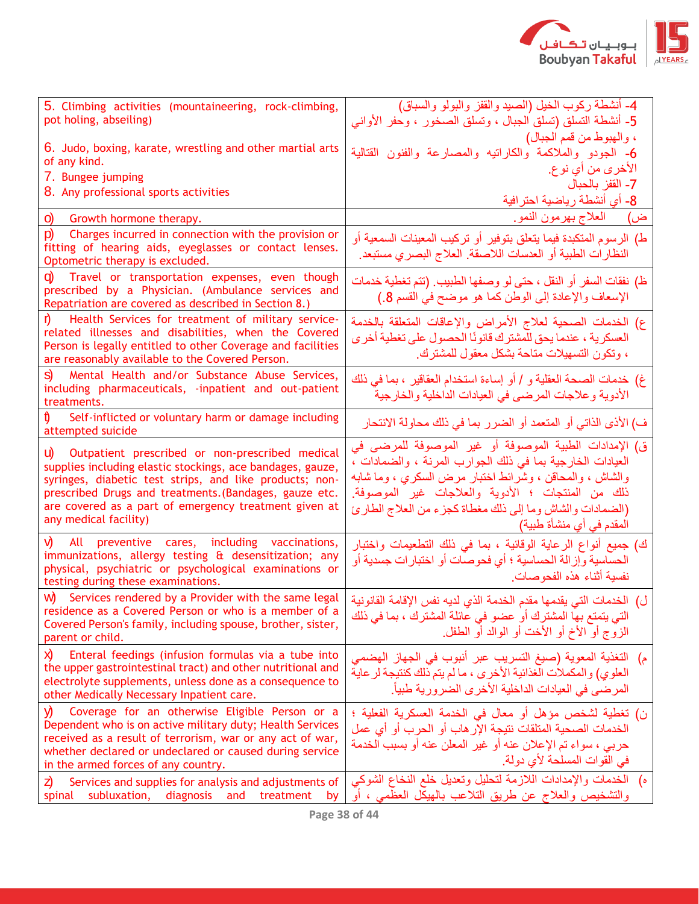| | |
|---|---|
| 5. Climbing activities (mountaineering, rock-climbing, pot holing, abseiling)<br><br>6. Judo, boxing, karate, wrestling and other martial arts of any kind.<br>7. Bungee jumping<br>8. Any professional sports activities | 4- أنشطة ركوب الخيل (الصيد والقفز والبولو والسباق)<br>5- أنشطة التسلق (تسلق الجبال ، وتسلق الصخور ، وحفر الأواني ، والهبوط من قمم الجبال)<br>6- الجودو والملاكمة والكاراتيه والمصارعة والفنون القتالية الأخرى من أي نوع.<br>7- القفز بالحبال<br>8- أي أنشطة رياضية احترافية |
| o) Growth hormone therapy. | ض) العلاج بهرمون النمو. |
| p) Charges incurred in connection with the provision or fitting of hearing aids, eyeglasses or contact lenses. Optometric therapy is excluded. | ط) الرسوم المتكبدة فيما يتعلق بتوفير أو تركيب المعينات السمعية أو النظارات الطبية أو العدسات اللاصقة. العلاج البصري مستبعد. |
| q) Travel or transportation expenses, even though prescribed by a Physician. (Ambulance services and Repatriation are covered as described in Section 8.) | ظ) نفقات السفر أو النقل ، حتى لو وصفها الطبيب. (تتم تغطية خدمات الإسعاف والإعادة إلى الوطن كما هو موضح في القسم 8.) |
| r) Health Services for treatment of military service-related illnesses and disabilities, when the Covered Person is legally entitled to other Coverage and facilities are reasonably available to the Covered Person. | ع) الخدمات الصحية لعلاج الأمراض والإعاقات المتعلقة بالخدمة العسكرية ، عندما يحق للمشترك قانونًا الحصول على تغطية أخرى ، وتكون التسهيلات متاحة بشكل معقول للمشترك. |
| s) Mental Health and/or Substance Abuse Services, including pharmaceuticals, -inpatient and out-patient treatments. | غ) خدمات الصحة العقلية و / أو إساءة استخدام العقاقير ، بما في ذلك الأدوية وعلاجات المرضى في العيادات الداخلية والخارجية |
| t) Self-inflicted or voluntary harm or damage including attempted suicide | ف) الأذى الذاتي أو المتعمد أو الضرر بما في ذلك محاولة الانتحار |
| u) Outpatient prescribed or non-prescribed medical supplies including elastic stockings, ace bandages, gauze, syringes, diabetic test strips, and like products; non-prescribed Drugs and treatments.(Bandages, gauze etc. are covered as a part of emergency treatment given at any medical facility) | ق) الإمدادات الطبية الموصوفة أو غير الموصوفة للمرضى في العيادات الخارجية بما في ذلك الجوارب المرنة ، والضمادات ، والشاش ، والمحاقن ، وشرائط اختبار مرض السكري ، وما شابه ذلك من المنتجات ؛ الأدوية والعلاجات غير الموصوفة. (الضمادات والشاش وما إلى ذلك مغطاة كجزء من العلاج الطارئ المقدم في أي منشأة طبية) |
| v) All preventive cares, including vaccinations, immunizations, allergy testing & desensitization; any physical, psychiatric or psychological examinations or testing during these examinations. | ك) جميع أنواع الرعاية الوقائية ، بما في ذلك التطعيمات واختبار الحساسية وإزالة الحساسية ؛ أي فحوصات أو اختبارات جسدية أو نفسية أثناء هذه الفحوصات. |
| w) Services rendered by a Provider with the same legal residence as a Covered Person or who is a member of a Covered Person's family, including spouse, brother, sister, parent or child. | ل) الخدمات التي يقدمها مقدم الخدمة الذي لديه نفس الإقامة القانونية التي يتمتع بها المشترك أو عضو في عائلة المشترك ، بما في ذلك الزوج أو الأخ أو الأخت أو الوالد أو الطفل. |
| x) Enteral feedings (infusion formulas via a tube into the upper gastrointestinal tract) and other nutritional and electrolyte supplements, unless done as a consequence to other Medically Necessary Inpatient care. | م) التغذية المعوية (صيغ التسريب عبر أنبوب في الجهاز الهضمي العلوي) والمكملات الغذائية الأخرى ، ما لم يتم ذلك كنتيجة لرعاية المرضى في العيادات الداخلية الأخرى الضرورية طبياً. |
| y) Coverage for an otherwise Eligible Person or a Dependent who is on active military duty; Health Services received as a result of terrorism, war or any act of war, whether declared or undeclared or caused during service in the armed forces of any country. | ن) تغطية لشخص مؤهل أو معال في الخدمة العسكرية الفعلية ؛ الخدمات الصحية المتلقات نتيجة الإرهاب أو الحرب أو أي عمل حربي ، سواء تم الإعلان عنه أو غير المعلن عنه أو بسبب الخدمة في القوات المسلحة لأي دولة. |
| z) Services and supplies for analysis and adjustments of spinal subluxation, diagnosis and treatment by | ه) الخدمات والإمدادات اللازمة لتحليل وتعديل خلع النخاع الشوكي والتشخيص والعلاج عن طريق التلاعب بالهيكل العظمي ، أو |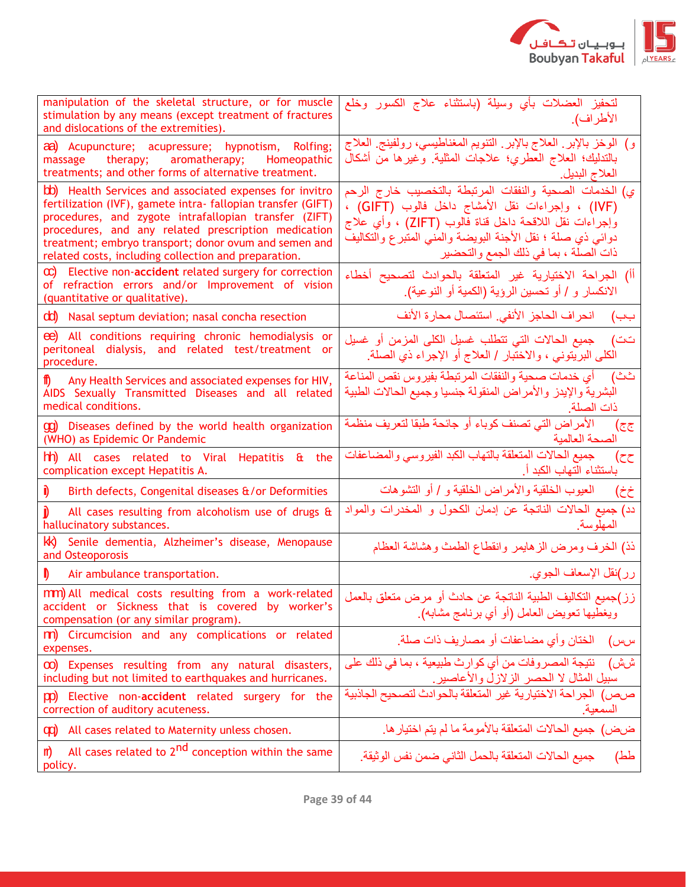| | |
|---|---|
| manipulation of the skeletal structure, or for muscle stimulation by any means (except treatment of fractures and dislocations of the extremities). | لتحفيز العضلات بأي وسيلة (باستثناء علاج الكسور وخلع الأطراف). |
| aa) Acupuncture; acupressure; hypnotism, Rolfing; massage therapy; aromatherapy; Homeopathic treatments; and other forms of alternative treatment. | و) الوخز بالإبر. العلاج بالإبر. التنويم المغناطيسي، رولفينج. العلاج بالتدليك؛ العلاج العطري؛ علاجات المثلية. وغيرها من أشكال العلاج البديل. |
| bb) Health Services and associated expenses for invitro fertilization (IVF), gamete intra- fallopian transfer (GIFT) procedures, and zygote intrafallopian transfer (ZIFT) procedures, and any related prescription medication treatment; embryo transport; donor ovum and semen and related costs, including collection and preparation. | ي) الخدمات الصحية والنفقات المرتبطة بالتخصيب خارج الرحم (IVF) ، وإجراءات نقل الأمشاج داخل فالوب (GIFT) ، وإجراءات نقل اللاقحة داخل قناة فالوب (ZIFT) ، وأي علاج دوائي ذي صلة ؛ نقل الأجنة البويضة والمني المتبرع والتكاليف ذات الصلة ، بما في ذلك الجمع والتحضير |
| cc) Elective non-**accident** related surgery for correction of refraction errors and/or Improvement of vision (quantitative or qualitative). | أأ) الجراحة الاختيارية غير المتعلقة بالحوادث لتصحيح أخطاء الانكسار و / أو تحسين الرؤية (الكمية أو النوعية). |
| dd) Nasal septum deviation; nasal concha resection | ببب) انحراف الحاجز الأنفي. استئصال محارة الأنف |
| ee) All conditions requiring chronic hemodialysis or peritoneal dialysis, and related test/treatment or procedure. | تت) جميع الحالات التي تتطلب غسيل الكلى المزمن أو غسيل الكلى البريتوني ، والاختبار / العلاج أو الإجراء ذي الصلة. |
| ff) Any Health Services and associated expenses for HIV, AIDS Sexually Transmitted Diseases and all related medical conditions. | ثث) أي خدمات صحية والنفقات المرتبطة بفيروس نقص المناعة البشرية والإيدز والأمراض المنقولة جنسيا وجميع الحالات الطبية ذات الصلة. |
| gg) Diseases defined by the world health organization (WHO) as Epidemic Or Pandemic | جج) الأمراض التي تصنف كوباء أو جائحة طبقا لتعريف منظمة الصحة العالمية |
| hh) All cases related to Viral Hepatitis & the complication except Hepatitis A. | حح) جميع الحالات المتعلقة بالتهاب الكبد الفيروسي والمضاعفات باستثناء التهاب الكبد أ. |
| ii) Birth defects, Congenital diseases &/or Deformities | خخ) العيوب الخلقية والأمراض الخلقية و / أو التشوهات |
| jj) All cases resulting from alcoholism use of drugs & hallucinatory substances. | دد) جميع الحالات الناتجة عن إدمان الكحول و المخدرات والمواد المهلوسة. |
| kk) Senile dementia, Alzheimer's disease, Menopause and Osteoporosis | ذذ) الخرف ومرض الزهايمر وانقطاع الطمث وهشاشة العظام |
| ll) Air ambulance transportation. | رر)نقل الإسعاف الجوي. |
| mm) All medical costs resulting from a work-related accident or Sickness that is covered by worker's compensation (or any similar program). | زز)جميع التكاليف الطبية الناتجة عن حادث أو مرض متعلق بالعمل ويغطيها تعويض العامل (أو أي برنامج مشابه). |
| nn) Circumcision and any complications or related expenses. | سس) الختان وأي مضاعفات أو مصاريف ذات صلة. |
| oo) Expenses resulting from any natural disasters, including but not limited to earthquakes and hurricanes. | شش) نتيجة المصروفات من أي كوارث طبيعية ، بما في ذلك على سبيل المثال لا الحصر الزلازل والأعاصير. |
| pp) Elective non-**accident** related surgery for the correction of auditory acuteness. | صص) الجراحة الاختيارية غير المتعلقة بالحوادث لتصحيح الجاذبية السمعية. |
| qq) All cases related to Maternity unless chosen. | ضض) جميع الحالات المتعلقة بالأمومة ما لم يتم اختيارها. |
| rr) All cases related to 2nd conception within the same policy. | طط) جميع الحالات المتعلقة بالحمل الثاني ضمن نفس الوثيقة. |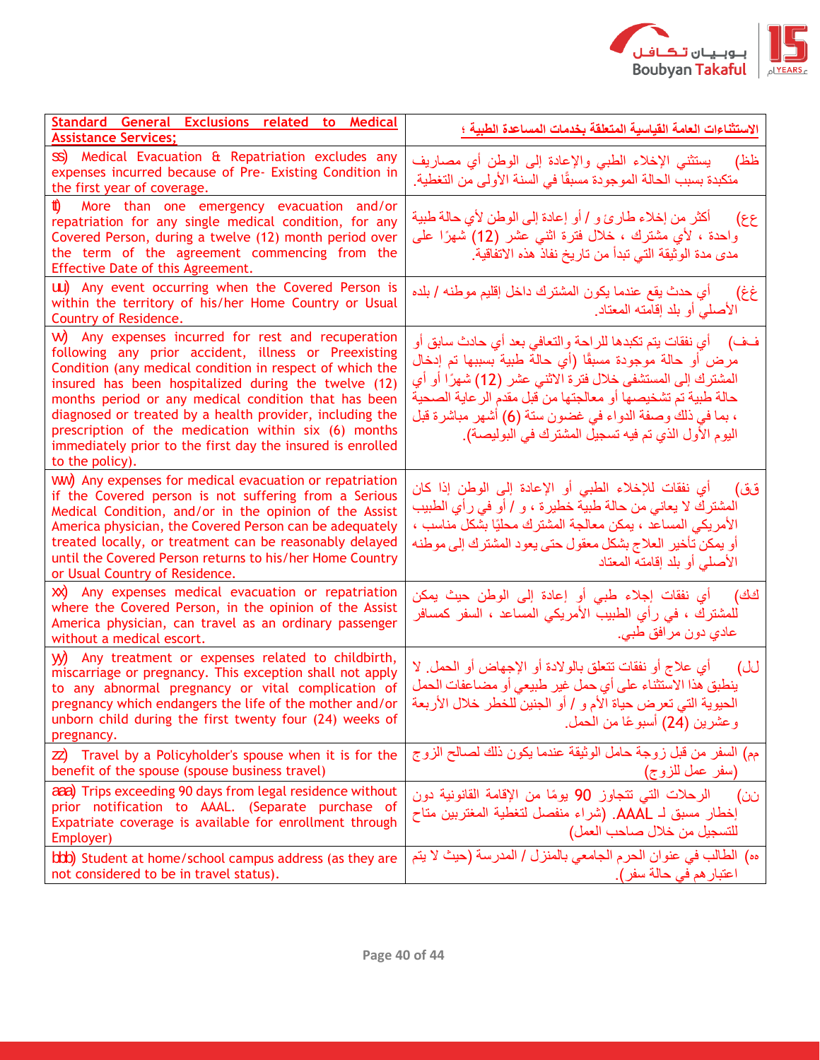| Standard General Exclusions related to Medical Assistance Services; | الاستثناءات العامة القياسية المتعلقة بخدمات المساعدة الطبية ؛ |
|---|---|
| ss) Medical Evacuation & Repatriation excludes any expenses incurred because of Pre- Existing Condition in the first year of coverage. | ظظ) يستثني الإخلاء الطبي والإعادة إلى الوطن أي مصاريف متكبدة بسبب الحالة الموجودة مسبقًا في السنة الأولى من التغطية. |
| tt) More than one emergency evacuation and/or repatriation for any single medical condition, for any Covered Person, during a twelve (12) month period over the term of the agreement commencing from the Effective Date of this Agreement. | عع) أكثر من إخلاء طارئ و / أو إعادة إلى الوطن لأي حالة طبية واحدة ، لأي مشترك ، خلال فترة اثني عشر (12) شهرًا على مدى مدة الوثيقة التي تبدأ من تاريخ نفاذ هذه الاتفاقية. |
| uu) Any event occurring when the Covered Person is within the territory of his/her Home Country or Usual Country of Residence. | غغ) أي حدث يقع عندما يكون المشترك داخل إقليم موطنه / بلده الأصلي أو بلد إقامته المعتاد. |
| vv) Any expenses incurred for rest and recuperation following any prior accident, illness or Preexisting Condition (any medical condition in respect of which the insured has been hospitalized during the twelve (12) months period or any medical condition that has been diagnosed or treated by a health provider, including the prescription of the medication within six (6) months immediately prior to the first day the insured is enrolled to the policy). | فـف) أي نفقات يتم تكبدها للراحة والتعافي بعد أي حادث سابق أو مرض أو حالة موجودة مسبقًا (أي حالة طبية بسببها تم إدخال المشترك إلى المستشفى خلال فترة الاثني عشر (12) شهرًا أو أي حالة طبية تم تشخيصها أو معالجتها من قبل مقدم الرعاية الصحية ، بما في ذلك وصفة الدواء في غضون ستة (6) أشهر مباشرة قبل اليوم الأول الذي تم فيه تسجيل المشترك في البوليصة). |
| ww) Any expenses for medical evacuation or repatriation if the Covered person is not suffering from a Serious Medical Condition, and/or in the opinion of the Assist America physician, the Covered Person can be adequately treated locally, or treatment can be reasonably delayed until the Covered Person returns to his/her Home Country or Usual Country of Residence. | قق) أي نفقات للإخلاء الطبي أو الإعادة إلى الوطن إذا كان المشترك لا يعاني من حالة طبية خطيرة ، و / أو في رأي الطبيب الأمريكي المساعد ، يمكن معالجة المشترك محليًا بشكل مناسب ، أو يمكن تأخير العلاج بشكل معقول حتى يعود المشترك إلى موطنه الأصلي أو بلد إقامته المعتاد |
| xx) Any expenses medical evacuation or repatriation where the Covered Person, in the opinion of the Assist America physician, can travel as an ordinary passenger without a medical escort. | كك) أي نفقات إجلاء طبي أو إعادة إلى الوطن حيث يمكن للمشترك ، في رأي الطبيب الأمريكي المساعد ، السفر كمسافر عادي دون مرافق طبي. |
| yy) Any treatment or expenses related to childbirth, miscarriage or pregnancy. This exception shall not apply to any abnormal pregnancy or vital complication of pregnancy which endangers the life of the mother and/or unborn child during the first twenty four (24) weeks of pregnancy. | لل) أي علاج أو نفقات تتعلق بالولادة أو الإجهاض أو الحمل. لا ينطبق هذا الاستثناء على أي حمل غير طبيعي أو مضاعفات الحمل الحيوية التي تعرض حياة الأم و / أو الجنين للخطر خلال الأربعة وعشرين (24) أسبوعًا من الحمل. |
| zz) Travel by a Policyholder's spouse when it is for the benefit of the spouse (spouse business travel) | مم) السفر من قبل زوجة حامل الوثيقة عندما يكون ذلك لصالح الزوج (سفر عمل للزوج) |
| aaa) Trips exceeding 90 days from legal residence without prior notification to AAAL. (Separate purchase of Expatriate coverage is available for enrollment through Employer) | نن) الرحلات التي تتجاوز 90 يومًا من الإقامة القانونية دون إخطار مسبق لـ AAAL. (شراء منفصل لتغطية المغتربين متاح للتسجيل من خلال صاحب العمل) |
| bbb) Student at home/school campus address (as they are not considered to be in travel status). | هه) الطالب في عنوان الحرم الجامعي بالمنزل / المدرسة (حيث لا يتم اعتبارهم في حالة سفر). |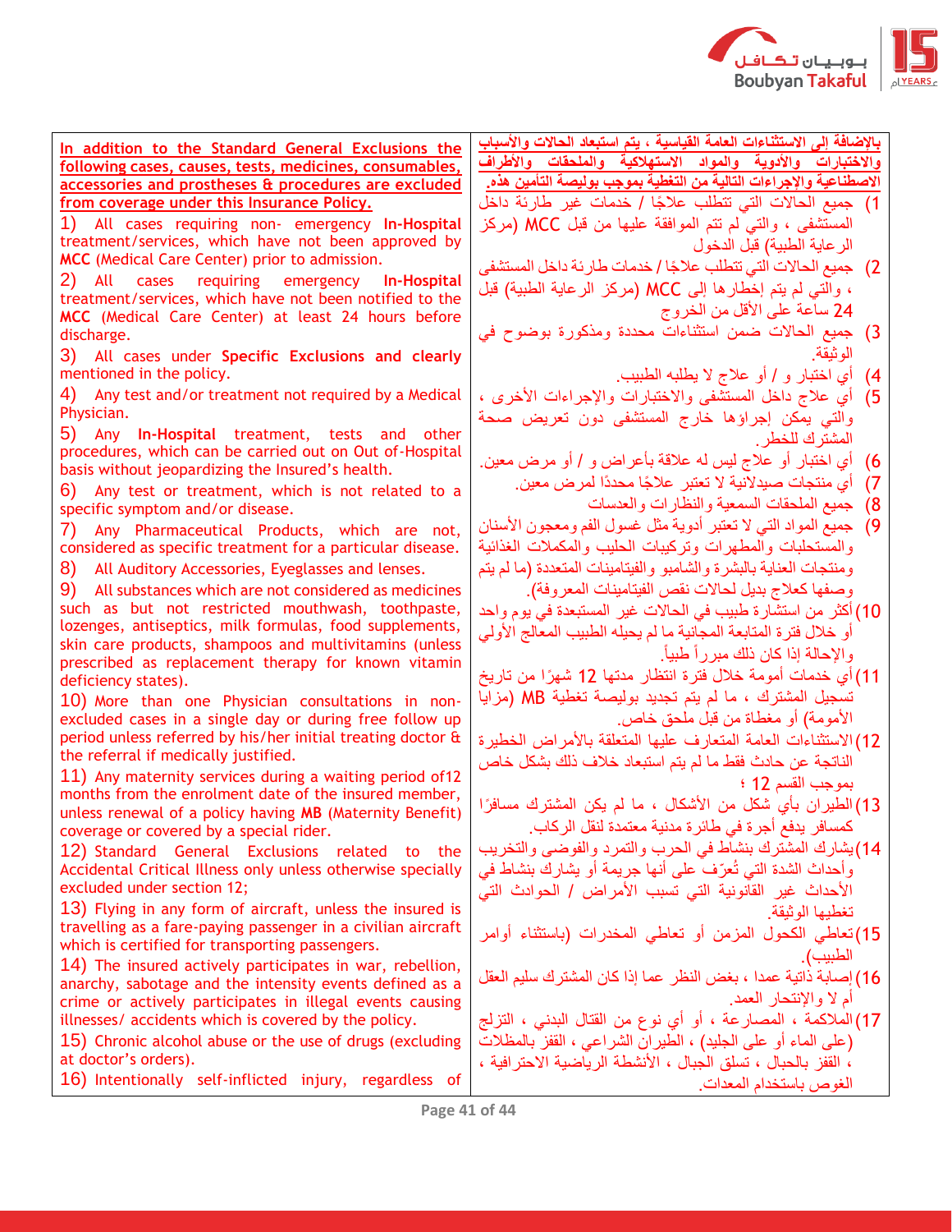**In addition to the Standard General Exclusions the following cases, causes, tests, medicines, consumables, accessories and prostheses & procedures are excluded from coverage under this Insurance Policy.**

1) All cases requiring non- emergency **In-Hospital** treatment/services, which have not been approved by **MCC** (Medical Care Center) prior to admission.

2) All cases requiring emergency **In-Hospital** treatment/services, which have not been notified to the **MCC** (Medical Care Center) at least 24 hours before discharge.

3) All cases under **Specific Exclusions and clearly** mentioned in the policy.

4) Any test and/or treatment not required by a Medical Physician.

5) Any **In-Hospital** treatment, tests and other procedures, which can be carried out on Out of-Hospital basis without jeopardizing the Insured's health.

6) Any test or treatment, which is not related to a specific symptom and/or disease.

7) Any Pharmaceutical Products, which are not, considered as specific treatment for a particular disease.

8) All Auditory Accessories, Eyeglasses and lenses.

9) All substances which are not considered as medicines such as but not restricted mouthwash, toothpaste, lozenges, antiseptics, milk formulas, food supplements, skin care products, shampoos and multivitamins (unless prescribed as replacement therapy for known vitamin deficiency states).

10) More than one Physician consultations in non-excluded cases in a single day or during free follow up period unless referred by his/her initial treating doctor & the referral if medically justified.

11) Any maternity services during a waiting period of12 months from the enrolment date of the insured member, unless renewal of a policy having **MB** (Maternity Benefit) coverage or covered by a special rider.

12) Standard General Exclusions related to the Accidental Critical Illness only unless otherwise specially excluded under section 12;

13) Flying in any form of aircraft, unless the insured is travelling as a fare-paying passenger in a civilian aircraft which is certified for transporting passengers.

14) The insured actively participates in war, rebellion, anarchy, sabotage and the intensity events defined as a crime or actively participates in illegal events causing illnesses/ accidents which is covered by the policy.

15) Chronic alcohol abuse or the use of drugs (excluding at doctor's orders).

16) Intentionally self-inflicted injury, regardless of

**بالإضافة إلى الاستثناءات العامة القياسية ، يتم استبعاد الحالات والأسباب والاختبارات والأدوية والمواد الاستهلاكية والملحقات والأطراف الاصطناعية والإجراءات التالية من التغطية بموجب بوليصة التأمين هذه.**

1) جميع الحالات التي تتطلب علاجًا / خدمات غير طارئة داخل المستشفى ، والتي لم تتم الموافقة عليها من قبل MCC (مركز الرعاية الطبية) قبل الدخول

2) جميع الحالات التي تتطلب علاجًا / خدمات طارئة داخل المستشفى ، والتي لم يتم إخطارها إلى MCC (مركز الرعاية الطبية) قبل 24 ساعة على الأقل من الخروج

3) جميع الحالات ضمن استثناءات محددة ومذكورة بوضوح في الوثيقة.

4) أي اختبار و / أو علاج لا يطلبه الطبيب.

5) أي علاج داخل المستشفى والاختبارات والإجراءات الأخرى ، والتي يمكن إجراؤها خارج المستشفى دون تعريض صحة المشترك للخطر.

6) أي اختبار أو علاج ليس له علاقة بأعراض و / أو مرض معين.

7) أي منتجات صيدلانية لا تعتبر علاجًا محددًا لمرض معين.

8) جميع الملحقات السمعية والنظارات والعدسات

9) جميع المواد التي لا تعتبر أدوية مثل غسول الفم ومعجون الأسنان والمستحلبات والمطهرات وتركيبات الحليب والمكملات الغذائية ومنتجات العناية بالبشرة والشامبو والفيتامينات المتعددة (ما لم يتم وصفها كعلاج بديل لحالات نقص الفيتامينات المعروفة).

10) أكثر من استشارة طبيب في الحالات غير المستبعدة في يوم واحد أو خلال فترة المتابعة المجانية ما لم يحيله الطبيب المعالج الأولي والإحالة إذا كان ذلك مبرراً طبياً.

11) أي خدمات أمومة خلال فترة انتظار مدتها 12 شهرًا من تاريخ تسجيل المشترك ، ما لم يتم تجديد بوليصة تغطية MB (مزايا الأمومة) أو مغطاة من قبل ملحق خاص.

12) الاستثناءات العامة المتعارف عليها المتعلقة بالأمراض الخطيرة الناتجة عن حادث فقط ما لم يتم استبعاد خلاف ذلك بشكل خاص بموجب القسم 12 ؛

13) الطيران بأي شكل من الأشكال ، ما لم يكن المشترك مسافرًا كمسافر يدفع أجرة في طائرة مدنية معتمدة لنقل الركاب.

14) يشارك المشترك بنشاط في الحرب والتمرد والفوضى والتخريب وأحداث الشدة التي تُعرّف على أنها جريمة أو يشارك بنشاط في الأحداث غير القانونية التي تسبب الأمراض / الحوادث التي تغطيها الوثيقة.

15) تعاطي الكحول المزمن أو تعاطي المخدرات (باستثناء أوامر الطبيب).

16) إصابة ذاتية عمدا ، بغض النظر عما إذا كان المشترك سليم العقل أم لا والإنتحار العمد.

17) الملاكمة ، المصارعة ، أو أي نوع من القتال البدني ، التزلج (على الماء أو على الجليد) ، الطيران الشراعي ، القفز بالمظلات ، القفز بالحبال ، تسلق الجبال ، الأنشطة الرياضية الاحترافية ، الغوص باستخدام المعدات.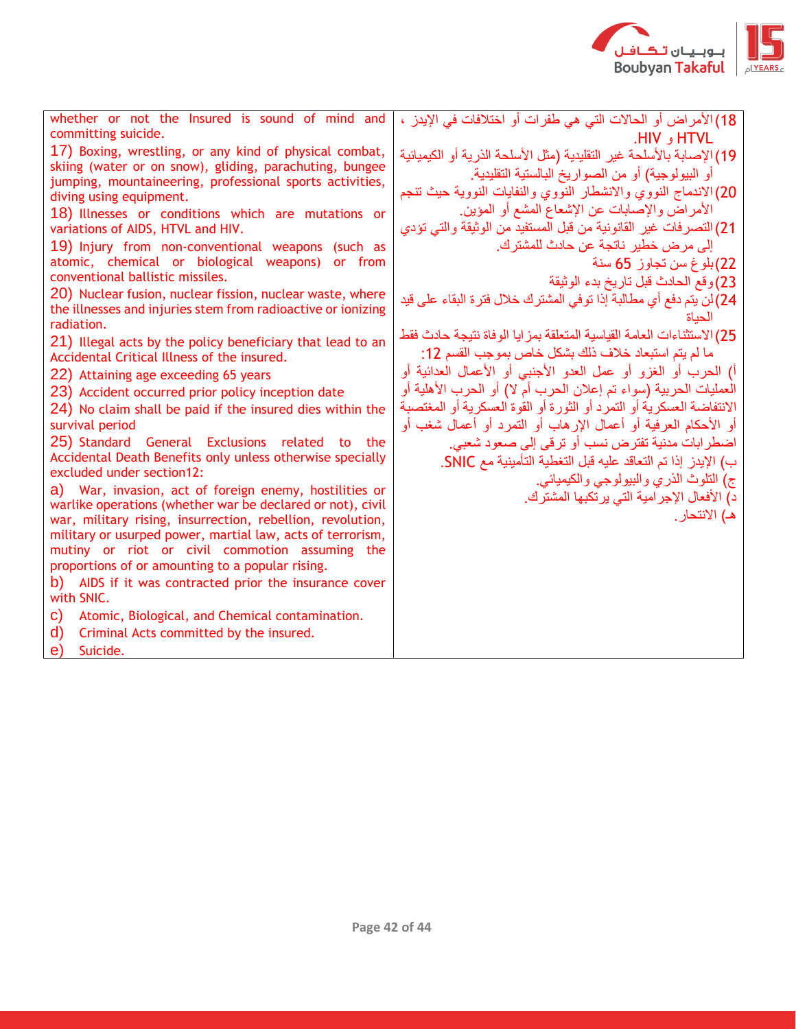| | |
|---|---|
| whether or not the Insured is sound of mind and committing suicide.<br>17) Boxing, wrestling, or any kind of physical combat, skiing (water or on snow), gliding, parachuting, bungee jumping, mountaineering, professional sports activities, diving using equipment.<br>18) Illnesses or conditions which are mutations or variations of AIDS, HTVL and HIV.<br>19) Injury from non-conventional weapons (such as atomic, chemical or biological weapons) or from conventional ballistic missiles.<br>20) Nuclear fusion, nuclear fission, nuclear waste, where the illnesses and injuries stem from radioactive or ionizing radiation.<br>21) Illegal acts by the policy beneficiary that lead to an Accidental Critical Illness of the insured.<br>22) Attaining age exceeding 65 years<br>23) Accident occurred prior policy inception date<br>24) No claim shall be paid if the insured dies within the survival period<br>25) Standard General Exclusions related to the Accidental Death Benefits only unless otherwise specially excluded under section12:<br>a) War, invasion, act of foreign enemy, hostilities or warlike operations (whether war be declared or not), civil war, military rising, insurrection, rebellion, revolution, military or usurped power, martial law, acts of terrorism, mutiny or riot or civil commotion assuming the proportions of or amounting to a popular rising.<br>b) AIDS if it was contracted prior the insurance cover with SNIC.<br>c) Atomic, Biological, and Chemical contamination.<br>d) Criminal Acts committed by the insured.<br>e) Suicide. | 18) الأمراض أو الحالات التي هي طفرات أو اختلافات في الإيدز ، HTVL و HIV.<br>19) الإصابة بالأسلحة غير التقليدية (مثل الأسلحة الذرية أو الكيميائية أو البيولوجية) أو من الصواريخ البالستية التقليدية.<br>20) الاندماج النووي والانشطار النووي والنفايات النووية حيث تنجم الأمراض والإصابات عن الإشعاع المشع أو المؤين.<br>21) التصرفات غير القانونية من قبل المستفيد من الوثيقة والتي تؤدي إلى مرض خطير ناتجة عن حادث للمشترك.<br>22) بلوغ سن تجاوز 65 سنة<br>23) وقع الحادث قبل تاريخ بدء الوثيقة<br>24) لن يتم دفع أي مطالبة إذا توفي المشترك خلال فترة البقاء على قيد الحياة<br>25) الاستثناءات العامة القياسية المتعلقة بمزايا الوفاة نتيجة حادث فقط ما لم يتم استبعاد خلاف ذلك بشكل خاص بموجب القسم 12:<br>أ) الحرب أو الغزو أو عمل العدو الأجنبي أو الأعمال العدائية أو العمليات الحربية (سواء تم إعلان الحرب أم لا) أو الحرب الأهلية أو الانتفاضة العسكرية أو التمرد أو الثورة أو القوة العسكرية أو المغتصبة أو الأحكام العرفية أو أعمال الإرهاب أو التمرد أو أعمال شغب أو اضطرابات مدنية تفترض نسب أو ترقى إلى صعود شعبي.<br>ب) الإيدز إذا تم التعاقد عليه قبل التغطية التأمينية مع SNIC.<br>ج) التلوث الذري والبيولوجي والكيميائي.<br>د) الأفعال الإجرامية التي يرتكبها المشترك.<br>هـ) الانتحار. |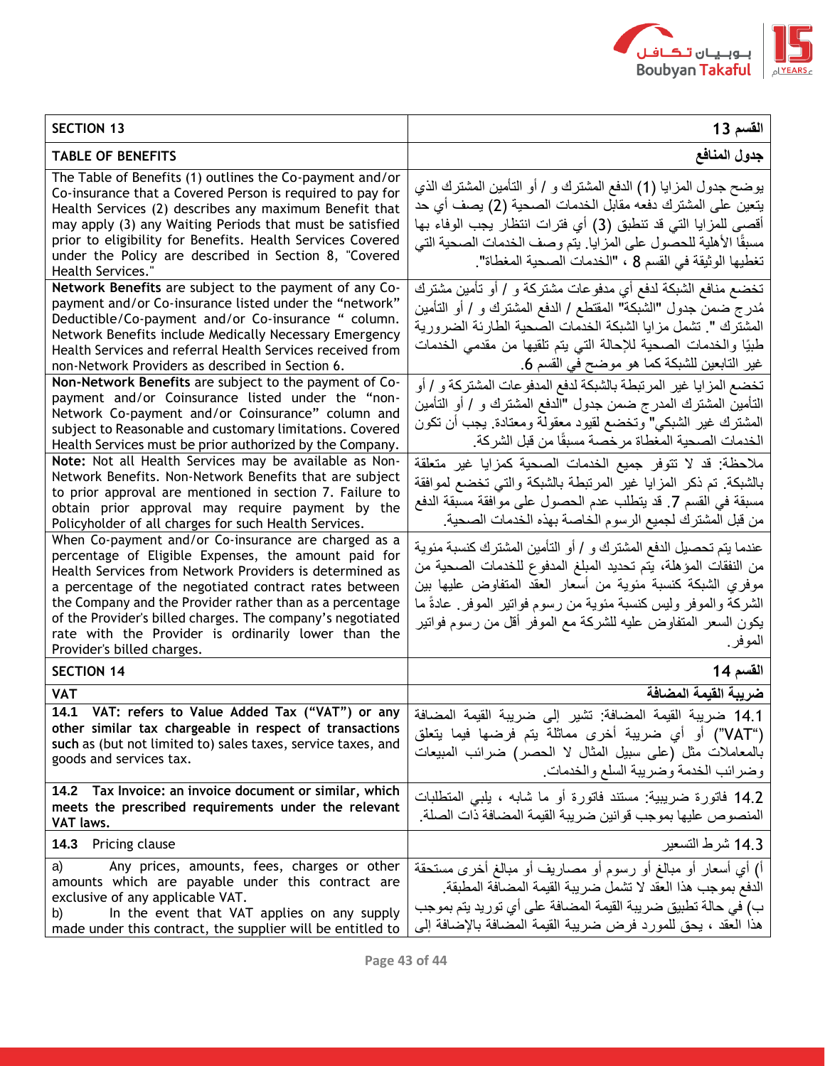| SECTION 13 | القسم 13 |
| --- | --- |
| **TABLE OF BENEFITS** | **جدول المنافع** |
| The Table of Benefits (1) outlines the Co-payment and/or Co-insurance that a Covered Person is required to pay for Health Services (2) describes any maximum Benefit that may apply (3) any Waiting Periods that must be satisfied prior to eligibility for Benefits. Health Services Covered under the Policy are described in Section 8, "Covered Health Services." | يوضح جدول المزايا (1) الدفع المشترك و / أو التأمين المشترك الذي يتعين على المشترك دفعه مقابل الخدمات الصحية (2) يصف أي حد أقصى للمزايا التي قد تنطبق (3) أي فترات انتظار يجب الوفاء بها مسبقًا الأهلية للحصول على المزايا. يتم وصف الخدمات الصحية التي تغطيها الوثيقة في القسم 8 ، "الخدمات الصحية المغطاة". |
| **Network Benefits** are subject to the payment of any Co-payment and/or Co-insurance listed under the "network" Deductible/Co-payment and/or Co-insurance " column. Network Benefits include Medically Necessary Emergency Health Services and referral Health Services received from non-Network Providers as described in Section 6. | تخضع منافع الشبكة لدفع أي مدفوعات مشتركة و / أو تأمين مشترك مُدرج ضمن جدول "الشبكة" المقتطع / الدفع المشترك و / أو التأمين المشترك ". تشمل مزايا الشبكة الخدمات الصحية الطارئة الضرورية طبيًا والخدمات الصحية للإحالة التي يتم تلقيها من مقدمي الخدمات غير التابعين للشبكة كما هو موضح في القسم 6. |
| **Non-Network Benefits** are subject to the payment of Co-payment and/or Coinsurance listed under the "non-Network Co-payment and/or Coinsurance" column and subject to Reasonable and customary limitations. Covered Health Services must be prior authorized by the Company. | تخضع المزايا غير المرتبطة بالشبكة لدفع المدفوعات المشتركة و / أو التأمين المشترك المدرج ضمن جدول "الدفع المشترك و / أو التأمين المشترك غير الشبكي" وتخضع لقيود معقولة ومعتادة. يجب أن تكون الخدمات الصحية المغطاة مرخصة مسبقًا من قبل الشركة. |
| **Note:** Not all Health Services may be available as Non-Network Benefits. Non-Network Benefits that are subject to prior approval are mentioned in section 7. Failure to obtain prior approval may require payment by the Policyholder of all charges for such Health Services. | ملاحظة: قد لا تتوفر جميع الخدمات الصحية كمزايا غير متعلقة بالشبكة. تم ذكر المزايا غير المرتبطة بالشبكة والتي تخضع لموافقة مسبقة في القسم 7. قد يتطلب عدم الحصول على موافقة مسبقة الدفع من قبل المشترك لجميع الرسوم الخاصة بهذه الخدمات الصحية. |
| When Co-payment and/or Co-insurance are charged as a percentage of Eligible Expenses, the amount paid for Health Services from Network Providers is determined as a percentage of the negotiated contract rates between the Company and the Provider rather than as a percentage of the Provider's billed charges. The company's negotiated rate with the Provider is ordinarily lower than the Provider's billed charges. | عندما يتم تحصيل الدفع المشترك و / أو التأمين المشترك كنسبة مئوية من النفقات المؤهلة، يتم تحديد المبلغ المدفوع للخدمات الصحية من موفري الشبكة كنسبة مئوية من أسعار العقد المتفاوض عليها بين الشركة والموفر وليس كنسبة مئوية من رسوم فواتير الموفر. عادةً ما يكون السعر المتفاوض عليه للشركة مع الموفر أقل من رسوم فواتير الموفر. |
| **SECTION 14** | **القسم 14** |
| **VAT** | **ضريبة القيمة المضافة** |
| **14.1 VAT: refers to Value Added Tax ("VAT") or any other similar tax chargeable in respect of transactions such as (but not limited to) sales taxes, service taxes, and goods and services tax.** | 14.1 ضريبة القيمة المضافة: تشير إلى ضريبة القيمة المضافة ("VAT") أو أي ضريبة أخرى مماثلة يتم فرضها فيما يتعلق بالمعاملات مثل (على سبيل المثال لا الحصر) ضرائب المبيعات وضرائب الخدمة وضريبة السلع والخدمات. |
| **14.2 Tax Invoice: an invoice document or similar, which meets the prescribed requirements under the relevant VAT laws.** | 14.2 فاتورة ضريبية: مستند فاتورة أو ما شابه ، يلبي المتطلبات المنصوص عليها بموجب قوانين ضريبة القيمة المضافة ذات الصلة. |
| **14.3** Pricing clause | 14.3 شرط التسعير |
| a) Any prices, amounts, fees, charges or other amounts which are payable under this contract are exclusive of any applicable VAT.<br>b) In the event that VAT applies on any supply made under this contract, the supplier will be entitled to | أ) أي أسعار أو مبالغ أو رسوم أو مصاريف أو مبالغ أخرى مستحقة الدفع بموجب هذا العقد لا تشمل ضريبة القيمة المضافة المطبقة.<br>ب) في حالة تطبيق ضريبة القيمة المضافة على أي توريد يتم بموجب هذا العقد ، يحق للمورد فرض ضريبة القيمة المضافة بالإضافة إلى |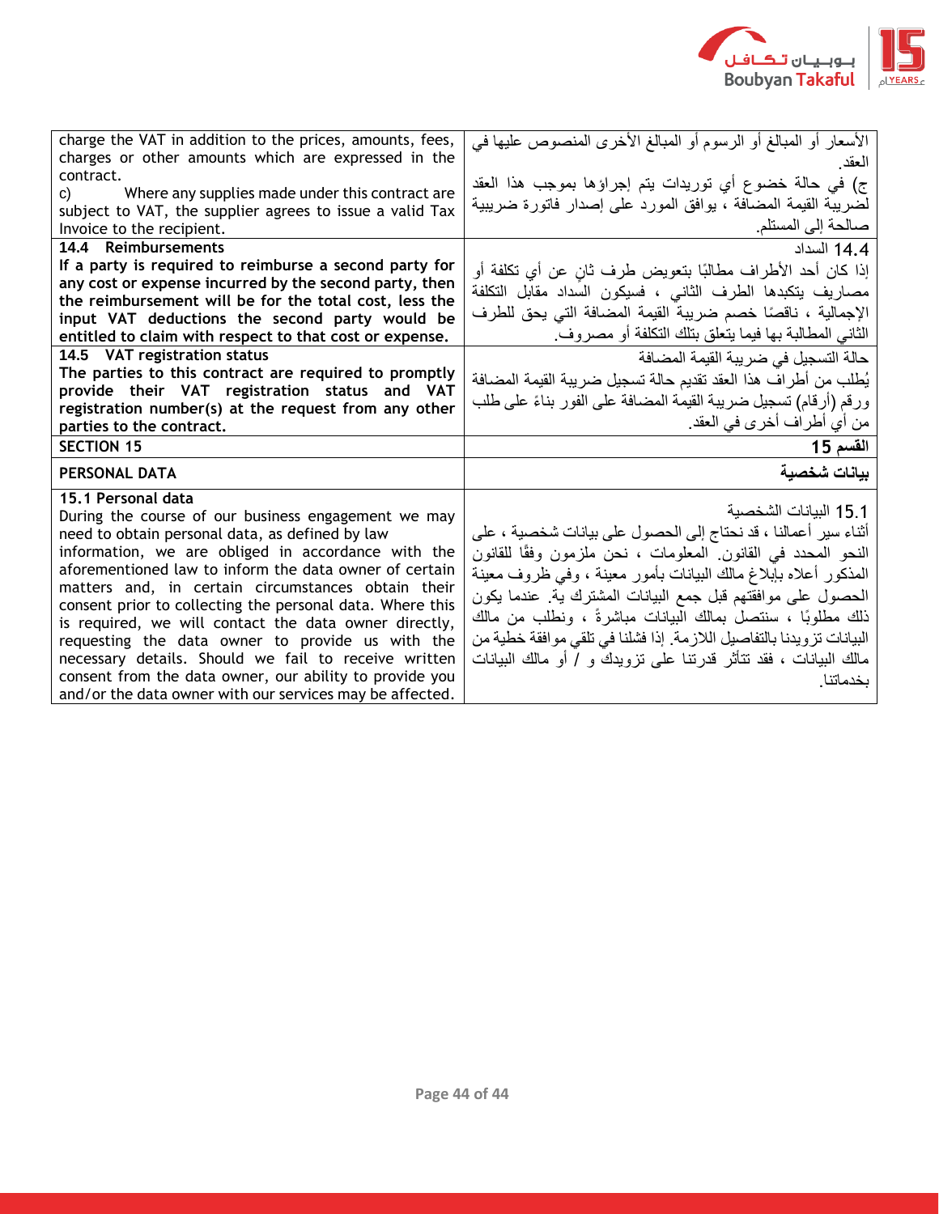| | |
|---|---|
| charge the VAT in addition to the prices, amounts, fees, charges or other amounts which are expressed in the contract.<br>c) Where any supplies made under this contract are subject to VAT, the supplier agrees to issue a valid Tax Invoice to the recipient. | الأسعار أو المبالغ أو الرسوم أو المبالغ الأخرى المنصوص عليها في العقد.<br>ج) في حالة خضوع أي توريدات يتم إجراؤها بموجب هذا العقد لضريبة القيمة المضافة ، يوافق المورد على إصدار فاتورة ضريبية صالحة إلى المستلم. |
| **14.4 Reimbursements**<br>**If a party is required to reimburse a second party for any cost or expense incurred by the second party, then the reimbursement will be for the total cost, less the input VAT deductions the second party would be entitled to claim with respect to that cost or expense.** | 14.4 السداد<br>إذا كان أحد الأطراف مطالبًا بتعويض طرف ثانٍ عن أي تكلفة أو مصاريف يتكبدها الطرف الثاني ، فسيكون السداد مقابل التكلفة الإجمالية ، ناقصًا خصم ضريبة القيمة المضافة التي يحق للطرف الثاني المطالبة بها فيما يتعلق بتلك التكلفة أو مصروف. |
| **14.5 VAT registration status**<br>**The parties to this contract are required to promptly provide their VAT registration status and VAT registration number(s) at the request from any other parties to the contract.** | حالة التسجيل في ضريبة القيمة المضافة<br>يُطلب من أطراف هذا العقد تقديم حالة تسجيل ضريبة القيمة المضافة ورقم (أرقام) تسجيل ضريبة القيمة المضافة على الفور بناءً على طلب من أي أطراف أخرى في العقد. |
| **SECTION 15** | **القسم 15** |
| **PERSONAL DATA** | **بيانات شخصية** |
| **15.1 Personal data**<br>During the course of our business engagement we may need to obtain personal data, as defined by law information, we are obliged in accordance with the aforementioned law to inform the data owner of certain matters and, in certain circumstances obtain their consent prior to collecting the personal data. Where this is required, we will contact the data owner directly, requesting the data owner to provide us with the necessary details. Should we fail to receive written consent from the data owner, our ability to provide you and/or the data owner with our services may be affected. | 15.1 البيانات الشخصية<br>أثناء سير أعمالنا ، قد نحتاج إلى الحصول على بيانات شخصية ، على النحو المحدد في القانون. المعلومات ، نحن ملزمون وفقًا للقانون المذكور أعلاه بإبلاغ مالك البيانات بأمور معينة ، وفي ظروف معينة الحصول على موافقتهم قبل جمع البيانات المشترك ية. عندما يكون ذلك مطلوبًا ، سنتصل بمالك البيانات مباشرةً ، ونطلب من مالك البيانات تزويدنا بالتفاصيل اللازمة. إذا فشلنا في تلقي موافقة خطية من مالك البيانات ، فقد تتأثر قدرتنا على تزويدك و / أو مالك البيانات بخدماتنا. |